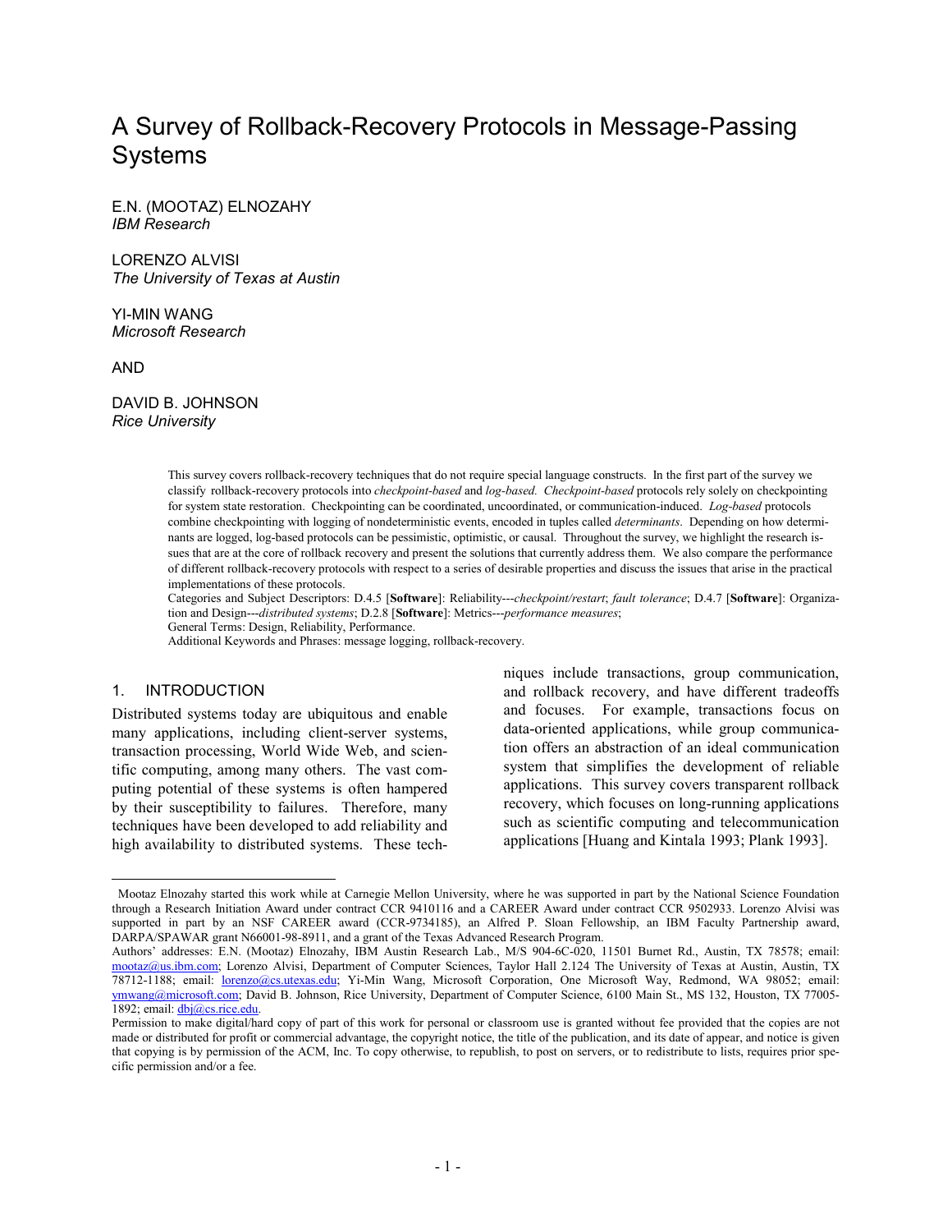# A Survey of Rollback-Recovery Protocols in Message-Passing Systems

E.N. (MOOTAZ) ELNOZAHY
*IBM Research*

LORENZO ALVISI
*The University of Texas at Austin*

YI-MIN WANG
*Microsoft Research*

AND

DAVID B. JOHNSON
*Rice University*

This survey covers rollback-recovery techniques that do not require special language constructs. In the first part of the survey we classify rollback-recovery protocols into *checkpoint-based* and *log-based. Checkpoint-based* protocols rely solely on checkpointing for system state restoration. Checkpointing can be coordinated, uncoordinated, or communication-induced. *Log-based* protocols combine checkpointing with logging of nondeterministic events, encoded in tuples called *determinants*. Depending on how determinants are logged, log-based protocols can be pessimistic, optimistic, or causal. Throughout the survey, we highlight the research issues that are at the core of rollback recovery and present the solutions that currently address them. We also compare the performance of different rollback-recovery protocols with respect to a series of desirable properties and discuss the issues that arise in the practical implementations of these protocols.

Categories and Subject Descriptors: D.4.5 [**Software**]: Reliability---*checkpoint/restart*; *fault tolerance*; D.4.7 [**Software**]: Organization and Design---*distributed systems*; D.2.8 [**Software**]: Metrics---*performance measures*;

General Terms: Design, Reliability, Performance.

Additional Keywords and Phrases: message logging, rollback-recovery.

## 1. INTRODUCTION

Distributed systems today are ubiquitous and enable many applications, including client-server systems, transaction processing, World Wide Web, and scientific computing, among many others. The vast computing potential of these systems is often hampered by their susceptibility to failures. Therefore, many techniques have been developed to add reliability and high availability to distributed systems. These techniques include transactions, group communication, and rollback recovery, and have different tradeoffs and focuses. For example, transactions focus on data-oriented applications, while group communication offers an abstraction of an ideal communication system that simplifies the development of reliable applications. This survey covers transparent rollback recovery, which focuses on long-running applications such as scientific computing and telecommunication applications [Huang and Kintala 1993; Plank 1993].

---

Mootaz Elnozahy started this work while at Carnegie Mellon University, where he was supported in part by the National Science Foundation through a Research Initiation Award under contract CCR 9410116 and a CAREER Award under contract CCR 9502933. Lorenzo Alvisi was supported in part by an NSF CAREER award (CCR-9734185), an Alfred P. Sloan Fellowship, an IBM Faculty Partnership award, DARPA/SPAWAR grant N66001-98-8911, and a grant of the Texas Advanced Research Program.

Authors' addresses: E.N. (Mootaz) Elnozahy, IBM Austin Research Lab., M/S 904-6C-020, 11501 Burnet Rd., Austin, TX 78578; email: mootaz@us.ibm.com; Lorenzo Alvisi, Department of Computer Sciences, Taylor Hall 2.124 The University of Texas at Austin, Austin, TX 78712-1188; email: lorenzo@cs.utexas.edu; Yi-Min Wang, Microsoft Corporation, One Microsoft Way, Redmond, WA 98052; email: ymwang@microsoft.com; David B. Johnson, Rice University, Department of Computer Science, 6100 Main St., MS 132, Houston, TX 77005-1892; email: dbj@cs.rice.edu.

Permission to make digital/hard copy of part of this work for personal or classroom use is granted without fee provided that the copies are not made or distributed for profit or commercial advantage, the copyright notice, the title of the publication, and its date of appear, and notice is given that copying is by permission of the ACM, Inc. To copy otherwise, to republish, to post on servers, or to redistribute to lists, requires prior specific permission and/or a fee.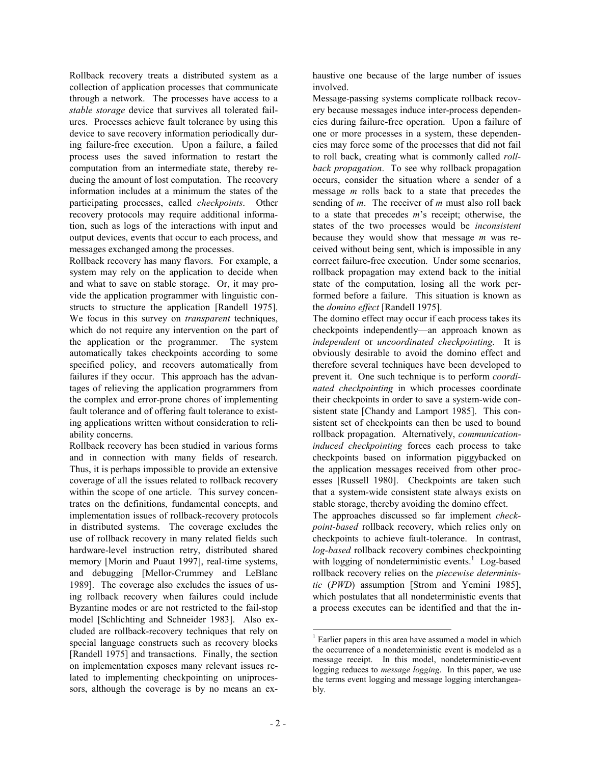Rollback recovery treats a distributed system as a collection of application processes that communicate through a network. The processes have access to a *stable storage* device that survives all tolerated failures. Processes achieve fault tolerance by using this device to save recovery information periodically during failure-free execution. Upon a failure, a failed process uses the saved information to restart the computation from an intermediate state, thereby reducing the amount of lost computation. The recovery information includes at a minimum the states of the participating processes, called *checkpoints*. Other recovery protocols may require additional information, such as logs of the interactions with input and output devices, events that occur to each process, and messages exchanged among the processes.

Rollback recovery has many flavors. For example, a system may rely on the application to decide when and what to save on stable storage. Or, it may provide the application programmer with linguistic constructs to structure the application [Randell 1975]. We focus in this survey on *transparent* techniques, which do not require any intervention on the part of the application or the programmer. The system automatically takes checkpoints according to some specified policy, and recovers automatically from failures if they occur. This approach has the advantages of relieving the application programmers from the complex and error-prone chores of implementing fault tolerance and of offering fault tolerance to existing applications written without consideration to reliability concerns.

Rollback recovery has been studied in various forms and in connection with many fields of research. Thus, it is perhaps impossible to provide an extensive coverage of all the issues related to rollback recovery within the scope of one article. This survey concentrates on the definitions, fundamental concepts, and implementation issues of rollback-recovery protocols in distributed systems. The coverage excludes the use of rollback recovery in many related fields such hardware-level instruction retry, distributed shared memory [Morin and Puaut 1997], real-time systems, and debugging [Mellor-Crummey and LeBlanc 1989]. The coverage also excludes the issues of using rollback recovery when failures could include Byzantine modes or are not restricted to the fail-stop model [Schlichting and Schneider 1983]. Also excluded are rollback-recovery techniques that rely on special language constructs such as recovery blocks [Randell 1975] and transactions. Finally, the section on implementation exposes many relevant issues related to implementing checkpointing on uniprocessors, although the coverage is by no means an exhaustive one because of the large number of issues involved.

Message-passing systems complicate rollback recovery because messages induce inter-process dependencies during failure-free operation. Upon a failure of one or more processes in a system, these dependencies may force some of the processes that did not fail to roll back, creating what is commonly called *rollback propagation*. To see why rollback propagation occurs, consider the situation where a sender of a message *m* rolls back to a state that precedes the sending of *m*. The receiver of *m* must also roll back to a state that precedes *m*'s receipt; otherwise, the states of the two processes would be *inconsistent* because they would show that message *m* was received without being sent, which is impossible in any correct failure-free execution. Under some scenarios, rollback propagation may extend back to the initial state of the computation, losing all the work performed before a failure. This situation is known as the *domino effect* [Randell 1975].

The domino effect may occur if each process takes its checkpoints independently—an approach known as *independent* or *uncoordinated checkpointing*. It is obviously desirable to avoid the domino effect and therefore several techniques have been developed to prevent it. One such technique is to perform *coordinated checkpointing* in which processes coordinate their checkpoints in order to save a system-wide consistent state [Chandy and Lamport 1985]. This consistent set of checkpoints can then be used to bound rollback propagation. Alternatively, *communication-induced checkpointing* forces each process to take checkpoints based on information piggybacked on the application messages received from other processes [Russell 1980]. Checkpoints are taken such that a system-wide consistent state always exists on stable storage, thereby avoiding the domino effect.

The approaches discussed so far implement *checkpoint-based* rollback recovery, which relies only on checkpoints to achieve fault-tolerance. In contrast, *log-based* rollback recovery combines checkpointing with logging of nondeterministic events.[1] Log-based rollback recovery relies on the *piecewise deterministic* (*PWD*) assumption [Strom and Yemini 1985], which postulates that all nondeterministic events that a process executes can be identified and that the in-

[1] Earlier papers in this area have assumed a model in which the occurrence of a nondeterministic event is modeled as a message receipt. In this model, nondeterministic-event logging reduces to *message logging*. In this paper, we use the terms event logging and message logging interchangeably.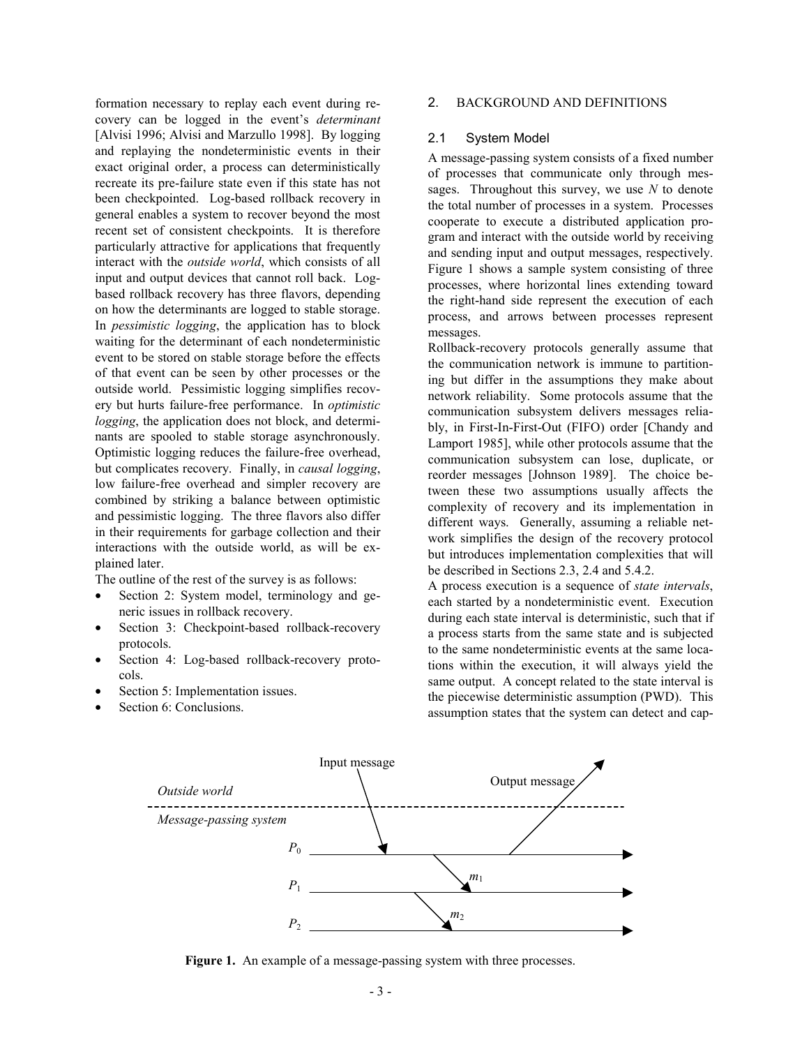formation necessary to replay each event during recovery can be logged in the event's *determinant* [Alvisi 1996; Alvisi and Marzullo 1998]. By logging and replaying the nondeterministic events in their exact original order, a process can deterministically recreate its pre-failure state even if this state has not been checkpointed. Log-based rollback recovery in general enables a system to recover beyond the most recent set of consistent checkpoints. It is therefore particularly attractive for applications that frequently interact with the *outside world*, which consists of all input and output devices that cannot roll back. Log-based rollback recovery has three flavors, depending on how the determinants are logged to stable storage. In *pessimistic logging*, the application has to block waiting for the determinant of each nondeterministic event to be stored on stable storage before the effects of that event can be seen by other processes or the outside world. Pessimistic logging simplifies recovery but hurts failure-free performance. In *optimistic logging*, the application does not block, and determinants are spooled to stable storage asynchronously. Optimistic logging reduces the failure-free overhead, but complicates recovery. Finally, in *causal logging*, low failure-free overhead and simpler recovery are combined by striking a balance between optimistic and pessimistic logging. The three flavors also differ in their requirements for garbage collection and their interactions with the outside world, as will be explained later.

The outline of the rest of the survey is as follows:

- Section 2: System model, terminology and generic issues in rollback recovery.
- Section 3: Checkpoint-based rollback-recovery protocols.
- Section 4: Log-based rollback-recovery protocols.
- Section 5: Implementation issues.
- Section 6: Conclusions.

## 2. BACKGROUND AND DEFINITIONS

### 2.1 System Model

A message-passing system consists of a fixed number of processes that communicate only through messages. Throughout this survey, we use $N$ to denote the total number of processes in a system. Processes cooperate to execute a distributed application program and interact with the outside world by receiving and sending input and output messages, respectively. Figure 1 shows a sample system consisting of three processes, where horizontal lines extending toward the right-hand side represent the execution of each process, and arrows between processes represent messages.

Rollback-recovery protocols generally assume that the communication network is immune to partitioning but differ in the assumptions they make about network reliability. Some protocols assume that the communication subsystem delivers messages reliably, in First-In-First-Out (FIFO) order [Chandy and Lamport 1985], while other protocols assume that the communication subsystem can lose, duplicate, or reorder messages [Johnson 1989]. The choice between these two assumptions usually affects the complexity of recovery and its implementation in different ways. Generally, assuming a reliable network simplifies the design of the recovery protocol but introduces implementation complexities that will be described in Sections 2.3, 2.4 and 5.4.2.

A process execution is a sequence of *state intervals*, each started by a nondeterministic event. Execution during each state interval is deterministic, such that if a process starts from the same state and is subjected to the same nondeterministic events at the same locations within the execution, it will always yield the same output. A concept related to the state interval is the piecewise deterministic assumption (PWD). This assumption states that the system can detect and cap-

Input message

Output message

*Outside world*

*Message-passing system*

$P_0$

$m_1$

$P_1$

$m_2$

$P_2$

**Figure 1.** An example of a message-passing system with three processes.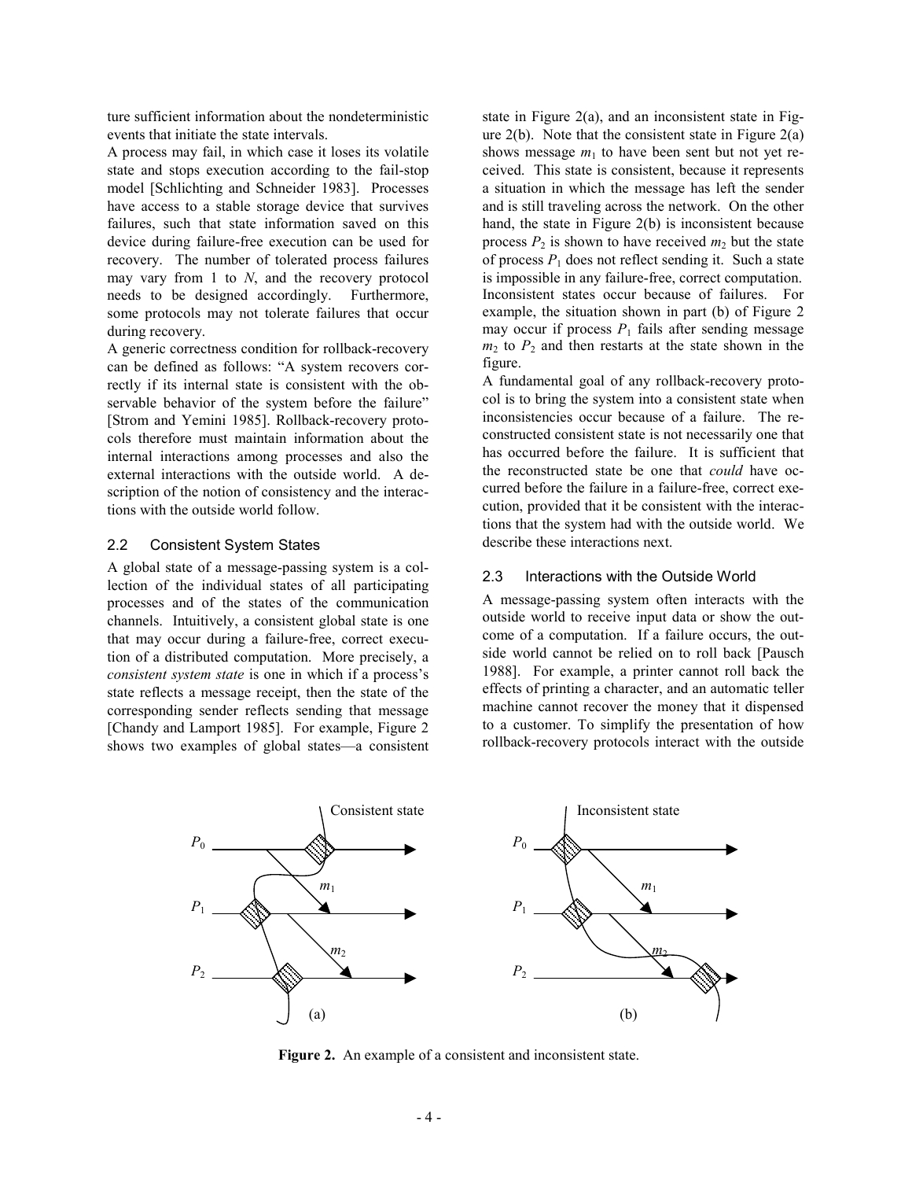ture sufficient information about the nondeterministic events that initiate the state intervals.

A process may fail, in which case it loses its volatile state and stops execution according to the fail-stop model [Schlichting and Schneider 1983]. Processes have access to a stable storage device that survives failures, such that state information saved on this device during failure-free execution can be used for recovery. The number of tolerated process failures may vary from 1 to $N$, and the recovery protocol needs to be designed accordingly. Furthermore, some protocols may not tolerate failures that occur during recovery.

A generic correctness condition for rollback-recovery can be defined as follows: "A system recovers correctly if its internal state is consistent with the observable behavior of the system before the failure" [Strom and Yemini 1985]. Rollback-recovery protocols therefore must maintain information about the internal interactions among processes and also the external interactions with the outside world. A description of the notion of consistency and the interactions with the outside world follow.

### 2.2 Consistent System States

A global state of a message-passing system is a collection of the individual states of all participating processes and of the states of the communication channels. Intuitively, a consistent global state is one that may occur during a failure-free, correct execution of a distributed computation. More precisely, a *consistent system state* is one in which if a process's state reflects a message receipt, then the state of the corresponding sender reflects sending that message [Chandy and Lamport 1985]. For example, Figure 2 shows two examples of global states—a consistent state in Figure 2(a), and an inconsistent state in Figure 2(b). Note that the consistent state in Figure 2(a) shows message $m_1$ to have been sent but not yet received. This state is consistent, because it represents a situation in which the message has left the sender and is still traveling across the network. On the other hand, the state in Figure 2(b) is inconsistent because process $P_2$ is shown to have received $m_2$ but the state of process $P_1$ does not reflect sending it. Such a state is impossible in any failure-free, correct computation. Inconsistent states occur because of failures. For example, the situation shown in part (b) of Figure 2 may occur if process $P_1$ fails after sending message $m_2$ to $P_2$ and then restarts at the state shown in the figure.

A fundamental goal of any rollback-recovery protocol is to bring the system into a consistent state when inconsistencies occur because of a failure. The reconstructed consistent state is not necessarily one that has occurred before the failure. It is sufficient that the reconstructed state be one that *could* have occurred before the failure in a failure-free, correct execution, provided that it be consistent with the interactions that the system had with the outside world. We describe these interactions next.

### 2.3 Interactions with the Outside World

A message-passing system often interacts with the outside world to receive input data or show the outcome of a computation. If a failure occurs, the outside world cannot be relied on to roll back [Pausch 1988]. For example, a printer cannot roll back the effects of printing a character, and an automatic teller machine cannot recover the money that it dispensed to a customer. To simplify the presentation of how rollback-recovery protocols interact with the outside

**Figure 2.** An example of a consistent and inconsistent state.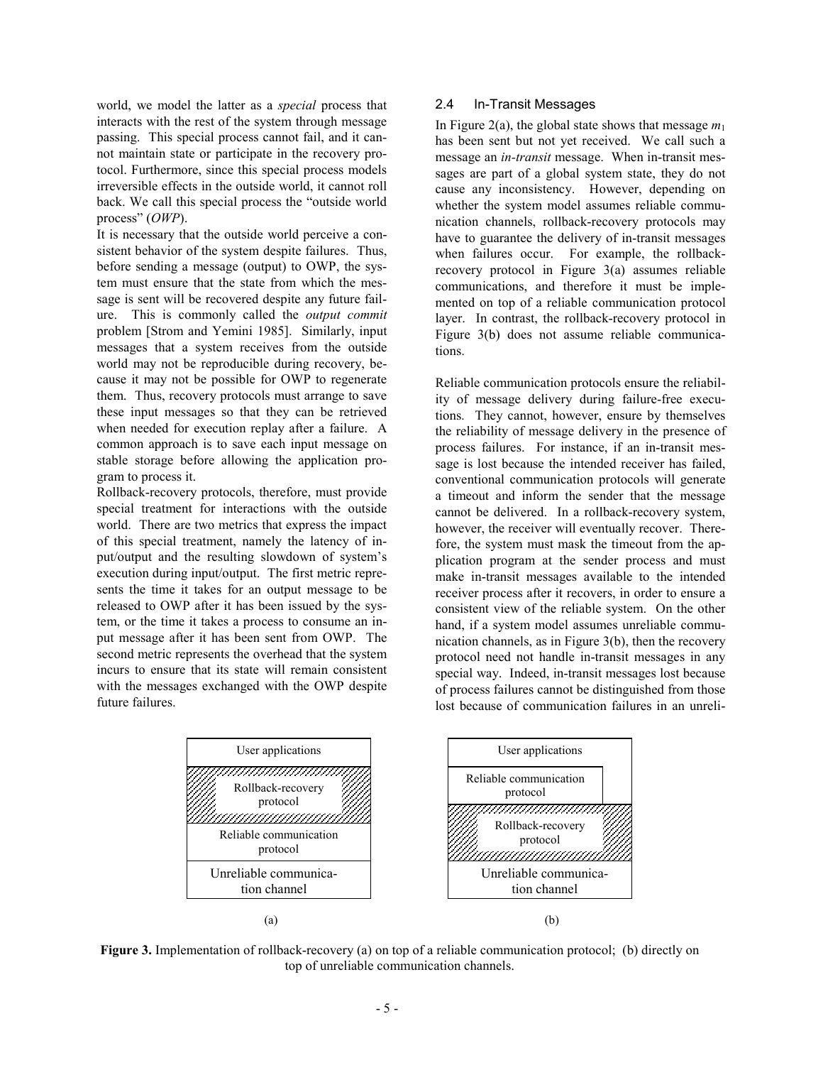world, we model the latter as a *special* process that interacts with the rest of the system through message passing. This special process cannot fail, and it cannot maintain state or participate in the recovery protocol. Furthermore, since this special process models irreversible effects in the outside world, it cannot roll back. We call this special process the "outside world process" (*OWP*).

It is necessary that the outside world perceive a consistent behavior of the system despite failures. Thus, before sending a message (output) to OWP, the system must ensure that the state from which the message is sent will be recovered despite any future failure. This is commonly called the *output commit* problem [Strom and Yemini 1985]. Similarly, input messages that a system receives from the outside world may not be reproducible during recovery, because it may not be possible for OWP to regenerate them. Thus, recovery protocols must arrange to save these input messages so that they can be retrieved when needed for execution replay after a failure. A common approach is to save each input message on stable storage before allowing the application program to process it.

Rollback-recovery protocols, therefore, must provide special treatment for interactions with the outside world. There are two metrics that express the impact of this special treatment, namely the latency of input/output and the resulting slowdown of system's execution during input/output. The first metric represents the time it takes for an output message to be released to OWP after it has been issued by the system, or the time it takes a process to consume an input message after it has been sent from OWP. The second metric represents the overhead that the system incurs to ensure that its state will remain consistent with the messages exchanged with the OWP despite future failures.

## 2.4 In-Transit Messages

In Figure 2(a), the global state shows that message $m_1$ has been sent but not yet received. We call such a message an *in-transit* message. When in-transit messages are part of a global system state, they do not cause any inconsistency. However, depending on whether the system model assumes reliable communication channels, rollback-recovery protocols may have to guarantee the delivery of in-transit messages when failures occur. For example, the rollback-recovery protocol in Figure 3(a) assumes reliable communications, and therefore it must be implemented on top of a reliable communication protocol layer. In contrast, the rollback-recovery protocol in Figure 3(b) does not assume reliable communications.

Reliable communication protocols ensure the reliability of message delivery during failure-free executions. They cannot, however, ensure by themselves the reliability of message delivery in the presence of process failures. For instance, if an in-transit message is lost because the intended receiver has failed, conventional communication protocols will generate a timeout and inform the sender that the message cannot be delivered. In a rollback-recovery system, however, the receiver will eventually recover. Therefore, the system must mask the timeout from the application program at the sender process and must make in-transit messages available to the intended receiver process after it recovers, in order to ensure a consistent view of the reliable system. On the other hand, if a system model assumes unreliable communication channels, as in Figure 3(b), then the recovery protocol need not handle in-transit messages in any special way. Indeed, in-transit messages lost because of process failures cannot be distinguished from those lost because of communication failures in an unreli-

| (a) |
| --- |
| User applications |
| Rollback-recovery protocol |
| Reliable communication protocol |
| Unreliable communication channel |

| (b) |
| --- |
| User applications |
| Reliable communication protocol |
| Rollback-recovery protocol |
| Unreliable communication channel |

**Figure 3.** Implementation of rollback-recovery (a) on top of a reliable communication protocol; (b) directly on top of unreliable communication channels.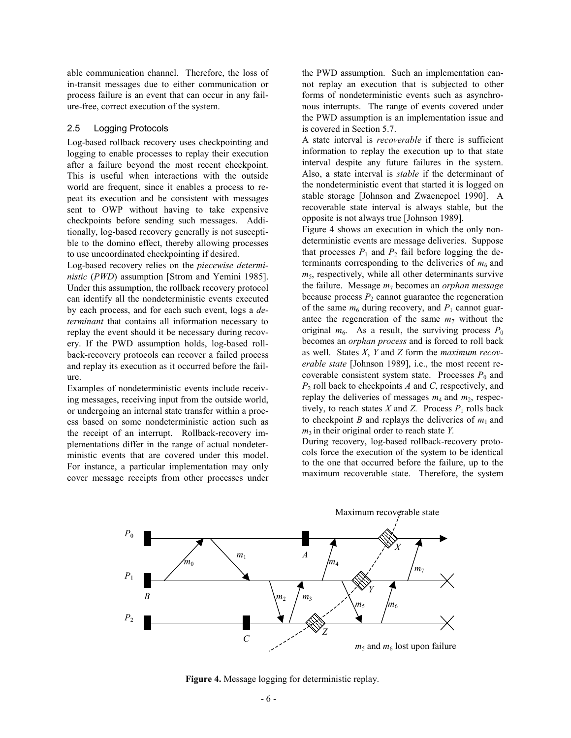able communication channel. Therefore, the loss of in-transit messages due to either communication or process failure is an event that can occur in any failure-free, correct execution of the system.

### 2.5 Logging Protocols

Log-based rollback recovery uses checkpointing and logging to enable processes to replay their execution after a failure beyond the most recent checkpoint. This is useful when interactions with the outside world are frequent, since it enables a process to repeat its execution and be consistent with messages sent to OWP without having to take expensive checkpoints before sending such messages. Additionally, log-based recovery generally is not susceptible to the domino effect, thereby allowing processes to use uncoordinated checkpointing if desired.

Log-based recovery relies on the *piecewise deterministic* (*PWD*) assumption [Strom and Yemini 1985]. Under this assumption, the rollback recovery protocol can identify all the nondeterministic events executed by each process, and for each such event, logs a *determinant* that contains all information necessary to replay the event should it be necessary during recovery. If the PWD assumption holds, log-based rollback-recovery protocols can recover a failed process and replay its execution as it occurred before the failure.

Examples of nondeterministic events include receiving messages, receiving input from the outside world, or undergoing an internal state transfer within a process based on some nondeterministic action such as the receipt of an interrupt. Rollback-recovery implementations differ in the range of actual nondeterministic events that are covered under this model. For instance, a particular implementation may only cover message receipts from other processes under the PWD assumption. Such an implementation cannot replay an execution that is subjected to other forms of nondeterministic events such as asynchronous interrupts. The range of events covered under the PWD assumption is an implementation issue and is covered in Section 5.7.

A state interval is *recoverable* if there is sufficient information to replay the execution up to that state interval despite any future failures in the system. Also, a state interval is *stable* if the determinant of the nondeterministic event that started it is logged on stable storage [Johnson and Zwaenepoel 1990]. A recoverable state interval is always stable, but the opposite is not always true [Johnson 1989].

Figure 4 shows an execution in which the only nondeterministic events are message deliveries. Suppose that processes $P_1$ and $P_2$ fail before logging the determinants corresponding to the deliveries of $m_6$ and $m_5$, respectively, while all other determinants survive the failure. Message $m_7$ becomes an *orphan message* because process $P_2$ cannot guarantee the regeneration of the same $m_6$ during recovery, and $P_1$ cannot guarantee the regeneration of the same $m_7$ without the original $m_6$. As a result, the surviving process $P_0$ becomes an *orphan process* and is forced to roll back as well. States *X*, *Y* and *Z* form the *maximum recoverable state* [Johnson 1989], i.e., the most recent recoverable consistent system state. Processes $P_0$ and $P_2$ roll back to checkpoints *A* and *C*, respectively, and replay the deliveries of messages $m_4$ and $m_2$, respectively, to reach states *X* and *Z*. Process $P_1$ rolls back to checkpoint *B* and replays the deliveries of $m_1$ and $m_3$ in their original order to reach state *Y*.

During recovery, log-based rollback-recovery protocols force the execution of the system to be identical to the one that occurred before the failure, up to the maximum recoverable state. Therefore, the system

Maximum recoverable state

$P_0$ $P_1$ $P_2$ A B C X Y Z $m_0$ $m_1$ $m_2$ $m_3$ $m_4$ $m_5$ $m_6$ $m_7$

$m_5$ and $m_6$ lost upon failure

**Figure 4.** Message logging for deterministic replay.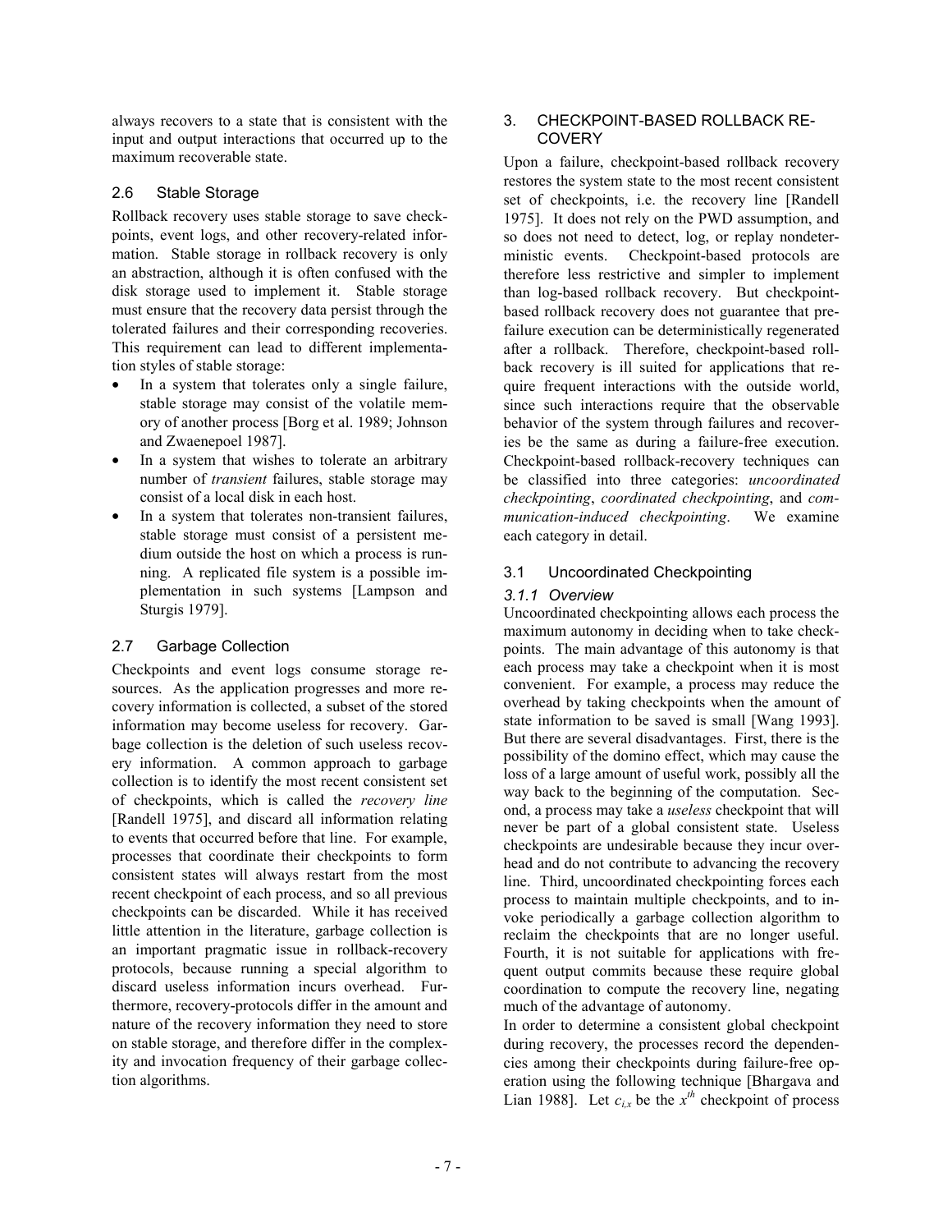always recovers to a state that is consistent with the input and output interactions that occurred up to the maximum recoverable state.

## 2.6 Stable Storage

Rollback recovery uses stable storage to save checkpoints, event logs, and other recovery-related information. Stable storage in rollback recovery is only an abstraction, although it is often confused with the disk storage used to implement it. Stable storage must ensure that the recovery data persist through the tolerated failures and their corresponding recoveries. This requirement can lead to different implementation styles of stable storage:

- In a system that tolerates only a single failure, stable storage may consist of the volatile memory of another process [Borg et al. 1989; Johnson and Zwaenepoel 1987].
- In a system that wishes to tolerate an arbitrary number of *transient* failures, stable storage may consist of a local disk in each host.
- In a system that tolerates non-transient failures, stable storage must consist of a persistent medium outside the host on which a process is running. A replicated file system is a possible implementation in such systems [Lampson and Sturgis 1979].

## 2.7 Garbage Collection

Checkpoints and event logs consume storage resources. As the application progresses and more recovery information is collected, a subset of the stored information may become useless for recovery. Garbage collection is the deletion of such useless recovery information. A common approach to garbage collection is to identify the most recent consistent set of checkpoints, which is called the *recovery line* [Randell 1975], and discard all information relating to events that occurred before that line. For example, processes that coordinate their checkpoints to form consistent states will always restart from the most recent checkpoint of each process, and so all previous checkpoints can be discarded. While it has received little attention in the literature, garbage collection is an important pragmatic issue in rollback-recovery protocols, because running a special algorithm to discard useless information incurs overhead. Furthermore, recovery-protocols differ in the amount and nature of the recovery information they need to store on stable storage, and therefore differ in the complexity and invocation frequency of their garbage collection algorithms.

# 3. CHECKPOINT-BASED ROLLBACK RECOVERY

Upon a failure, checkpoint-based rollback recovery restores the system state to the most recent consistent set of checkpoints, i.e. the recovery line [Randell 1975]. It does not rely on the PWD assumption, and so does not need to detect, log, or replay nondeterministic events. Checkpoint-based protocols are therefore less restrictive and simpler to implement than log-based rollback recovery. But checkpoint-based rollback recovery does not guarantee that pre-failure execution can be deterministically regenerated after a rollback. Therefore, checkpoint-based rollback recovery is ill suited for applications that require frequent interactions with the outside world, since such interactions require that the observable behavior of the system through failures and recoveries be the same as during a failure-free execution. Checkpoint-based rollback-recovery techniques can be classified into three categories: *uncoordinated checkpointing*, *coordinated checkpointing*, and *communication-induced checkpointing*. We examine each category in detail.

## 3.1 Uncoordinated Checkpointing

### 3.1.1 Overview

Uncoordinated checkpointing allows each process the maximum autonomy in deciding when to take checkpoints. The main advantage of this autonomy is that each process may take a checkpoint when it is most convenient. For example, a process may reduce the overhead by taking checkpoints when the amount of state information to be saved is small [Wang 1993]. But there are several disadvantages. First, there is the possibility of the domino effect, which may cause the loss of a large amount of useful work, possibly all the way back to the beginning of the computation. Second, a process may take a *useless* checkpoint that will never be part of a global consistent state. Useless checkpoints are undesirable because they incur overhead and do not contribute to advancing the recovery line. Third, uncoordinated checkpointing forces each process to maintain multiple checkpoints, and to invoke periodically a garbage collection algorithm to reclaim the checkpoints that are no longer useful. Fourth, it is not suitable for applications with frequent output commits because these require global coordination to compute the recovery line, negating much of the advantage of autonomy.

In order to determine a consistent global checkpoint during recovery, the processes record the dependencies among their checkpoints during failure-free operation using the following technique [Bhargava and Lian 1988]. Let $c_{i,x}$ be the $x^{th}$ checkpoint of process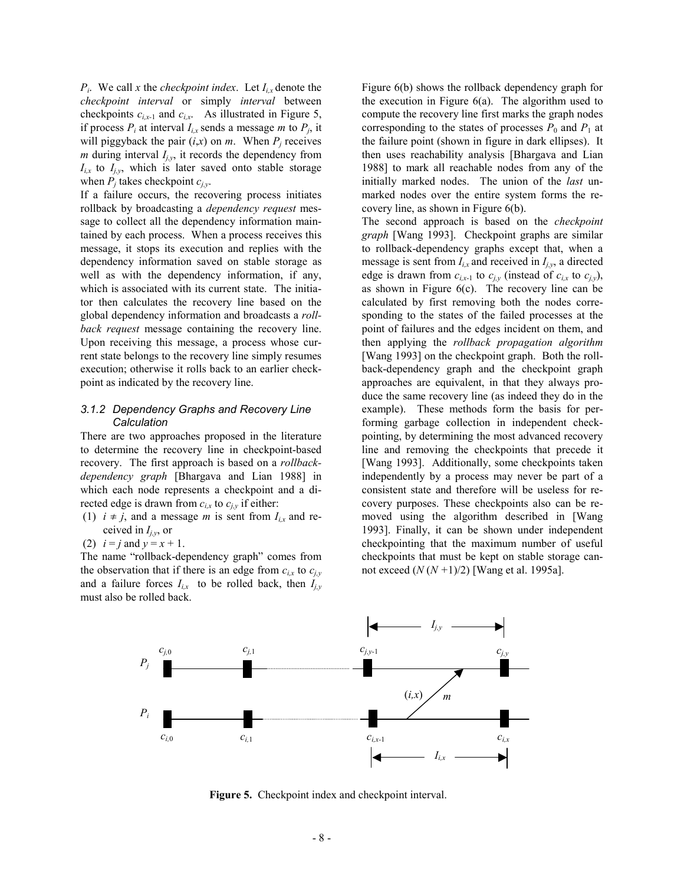$P_i$. We call $x$ the *checkpoint index*. Let $I_{i,x}$ denote the *checkpoint interval* or simply *interval* between checkpoints $c_{i,x\text{-}1}$ and $c_{i,x}$. As illustrated in Figure 5, if process $P_i$ at interval $I_{i,x}$ sends a message $m$ to $P_j$, it will piggyback the pair $(i,x)$ on $m$. When $P_j$ receives $m$ during interval $I_{j,y}$, it records the dependency from $I_{i,x}$ to $I_{j,y}$, which is later saved onto stable storage when $P_j$ takes checkpoint $c_{j,y}$.

If a failure occurs, the recovering process initiates rollback by broadcasting a *dependency request* message to collect all the dependency information maintained by each process. When a process receives this message, it stops its execution and replies with the dependency information saved on stable storage as well as with the dependency information, if any, which is associated with its current state. The initiator then calculates the recovery line based on the global dependency information and broadcasts a *rollback request* message containing the recovery line. Upon receiving this message, a process whose current state belongs to the recovery line simply resumes execution; otherwise it rolls back to an earlier checkpoint as indicated by the recovery line.

### *3.1.2 Dependency Graphs and Recovery Line Calculation*

There are two approaches proposed in the literature to determine the recovery line in checkpoint-based recovery. The first approach is based on a *rollback-dependency graph* [Bhargava and Lian 1988] in which each node represents a checkpoint and a directed edge is drawn from $c_{i,x}$ to $c_{j,y}$ if either:

(1) $i \neq j$, and a message $m$ is sent from $I_{i,x}$ and received in $I_{j,y}$, or

(2) $i = j$ and $y = x + 1$.

The name "rollback-dependency graph" comes from the observation that if there is an edge from $c_{i,x}$ to $c_{j,y}$ and a failure forces $I_{i,x}$ to be rolled back, then $I_{j,y}$ must also be rolled back.

Figure 6(b) shows the rollback dependency graph for the execution in Figure 6(a). The algorithm used to compute the recovery line first marks the graph nodes corresponding to the states of processes $P_0$ and $P_1$ at the failure point (shown in figure in dark ellipses). It then uses reachability analysis [Bhargava and Lian 1988] to mark all reachable nodes from any of the initially marked nodes. The union of the *last* unmarked nodes over the entire system forms the recovery line, as shown in Figure 6(b).

The second approach is based on the *checkpoint graph* [Wang 1993]. Checkpoint graphs are similar to rollback-dependency graphs except that, when a message is sent from $I_{i,x}$ and received in $I_{j,y}$, a directed edge is drawn from $c_{i,x\text{-}1}$ to $c_{j,y}$ (instead of $c_{i,x}$ to $c_{j,y}$), as shown in Figure 6(c). The recovery line can be calculated by first removing both the nodes corresponding to the states of the failed processes at the point of failures and the edges incident on them, and then applying the *rollback propagation algorithm* [Wang 1993] on the checkpoint graph. Both the rollback-dependency graph and the checkpoint graph approaches are equivalent, in that they always produce the same recovery line (as indeed they do in the example). These methods form the basis for performing garbage collection in independent checkpointing, by determining the most advanced recovery line and removing the checkpoints that precede it [Wang 1993]. Additionally, some checkpoints taken independently by a process may never be part of a consistent state and therefore will be useless for recovery purposes. These checkpoints also can be removed using the algorithm described in [Wang 1993]. Finally, it can be shown under independent checkpointing that the maximum number of useful checkpoints that must be kept on stable storage cannot exceed $(N(N+1)/2)$ [Wang et al. 1995a].

**Figure 5.** Checkpoint index and checkpoint interval.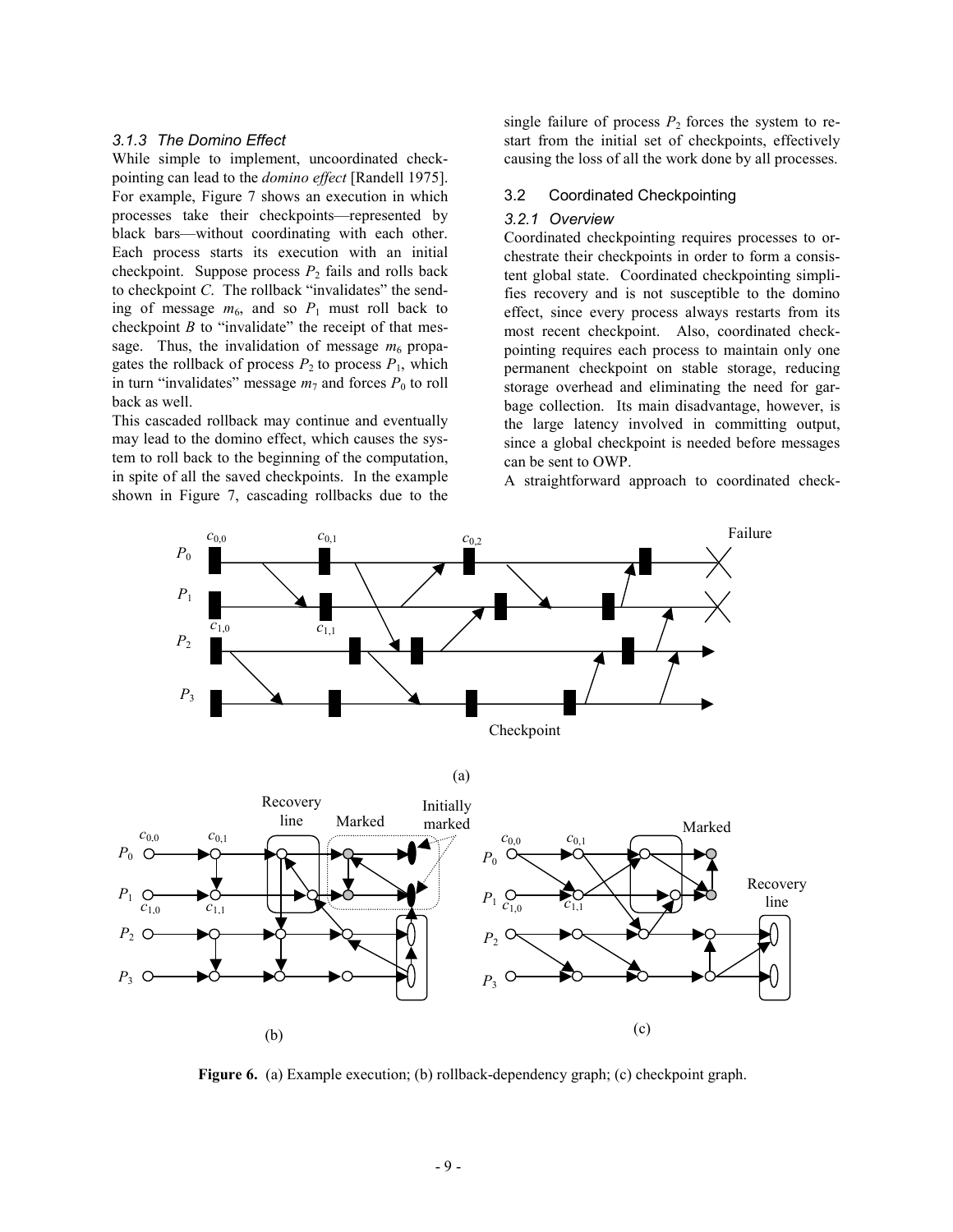### 3.1.3 The Domino Effect

While simple to implement, uncoordinated checkpointing can lead to the *domino effect* [Randell 1975]. For example, Figure 7 shows an execution in which processes take their checkpoints—represented by black bars—without coordinating with each other. Each process starts its execution with an initial checkpoint. Suppose process $P_2$ fails and rolls back to checkpoint *C*. The rollback "invalidates" the sending of message $m_6$, and so $P_1$ must roll back to checkpoint *B* to "invalidate" the receipt of that message. Thus, the invalidation of message $m_6$ propagates the rollback of process $P_2$ to process $P_1$, which in turn "invalidates" message $m_7$ and forces $P_0$ to roll back as well.

This cascaded rollback may continue and eventually may lead to the domino effect, which causes the system to roll back to the beginning of the computation, in spite of all the saved checkpoints. In the example shown in Figure 7, cascading rollbacks due to the single failure of process $P_2$ forces the system to restart from the initial set of checkpoints, effectively causing the loss of all the work done by all processes.

## 3.2 Coordinated Checkpointing

### 3.2.1 Overview

Coordinated checkpointing requires processes to orchestrate their checkpoints in order to form a consistent global state. Coordinated checkpointing simplifies recovery and is not susceptible to the domino effect, since every process always restarts from its most recent checkpoint. Also, coordinated checkpointing requires each process to maintain only one permanent checkpoint on stable storage, reducing storage overhead and eliminating the need for garbage collection. Its main disadvantage, however, is the large latency involved in committing output, since a global checkpoint is needed before messages can be sent to OWP.

A straightforward approach to coordinated check-

**Figure 6.** (a) Example execution; (b) rollback-dependency graph; (c) checkpoint graph.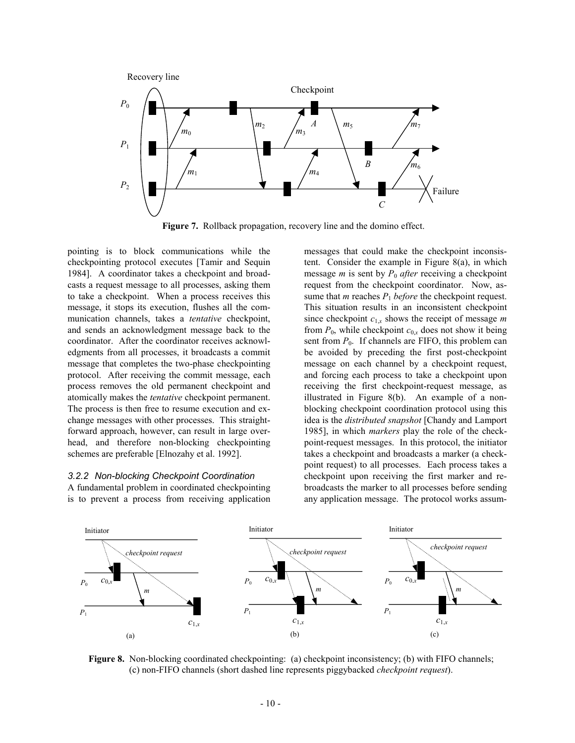Figure 7. Rollback propagation, recovery line and the domino effect.

pointing is to block communications while the checkpointing protocol executes [Tamir and Sequin 1984]. A coordinator takes a checkpoint and broadcasts a request message to all processes, asking them to take a checkpoint. When a process receives this message, it stops its execution, flushes all the communication channels, takes a *tentative* checkpoint, and sends an acknowledgment message back to the coordinator. After the coordinator receives acknowledgments from all processes, it broadcasts a commit message that completes the two-phase checkpointing protocol. After receiving the commit message, each process removes the old permanent checkpoint and atomically makes the *tentative* checkpoint permanent. The process is then free to resume execution and exchange messages with other processes. This straightforward approach, however, can result in large overhead, and therefore non-blocking checkpointing schemes are preferable [Elnozahy et al. 1992].

### *3.2.2 Non-blocking Checkpoint Coordination*

A fundamental problem in coordinated checkpointing is to prevent a process from receiving application messages that could make the checkpoint inconsistent. Consider the example in Figure 8(a), in which message *m* is sent by $P_0$ *after* receiving a checkpoint request from the checkpoint coordinator. Now, assume that *m* reaches $P_1$ *before* the checkpoint request. This situation results in an inconsistent checkpoint since checkpoint $c_{1,x}$ shows the receipt of message *m* from $P_0$, while checkpoint $c_{0,x}$ does not show it being sent from $P_0$. If channels are FIFO, this problem can be avoided by preceding the first post-checkpoint message on each channel by a checkpoint request, and forcing each process to take a checkpoint upon receiving the first checkpoint-request message, as illustrated in Figure 8(b). An example of a non-blocking checkpoint coordination protocol using this idea is the *distributed snapshot* [Chandy and Lamport 1985], in which *markers* play the role of the checkpoint-request messages. In this protocol, the initiator takes a checkpoint and broadcasts a marker (a checkpoint request) to all processes. Each process takes a checkpoint upon receiving the first marker and rebroadcasts the marker to all processes before sending any application message. The protocol works assum-

**Figure 8.** Non-blocking coordinated checkpointing: (a) checkpoint inconsistency; (b) with FIFO channels; (c) non-FIFO channels (short dashed line represents piggybacked *checkpoint request*).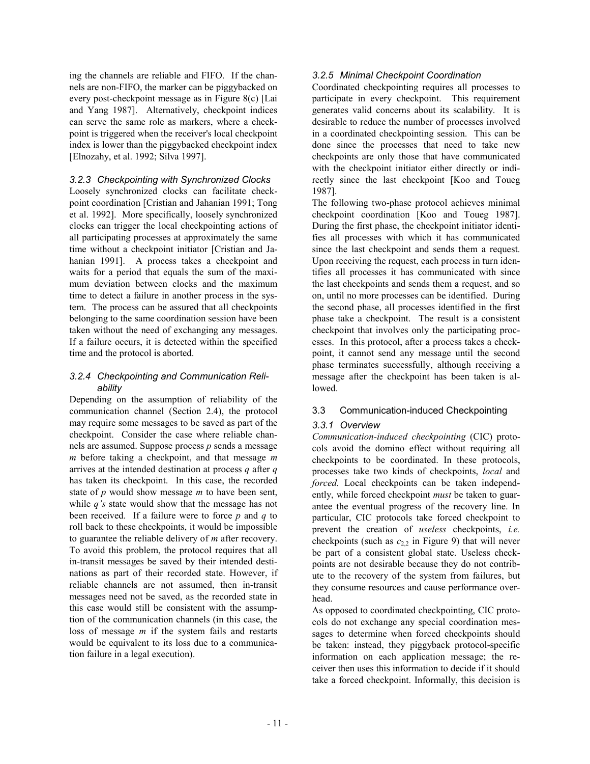ing the channels are reliable and FIFO. If the channels are non-FIFO, the marker can be piggybacked on every post-checkpoint message as in Figure 8(c) [Lai and Yang 1987]. Alternatively, checkpoint indices can serve the same role as markers, where a checkpoint is triggered when the receiver's local checkpoint index is lower than the piggybacked checkpoint index [Elnozahy, et al. 1992; Silva 1997].

#### *3.2.3 Checkpointing with Synchronized Clocks*

Loosely synchronized clocks can facilitate checkpoint coordination [Cristian and Jahanian 1991; Tong et al. 1992]. More specifically, loosely synchronized clocks can trigger the local checkpointing actions of all participating processes at approximately the same time without a checkpoint initiator [Cristian and Jahanian 1991]. A process takes a checkpoint and waits for a period that equals the sum of the maximum deviation between clocks and the maximum time to detect a failure in another process in the system. The process can be assured that all checkpoints belonging to the same coordination session have been taken without the need of exchanging any messages. If a failure occurs, it is detected within the specified time and the protocol is aborted.

#### *3.2.4 Checkpointing and Communication Reliability*

Depending on the assumption of reliability of the communication channel (Section 2.4), the protocol may require some messages to be saved as part of the checkpoint. Consider the case where reliable channels are assumed. Suppose process *p* sends a message *m* before taking a checkpoint, and that message *m* arrives at the intended destination at process *q* after *q* has taken its checkpoint. In this case, the recorded state of *p* would show message *m* to have been sent, while *q's* state would show that the message has not been received. If a failure were to force *p* and *q* to roll back to these checkpoints, it would be impossible to guarantee the reliable delivery of *m* after recovery. To avoid this problem, the protocol requires that all in-transit messages be saved by their intended destinations as part of their recorded state. However, if reliable channels are not assumed, then in-transit messages need not be saved, as the recorded state in this case would still be consistent with the assumption of the communication channels (in this case, the loss of message *m* if the system fails and restarts would be equivalent to its loss due to a communication failure in a legal execution).

#### *3.2.5 Minimal Checkpoint Coordination*

Coordinated checkpointing requires all processes to participate in every checkpoint. This requirement generates valid concerns about its scalability. It is desirable to reduce the number of processes involved in a coordinated checkpointing session. This can be done since the processes that need to take new checkpoints are only those that have communicated with the checkpoint initiator either directly or indirectly since the last checkpoint [Koo and Toueg 1987].

The following two-phase protocol achieves minimal checkpoint coordination [Koo and Toueg 1987]. During the first phase, the checkpoint initiator identifies all processes with which it has communicated since the last checkpoint and sends them a request. Upon receiving the request, each process in turn identifies all processes it has communicated with since the last checkpoints and sends them a request, and so on, until no more processes can be identified. During the second phase, all processes identified in the first phase take a checkpoint. The result is a consistent checkpoint that involves only the participating processes. In this protocol, after a process takes a checkpoint, it cannot send any message until the second phase terminates successfully, although receiving a message after the checkpoint has been taken is allowed.

### 3.3 Communication-induced Checkpointing

#### *3.3.1 Overview*

*Communication-induced checkpointing* (CIC) protocols avoid the domino effect without requiring all checkpoints to be coordinated. In these protocols, processes take two kinds of checkpoints, *local* and *forced.* Local checkpoints can be taken independently, while forced checkpoint *must* be taken to guarantee the eventual progress of the recovery line. In particular, CIC protocols take forced checkpoint to prevent the creation of *useless* checkpoints, *i.e.* checkpoints (such as $c_{2,2}$ in Figure 9) that will never be part of a consistent global state. Useless checkpoints are not desirable because they do not contribute to the recovery of the system from failures, but they consume resources and cause performance overhead.

As opposed to coordinated checkpointing, CIC protocols do not exchange any special coordination messages to determine when forced checkpoints should be taken: instead, they piggyback protocol-specific information on each application message; the receiver then uses this information to decide if it should take a forced checkpoint. Informally, this decision is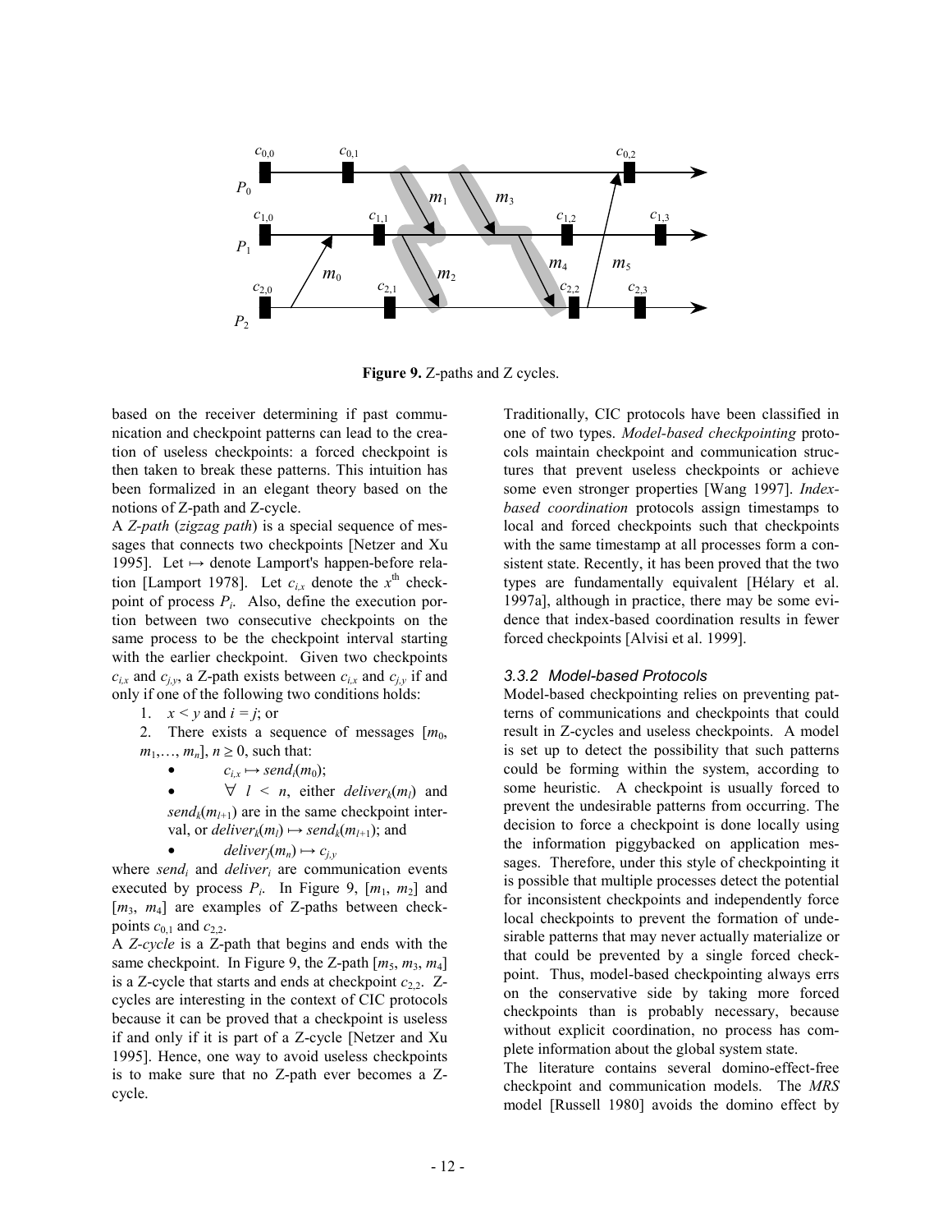$c_{0,0}$ $c_{0,1}$ $c_{0,2}$

$P_0$

$m_1$ $m_3$

$c_{1,0}$ $c_{1,1}$ $c_{1,2}$ $c_{1,3}$

$P_1$

$m_4$ $m_5$

$m_0$ $m_2$

$c_{2,0}$ $c_{2,1}$ $c_{2,2}$ $c_{2,3}$

$P_2$

**Figure 9.** Z-paths and Z cycles.

based on the receiver determining if past communication and checkpoint patterns can lead to the creation of useless checkpoints: a forced checkpoint is then taken to break these patterns. This intuition has been formalized in an elegant theory based on the notions of Z-path and Z-cycle.

A *Z-path* (*zigzag path*) is a special sequence of messages that connects two checkpoints [Netzer and Xu 1995]. Let $\mapsto$ denote Lamport's happen-before relation [Lamport 1978]. Let $c_{i,x}$ denote the $x^{\text{th}}$ checkpoint of process $P_i$. Also, define the execution portion between two consecutive checkpoints on the same process to be the checkpoint interval starting with the earlier checkpoint. Given two checkpoints $c_{i,x}$ and $c_{j,y}$, a Z-path exists between $c_{i,x}$ and $c_{j,y}$ if and only if one of the following two conditions holds:

1. $x < y$ and $i = j$; or
2. There exists a sequence of messages $[m_0, m_1, \ldots, m_n]$, $n \geq 0$, such that:
   - $c_{i,x} \mapsto send_i(m_0)$;
   - $\forall\ l < n$, either $deliver_k(m_l)$ and $send_k(m_{l+1})$ are in the same checkpoint interval, or $deliver_k(m_l) \mapsto send_k(m_{l+1})$; and
   - $deliver_j(m_n) \mapsto c_{j,y}$

where $send_i$ and $deliver_i$ are communication events executed by process $P_i$. In Figure 9, $[m_1, m_2]$ and $[m_3, m_4]$ are examples of Z-paths between checkpoints $c_{0,1}$ and $c_{2,2}$.

A *Z-cycle* is a Z-path that begins and ends with the same checkpoint. In Figure 9, the Z-path $[m_5, m_3, m_4]$ is a Z-cycle that starts and ends at checkpoint $c_{2,2}$. Z-cycles are interesting in the context of CIC protocols because it can be proved that a checkpoint is useless if and only if it is part of a Z-cycle [Netzer and Xu 1995]. Hence, one way to avoid useless checkpoints is to make sure that no Z-path ever becomes a Z-cycle.

Traditionally, CIC protocols have been classified in one of two types. *Model-based checkpointing* protocols maintain checkpoint and communication structures that prevent useless checkpoints or achieve some even stronger properties [Wang 1997]. *Index-based coordination* protocols assign timestamps to local and forced checkpoints such that checkpoints with the same timestamp at all processes form a consistent state. Recently, it has been proved that the two types are fundamentally equivalent [Hélary et al. 1997a], although in practice, there may be some evidence that index-based coordination results in fewer forced checkpoints [Alvisi et al. 1999].

### *3.3.2 Model-based Protocols*

Model-based checkpointing relies on preventing patterns of communications and checkpoints that could result in Z-cycles and useless checkpoints. A model is set up to detect the possibility that such patterns could be forming within the system, according to some heuristic. A checkpoint is usually forced to prevent the undesirable patterns from occurring. The decision to force a checkpoint is done locally using the information piggybacked on application messages. Therefore, under this style of checkpointing it is possible that multiple processes detect the potential for inconsistent checkpoints and independently force local checkpoints to prevent the formation of undesirable patterns that may never actually materialize or that could be prevented by a single forced checkpoint. Thus, model-based checkpointing always errs on the conservative side by taking more forced checkpoints than is probably necessary, because without explicit coordination, no process has complete information about the global system state.

The literature contains several domino-effect-free checkpoint and communication models. The *MRS* model [Russell 1980] avoids the domino effect by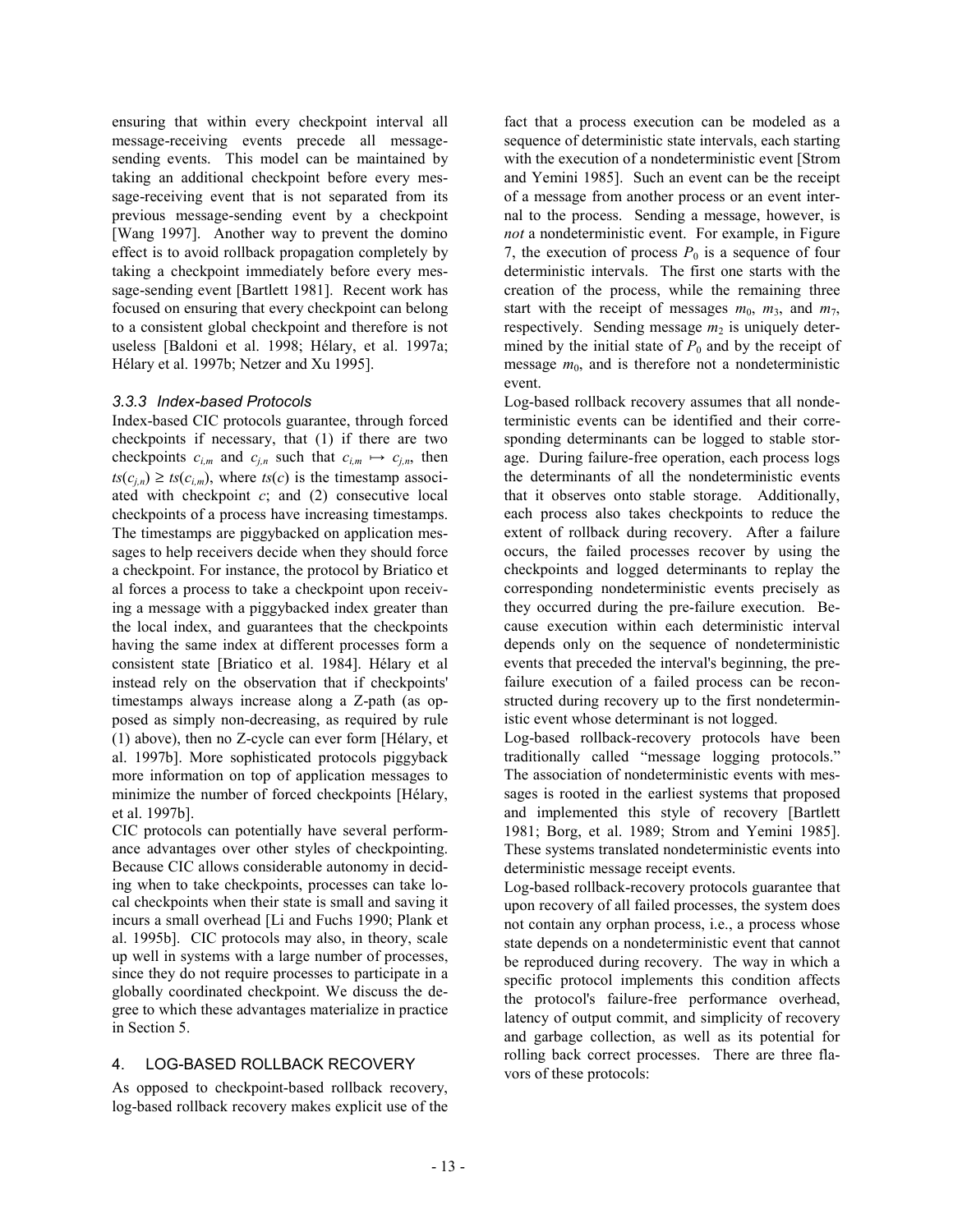ensuring that within every checkpoint interval all message-receiving events precede all message-sending events. This model can be maintained by taking an additional checkpoint before every message-receiving event that is not separated from its previous message-sending event by a checkpoint [Wang 1997]. Another way to prevent the domino effect is to avoid rollback propagation completely by taking a checkpoint immediately before every message-sending event [Bartlett 1981]. Recent work has focused on ensuring that every checkpoint can belong to a consistent global checkpoint and therefore is not useless [Baldoni et al. 1998; Hélary, et al. 1997a; Hélary et al. 1997b; Netzer and Xu 1995].

### 3.3.3 Index-based Protocols

Index-based CIC protocols guarantee, through forced checkpoints if necessary, that (1) if there are two checkpoints $c_{i,m}$ and $c_{j,n}$ such that $c_{i,m} \mapsto c_{j,n}$, then $ts(c_{j,n}) \geq ts(c_{i,m})$, where $ts(c)$ is the timestamp associated with checkpoint $c$; and (2) consecutive local checkpoints of a process have increasing timestamps. The timestamps are piggybacked on application messages to help receivers decide when they should force a checkpoint. For instance, the protocol by Briatico et al forces a process to take a checkpoint upon receiving a message with a piggybacked index greater than the local index, and guarantees that the checkpoints having the same index at different processes form a consistent state [Briatico et al. 1984]. Hélary et al instead rely on the observation that if checkpoints' timestamps always increase along a Z-path (as opposed as simply non-decreasing, as required by rule (1) above), then no Z-cycle can ever form [Hélary, et al. 1997b]. More sophisticated protocols piggyback more information on top of application messages to minimize the number of forced checkpoints [Hélary, et al. 1997b].

CIC protocols can potentially have several performance advantages over other styles of checkpointing. Because CIC allows considerable autonomy in deciding when to take checkpoints, processes can take local checkpoints when their state is small and saving it incurs a small overhead [Li and Fuchs 1990; Plank et al. 1995b]. CIC protocols may also, in theory, scale up well in systems with a large number of processes, since they do not require processes to participate in a globally coordinated checkpoint. We discuss the degree to which these advantages materialize in practice in Section 5.

## 4. LOG-BASED ROLLBACK RECOVERY

As opposed to checkpoint-based rollback recovery, log-based rollback recovery makes explicit use of the fact that a process execution can be modeled as a sequence of deterministic state intervals, each starting with the execution of a nondeterministic event [Strom and Yemini 1985]. Such an event can be the receipt of a message from another process or an event internal to the process. Sending a message, however, is *not* a nondeterministic event. For example, in Figure 7, the execution of process $P_0$ is a sequence of four deterministic intervals. The first one starts with the creation of the process, while the remaining three start with the receipt of messages $m_0$, $m_3$, and $m_7$, respectively. Sending message $m_2$ is uniquely determined by the initial state of $P_0$ and by the receipt of message $m_0$, and is therefore not a nondeterministic event.

Log-based rollback recovery assumes that all nondeterministic events can be identified and their corresponding determinants can be logged to stable storage. During failure-free operation, each process logs the determinants of all the nondeterministic events that it observes onto stable storage. Additionally, each process also takes checkpoints to reduce the extent of rollback during recovery. After a failure occurs, the failed processes recover by using the checkpoints and logged determinants to replay the corresponding nondeterministic events precisely as they occurred during the pre-failure execution. Because execution within each deterministic interval depends only on the sequence of nondeterministic events that preceded the interval's beginning, the pre-failure execution of a failed process can be reconstructed during recovery up to the first nondeterministic event whose determinant is not logged.

Log-based rollback-recovery protocols have been traditionally called "message logging protocols." The association of nondeterministic events with messages is rooted in the earliest systems that proposed and implemented this style of recovery [Bartlett 1981; Borg, et al. 1989; Strom and Yemini 1985]. These systems translated nondeterministic events into deterministic message receipt events.

Log-based rollback-recovery protocols guarantee that upon recovery of all failed processes, the system does not contain any orphan process, i.e., a process whose state depends on a nondeterministic event that cannot be reproduced during recovery. The way in which a specific protocol implements this condition affects the protocol's failure-free performance overhead, latency of output commit, and simplicity of recovery and garbage collection, as well as its potential for rolling back correct processes. There are three flavors of these protocols: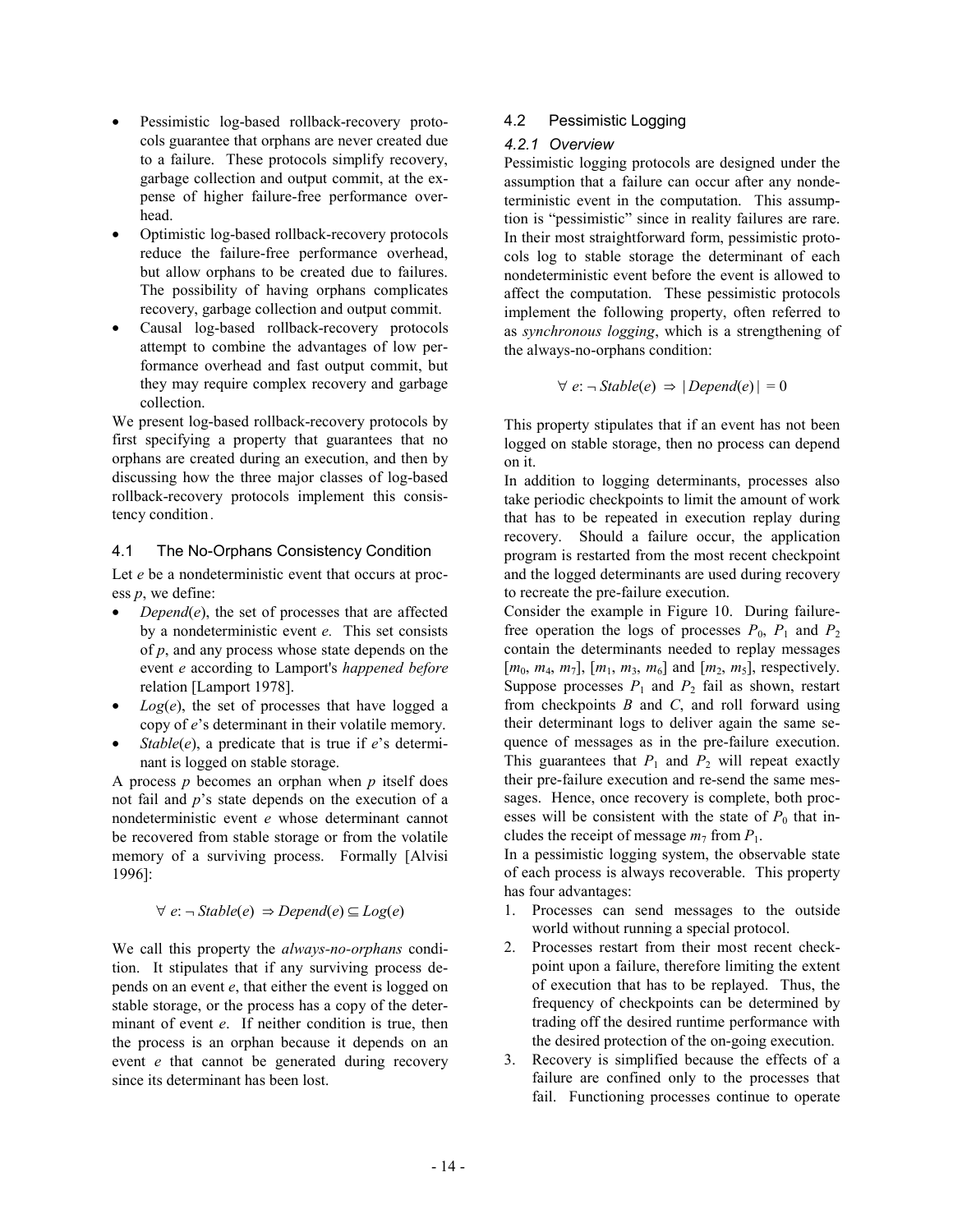- Pessimistic log-based rollback-recovery protocols guarantee that orphans are never created due to a failure. These protocols simplify recovery, garbage collection and output commit, at the expense of higher failure-free performance overhead.
- Optimistic log-based rollback-recovery protocols reduce the failure-free performance overhead, but allow orphans to be created due to failures. The possibility of having orphans complicates recovery, garbage collection and output commit.
- Causal log-based rollback-recovery protocols attempt to combine the advantages of low performance overhead and fast output commit, but they may require complex recovery and garbage collection.

We present log-based rollback-recovery protocols by first specifying a property that guarantees that no orphans are created during an execution, and then by discussing how the three major classes of log-based rollback-recovery protocols implement this consistency condition.

## 4.1 The No-Orphans Consistency Condition

Let $e$ be a nondeterministic event that occurs at process $p$, we define:

- *Depend*($e$), the set of processes that are affected by a nondeterministic event $e$. This set consists of $p$, and any process whose state depends on the event $e$ according to Lamport's *happened before* relation [Lamport 1978].
- *Log*($e$), the set of processes that have logged a copy of $e$'s determinant in their volatile memory.
- *Stable*($e$), a predicate that is true if $e$'s determinant is logged on stable storage.

A process $p$ becomes an orphan when $p$ itself does not fail and $p$'s state depends on the execution of a nondeterministic event $e$ whose determinant cannot be recovered from stable storage or from the volatile memory of a surviving process. Formally [Alvisi 1996]:

$$\forall\, e: \neg\, Stable(e) \;\Rightarrow Depend(e) \subseteq Log(e)$$

We call this property the *always-no-orphans* condition. It stipulates that if any surviving process depends on an event $e$, that either the event is logged on stable storage, or the process has a copy of the determinant of event $e$. If neither condition is true, then the process is an orphan because it depends on an event $e$ that cannot be generated during recovery since its determinant has been lost.

## 4.2 Pessimistic Logging

### 4.2.1 Overview

Pessimistic logging protocols are designed under the assumption that a failure can occur after any nondeterministic event in the computation. This assumption is "pessimistic" since in reality failures are rare. In their most straightforward form, pessimistic protocols log to stable storage the determinant of each nondeterministic event before the event is allowed to affect the computation. These pessimistic protocols implement the following property, often referred to as *synchronous logging*, which is a strengthening of the always-no-orphans condition:

$$\forall\, e: \neg\, Stable(e) \;\Rightarrow\; |\, Depend(e) \,| \;=0$$

This property stipulates that if an event has not been logged on stable storage, then no process can depend on it.

In addition to logging determinants, processes also take periodic checkpoints to limit the amount of work that has to be repeated in execution replay during recovery. Should a failure occur, the application program is restarted from the most recent checkpoint and the logged determinants are used during recovery to recreate the pre-failure execution.

Consider the example in Figure 10. During failure-free operation the logs of processes $P_0$, $P_1$ and $P_2$ contain the determinants needed to replay messages [$m_0$, $m_4$, $m_7$], [$m_1$, $m_3$, $m_6$] and [$m_2$, $m_5$], respectively. Suppose processes $P_1$ and $P_2$ fail as shown, restart from checkpoints $B$ and $C$, and roll forward using their determinant logs to deliver again the same sequence of messages as in the pre-failure execution. This guarantees that $P_1$ and $P_2$ will repeat exactly their pre-failure execution and re-send the same messages. Hence, once recovery is complete, both processes will be consistent with the state of $P_0$ that includes the receipt of message $m_7$ from $P_1$.

In a pessimistic logging system, the observable state of each process is always recoverable. This property has four advantages:

1. Processes can send messages to the outside world without running a special protocol.
2. Processes restart from their most recent checkpoint upon a failure, therefore limiting the extent of execution that has to be replayed. Thus, the frequency of checkpoints can be determined by trading off the desired runtime performance with the desired protection of the on-going execution.
3. Recovery is simplified because the effects of a failure are confined only to the processes that fail. Functioning processes continue to operate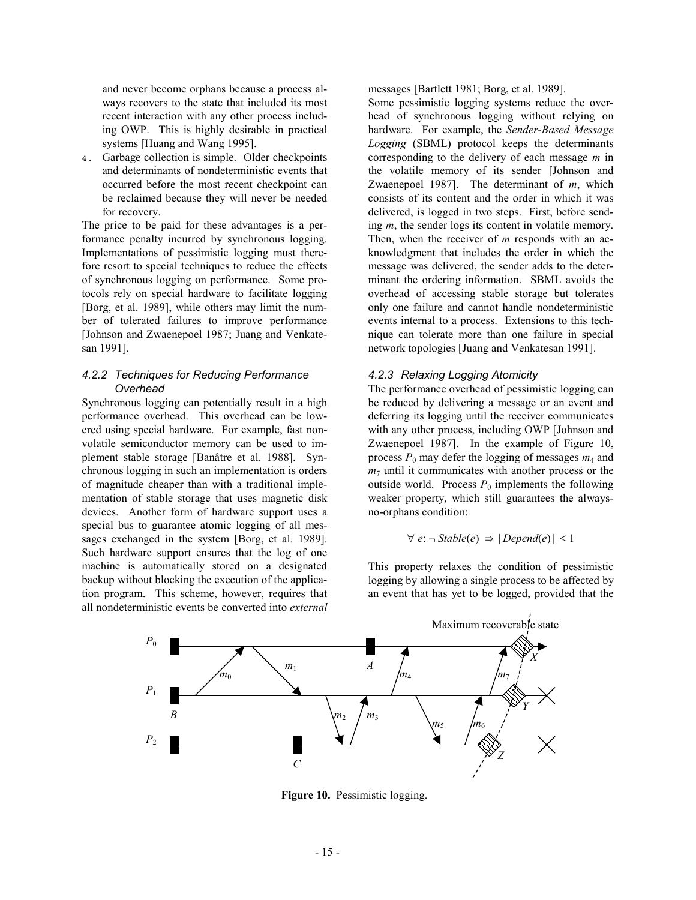and never become orphans because a process always recovers to the state that included its most recent interaction with any other process including OWP. This is highly desirable in practical systems [Huang and Wang 1995].

4. Garbage collection is simple. Older checkpoints and determinants of nondeterministic events that occurred before the most recent checkpoint can be reclaimed because they will never be needed for recovery.

The price to be paid for these advantages is a performance penalty incurred by synchronous logging. Implementations of pessimistic logging must therefore resort to special techniques to reduce the effects of synchronous logging on performance. Some protocols rely on special hardware to facilitate logging [Borg, et al. 1989], while others may limit the number of tolerated failures to improve performance [Johnson and Zwaenepoel 1987; Juang and Venkatesan 1991].

#### 4.2.2 Techniques for Reducing Performance Overhead

Synchronous logging can potentially result in a high performance overhead. This overhead can be lowered using special hardware. For example, fast nonvolatile semiconductor memory can be used to implement stable storage [Banâtre et al. 1988]. Synchronous logging in such an implementation is orders of magnitude cheaper than with a traditional implementation of stable storage that uses magnetic disk devices. Another form of hardware support uses a special bus to guarantee atomic logging of all messages exchanged in the system [Borg, et al. 1989]. Such hardware support ensures that the log of one machine is automatically stored on a designated backup without blocking the execution of the application program. This scheme, however, requires that all nondeterministic events be converted into *external* messages [Bartlett 1981; Borg, et al. 1989].

Some pessimistic logging systems reduce the overhead of synchronous logging without relying on hardware. For example, the *Sender-Based Message Logging* (SBML) protocol keeps the determinants corresponding to the delivery of each message *m* in the volatile memory of its sender [Johnson and Zwaenepoel 1987]. The determinant of *m*, which consists of its content and the order in which it was delivered, is logged in two steps. First, before sending *m*, the sender logs its content in volatile memory. Then, when the receiver of *m* responds with an acknowledgment that includes the order in which the message was delivered, the sender adds to the determinant the ordering information. SBML avoids the overhead of accessing stable storage but tolerates only one failure and cannot handle nondeterministic events internal to a process. Extensions to this technique can tolerate more than one failure in special network topologies [Juang and Venkatesan 1991].

#### 4.2.3 Relaxing Logging Atomicity

The performance overhead of pessimistic logging can be reduced by delivering a message or an event and deferring its logging until the receiver communicates with any other process, including OWP [Johnson and Zwaenepoel 1987]. In the example of Figure 10, process $P_0$ may defer the logging of messages $m_4$ and $m_7$ until it communicates with another process or the outside world. Process $P_0$ implements the following weaker property, which still guarantees the always-no-orphans condition:

$$\forall\, e: \neg\, Stable(e) \Rightarrow |\, Depend(e)\,| \leq 1$$

This property relaxes the condition of pessimistic logging by allowing a single process to be affected by an event that has yet to be logged, provided that the

**Figure 10.** Pessimistic logging.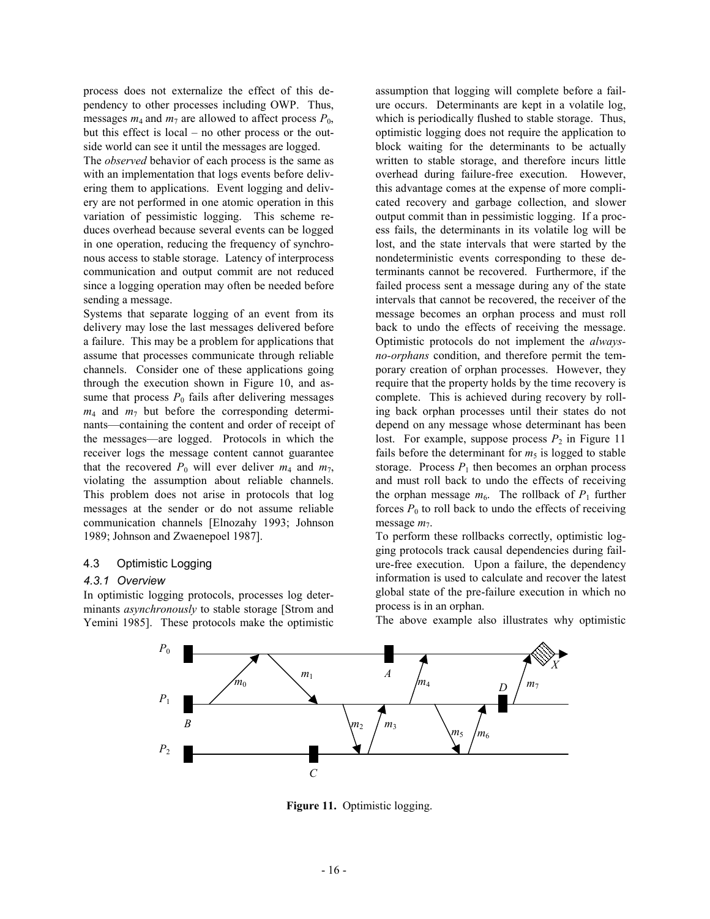process does not externalize the effect of this dependency to other processes including OWP. Thus, messages $m_4$ and $m_7$ are allowed to affect process $P_0$, but this effect is local – no other process or the outside world can see it until the messages are logged.

The *observed* behavior of each process is the same as with an implementation that logs events before delivering them to applications. Event logging and delivery are not performed in one atomic operation in this variation of pessimistic logging. This scheme reduces overhead because several events can be logged in one operation, reducing the frequency of synchronous access to stable storage. Latency of interprocess communication and output commit are not reduced since a logging operation may often be needed before sending a message.

Systems that separate logging of an event from its delivery may lose the last messages delivered before a failure. This may be a problem for applications that assume that processes communicate through reliable channels. Consider one of these applications going through the execution shown in Figure 10, and assume that process $P_0$ fails after delivering messages $m_4$ and $m_7$ but before the corresponding determinants—containing the content and order of receipt of the messages—are logged. Protocols in which the receiver logs the message content cannot guarantee that the recovered $P_0$ will ever deliver $m_4$ and $m_7$, violating the assumption about reliable channels. This problem does not arise in protocols that log messages at the sender or do not assume reliable communication channels [Elnozahy 1993; Johnson 1989; Johnson and Zwaenepoel 1987].

### 4.3 Optimistic Logging

#### *4.3.1 Overview*

In optimistic logging protocols, processes log determinants *asynchronously* to stable storage [Strom and Yemini 1985]. These protocols make the optimistic assumption that logging will complete before a failure occurs. Determinants are kept in a volatile log, which is periodically flushed to stable storage. Thus, optimistic logging does not require the application to block waiting for the determinants to be actually written to stable storage, and therefore incurs little overhead during failure-free execution. However, this advantage comes at the expense of more complicated recovery and garbage collection, and slower output commit than in pessimistic logging. If a process fails, the determinants in its volatile log will be lost, and the state intervals that were started by the nondeterministic events corresponding to these determinants cannot be recovered. Furthermore, if the failed process sent a message during any of the state intervals that cannot be recovered, the receiver of the message becomes an orphan process and must roll back to undo the effects of receiving the message. Optimistic protocols do not implement the *always-no-orphans* condition, and therefore permit the temporary creation of orphan processes. However, they require that the property holds by the time recovery is complete. This is achieved during recovery by rolling back orphan processes until their states do not depend on any message whose determinant has been lost. For example, suppose process $P_2$ in Figure 11 fails before the determinant for $m_5$ is logged to stable storage. Process $P_1$ then becomes an orphan process and must roll back to undo the effects of receiving the orphan message $m_6$. The rollback of $P_1$ further forces $P_0$ to roll back to undo the effects of receiving message $m_7$.

To perform these rollbacks correctly, optimistic logging protocols track causal dependencies during failure-free execution. Upon a failure, the dependency information is used to calculate and recover the latest global state of the pre-failure execution in which no process is in an orphan.

The above example also illustrates why optimistic

$P_0$
$P_1$
$P_2$
$m_0$
$m_1$
$m_2$
$m_3$
$m_4$
$m_5$
$m_6$
$m_7$
A
B
C
D
X

**Figure 11.** Optimistic logging.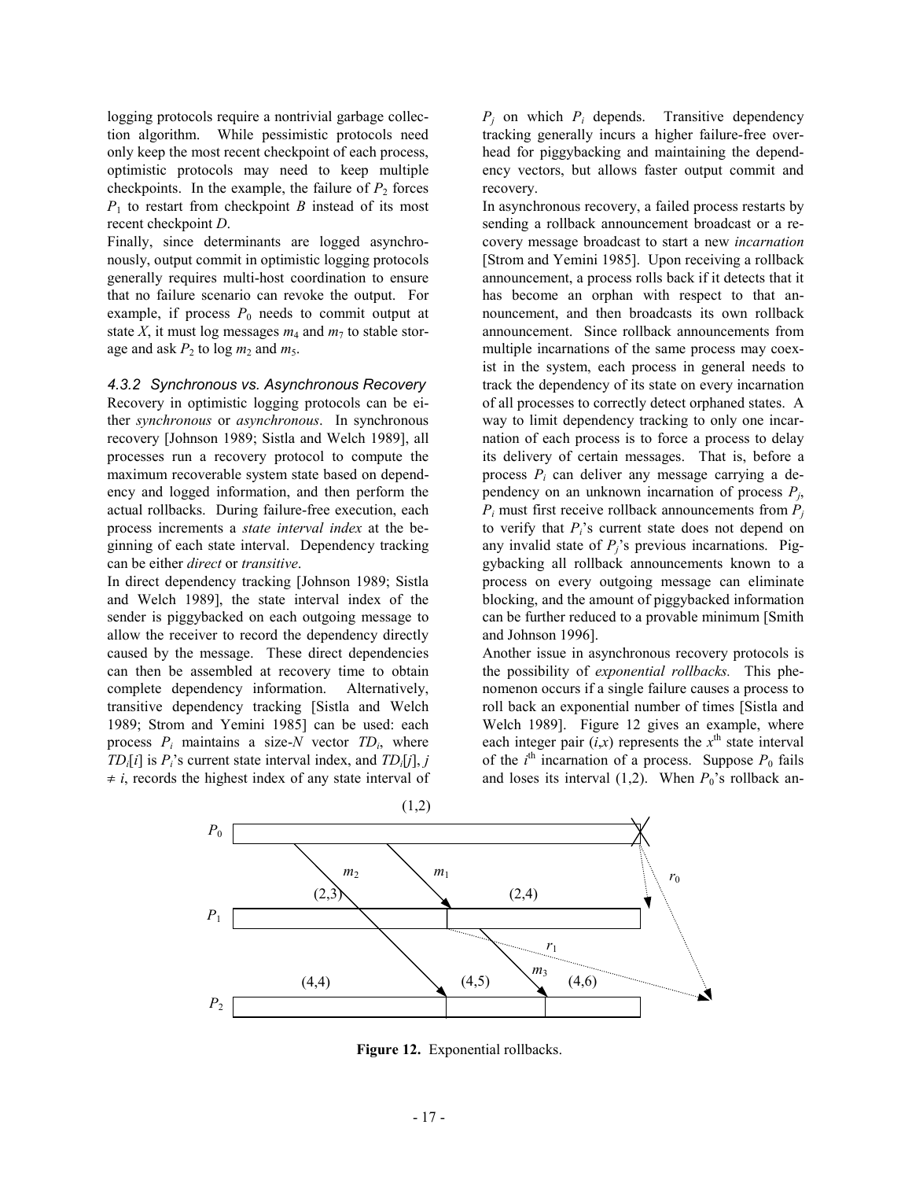logging protocols require a nontrivial garbage collection algorithm. While pessimistic protocols need only keep the most recent checkpoint of each process, optimistic protocols may need to keep multiple checkpoints. In the example, the failure of $P_2$ forces $P_1$ to restart from checkpoint *B* instead of its most recent checkpoint *D*.

Finally, since determinants are logged asynchronously, output commit in optimistic logging protocols generally requires multi-host coordination to ensure that no failure scenario can revoke the output. For example, if process $P_0$ needs to commit output at state *X*, it must log messages $m_4$ and $m_7$ to stable storage and ask $P_2$ to log $m_2$ and $m_5$.

#### *4.3.2 Synchronous vs. Asynchronous Recovery*

Recovery in optimistic logging protocols can be either *synchronous* or *asynchronous*. In synchronous recovery [Johnson 1989; Sistla and Welch 1989], all processes run a recovery protocol to compute the maximum recoverable system state based on dependency and logged information, and then perform the actual rollbacks. During failure-free execution, each process increments a *state interval index* at the beginning of each state interval. Dependency tracking can be either *direct* or *transitive*.

In direct dependency tracking [Johnson 1989; Sistla and Welch 1989], the state interval index of the sender is piggybacked on each outgoing message to allow the receiver to record the dependency directly caused by the message. These direct dependencies can then be assembled at recovery time to obtain complete dependency information. Alternatively, transitive dependency tracking [Sistla and Welch 1989; Strom and Yemini 1985] can be used: each process $P_i$ maintains a size-*N* vector $TD_i$, where $TD_i[i]$ is $P_i$'s current state interval index, and $TD_i[j]$, $j \neq i$, records the highest index of any state interval of $P_j$ on which $P_i$ depends. Transitive dependency tracking generally incurs a higher failure-free overhead for piggybacking and maintaining the dependency vectors, but allows faster output commit and recovery.

In asynchronous recovery, a failed process restarts by sending a rollback announcement broadcast or a recovery message broadcast to start a new *incarnation* [Strom and Yemini 1985]. Upon receiving a rollback announcement, a process rolls back if it detects that it has become an orphan with respect to that announcement, and then broadcasts its own rollback announcement. Since rollback announcements from multiple incarnations of the same process may coexist in the system, each process in general needs to track the dependency of its state on every incarnation of all processes to correctly detect orphaned states. A way to limit dependency tracking to only one incarnation of each process is to force a process to delay its delivery of certain messages. That is, before a process $P_i$ can deliver any message carrying a dependency on an unknown incarnation of process $P_j$, $P_i$ must first receive rollback announcements from $P_j$ to verify that $P_i$'s current state does not depend on any invalid state of $P_j$'s previous incarnations. Piggybacking all rollback announcements known to a process on every outgoing message can eliminate blocking, and the amount of piggybacked information can be further reduced to a provable minimum [Smith and Johnson 1996].

Another issue in asynchronous recovery protocols is the possibility of *exponential rollbacks.* This phenomenon occurs if a single failure causes a process to roll back an exponential number of times [Sistla and Welch 1989]. Figure 12 gives an example, where each integer pair $(i,x)$ represents the $x^{\text{th}}$ state interval of the $i^{\text{th}}$ incarnation of a process. Suppose $P_0$ fails and loses its interval (1,2). When $P_0$'s rollback an-

**Figure 12.** Exponential rollbacks.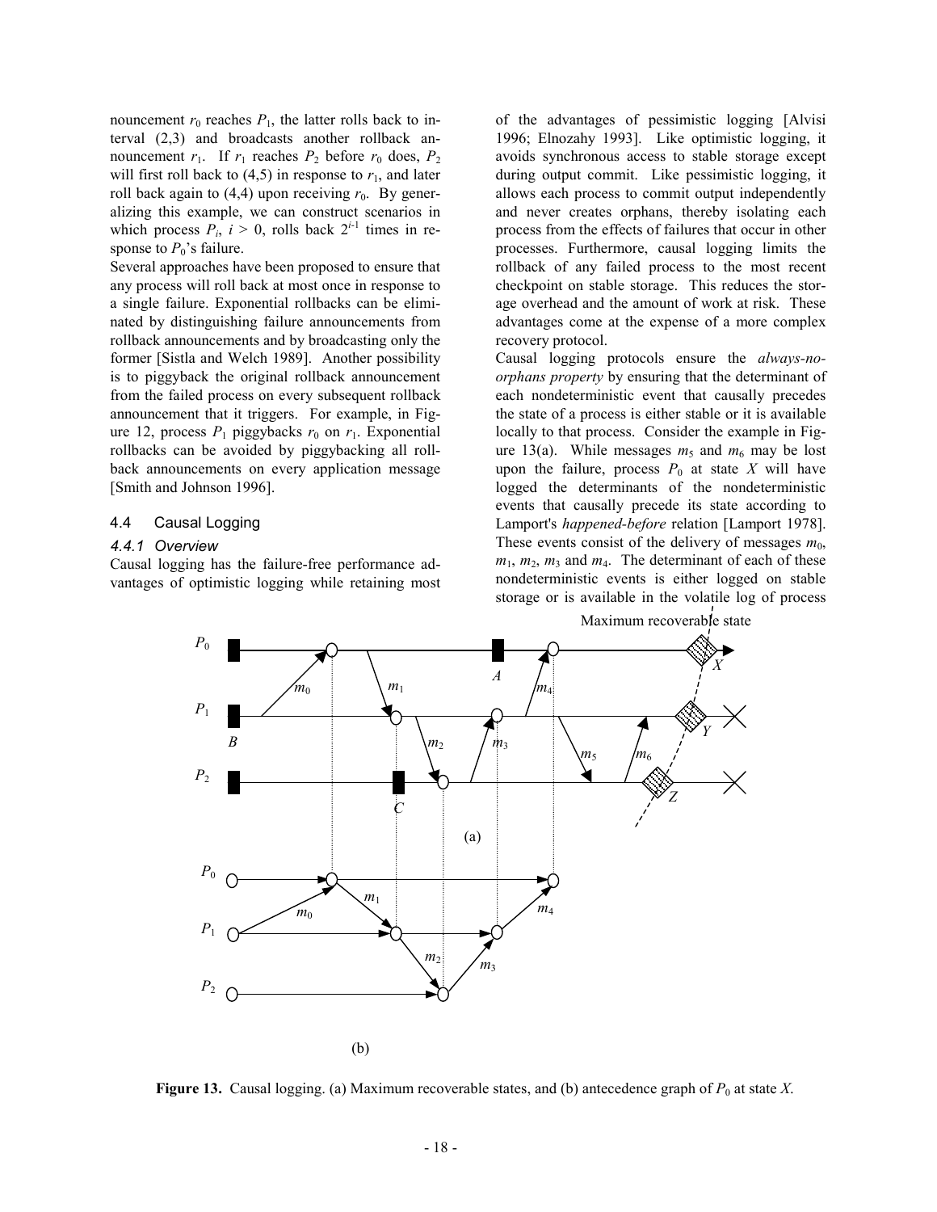nouncement $r_0$ reaches $P_1$, the latter rolls back to interval (2,3) and broadcasts another rollback announcement $r_1$. If $r_1$ reaches $P_2$ before $r_0$ does, $P_2$ will first roll back to (4,5) in response to $r_1$, and later roll back again to (4,4) upon receiving $r_0$. By generalizing this example, we can construct scenarios in which process $P_i$, $i > 0$, rolls back $2^{i-1}$ times in response to $P_0$'s failure.

Several approaches have been proposed to ensure that any process will roll back at most once in response to a single failure. Exponential rollbacks can be eliminated by distinguishing failure announcements from rollback announcements and by broadcasting only the former [Sistla and Welch 1989]. Another possibility is to piggyback the original rollback announcement from the failed process on every subsequent rollback announcement that it triggers. For example, in Figure 12, process $P_1$ piggybacks $r_0$ on $r_1$. Exponential rollbacks can be avoided by piggybacking all rollback announcements on every application message [Smith and Johnson 1996].

## 4.4 Causal Logging

### *4.4.1 Overview*

Causal logging has the failure-free performance advantages of optimistic logging while retaining most of the advantages of pessimistic logging [Alvisi 1996; Elnozahy 1993]. Like optimistic logging, it avoids synchronous access to stable storage except during output commit. Like pessimistic logging, it allows each process to commit output independently and never creates orphans, thereby isolating each process from the effects of failures that occur in other processes. Furthermore, causal logging limits the rollback of any failed process to the most recent checkpoint on stable storage. This reduces the storage overhead and the amount of work at risk. These advantages come at the expense of a more complex recovery protocol.

Causal logging protocols ensure the *always-no-orphans property* by ensuring that the determinant of each nondeterministic event that causally precedes the state of a process is either stable or it is available locally to that process. Consider the example in Figure 13(a). While messages $m_5$ and $m_6$ may be lost upon the failure, process $P_0$ at state $X$ will have logged the determinants of the nondeterministic events that causally precede its state according to Lamport's *happened-before* relation [Lamport 1978]. These events consist of the delivery of messages $m_0$, $m_1$, $m_2$, $m_3$ and $m_4$. The determinant of each of these nondeterministic events is either logged on stable storage or is available in the volatile log of process

**Figure 13.** Causal logging. (a) Maximum recoverable states, and (b) antecedence graph of $P_0$ at state $X$.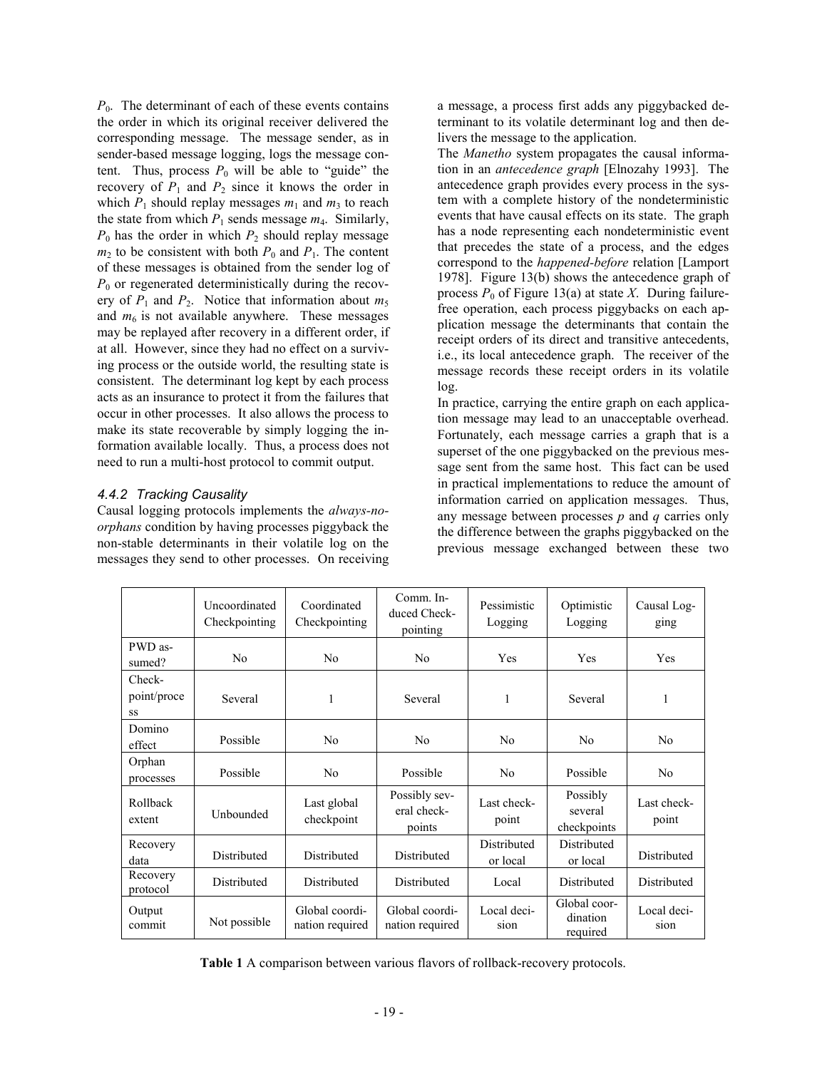$P_0$. The determinant of each of these events contains the order in which its original receiver delivered the corresponding message. The message sender, as in sender-based message logging, logs the message content. Thus, process $P_0$ will be able to "guide" the recovery of $P_1$ and $P_2$ since it knows the order in which $P_1$ should replay messages $m_1$ and $m_3$ to reach the state from which $P_1$ sends message $m_4$. Similarly, $P_0$ has the order in which $P_2$ should replay message $m_2$ to be consistent with both $P_0$ and $P_1$. The content of these messages is obtained from the sender log of $P_0$ or regenerated deterministically during the recovery of $P_1$ and $P_2$. Notice that information about $m_5$ and $m_6$ is not available anywhere. These messages may be replayed after recovery in a different order, if at all. However, since they had no effect on a surviving process or the outside world, the resulting state is consistent. The determinant log kept by each process acts as an insurance to protect it from the failures that occur in other processes. It also allows the process to make its state recoverable by simply logging the information available locally. Thus, a process does not need to run a multi-host protocol to commit output.

#### 4.4.2 Tracking Causality

Causal logging protocols implements the *always-no-orphans* condition by having processes piggyback the non-stable determinants in their volatile log on the messages they send to other processes. On receiving a message, a process first adds any piggybacked determinant to its volatile determinant log and then delivers the message to the application.

The *Manetho* system propagates the causal information in an *antecedence graph* [Elnozahy 1993]. The antecedence graph provides every process in the system with a complete history of the nondeterministic events that have causal effects on its state. The graph has a node representing each nondeterministic event that precedes the state of a process, and the edges correspond to the *happened-before* relation [Lamport 1978]. Figure 13(b) shows the antecedence graph of process $P_0$ of Figure 13(a) at state *X*. During failure-free operation, each process piggybacks on each application message the determinants that contain the receipt orders of its direct and transitive antecedents, i.e., its local antecedence graph. The receiver of the message records these receipt orders in its volatile log.

In practice, carrying the entire graph on each application message may lead to an unacceptable overhead. Fortunately, each message carries a graph that is a superset of the one piggybacked on the previous message sent from the same host. This fact can be used in practical implementations to reduce the amount of information carried on application messages. Thus, any message between processes *p* and *q* carries only the difference between the graphs piggybacked on the previous message exchanged between these two

| | Uncoordinated Checkpointing | Coordinated Checkpointing | Comm. Induced Checkpointing | Pessimistic Logging | Optimistic Logging | Causal Logging |
|---|---|---|---|---|---|---|
| PWD assumed? | No | No | No | Yes | Yes | Yes |
| Checkpoint/process | Several | 1 | Several | 1 | Several | 1 |
| Domino effect | Possible | No | No | No | No | No |
| Orphan processes | Possible | No | Possible | No | Possible | No |
| Rollback extent | Unbounded | Last global checkpoint | Possibly several checkpoints | Last checkpoint | Possibly several checkpoints | Last checkpoint |
| Recovery data | Distributed | Distributed | Distributed | Distributed or local | Distributed or local | Distributed |
| Recovery protocol | Distributed | Distributed | Distributed | Local | Distributed | Distributed |
| Output commit | Not possible | Global coordination required | Global coordination required | Local decision | Global coordination required | Local decision |

**Table 1** A comparison between various flavors of rollback-recovery protocols.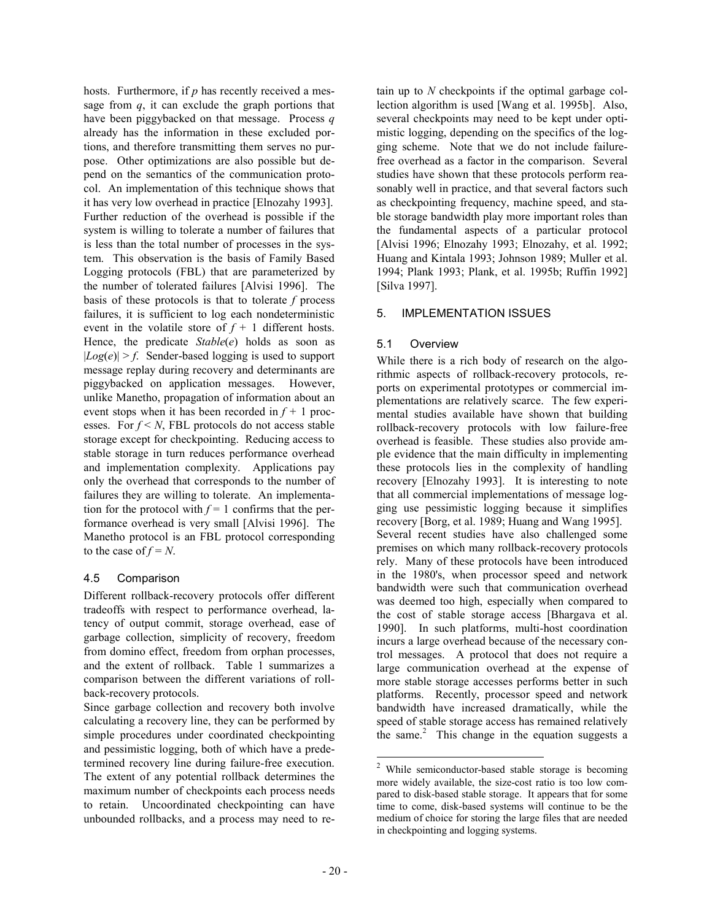hosts. Furthermore, if $p$ has recently received a message from $q$, it can exclude the graph portions that have been piggybacked on that message. Process $q$ already has the information in these excluded portions, and therefore transmitting them serves no purpose. Other optimizations are also possible but depend on the semantics of the communication protocol. An implementation of this technique shows that it has very low overhead in practice [Elnozahy 1993]. Further reduction of the overhead is possible if the system is willing to tolerate a number of failures that is less than the total number of processes in the system. This observation is the basis of Family Based Logging protocols (FBL) that are parameterized by the number of tolerated failures [Alvisi 1996]. The basis of these protocols is that to tolerate $f$ process failures, it is sufficient to log each nondeterministic event in the volatile store of $f + 1$ different hosts. Hence, the predicate *Stable*($e$) holds as soon as $|Log(e)| > f$. Sender-based logging is used to support message replay during recovery and determinants are piggybacked on application messages. However, unlike Manetho, propagation of information about an event stops when it has been recorded in $f + 1$ processes. For $f < N$, FBL protocols do not access stable storage except for checkpointing. Reducing access to stable storage in turn reduces performance overhead and implementation complexity. Applications pay only the overhead that corresponds to the number of failures they are willing to tolerate. An implementation for the protocol with $f = 1$ confirms that the performance overhead is very small [Alvisi 1996]. The Manetho protocol is an FBL protocol corresponding to the case of $f = N$.

### 4.5 Comparison

Different rollback-recovery protocols offer different tradeoffs with respect to performance overhead, latency of output commit, storage overhead, ease of garbage collection, simplicity of recovery, freedom from domino effect, freedom from orphan processes, and the extent of rollback. Table 1 summarizes a comparison between the different variations of rollback-recovery protocols.

Since garbage collection and recovery both involve calculating a recovery line, they can be performed by simple procedures under coordinated checkpointing and pessimistic logging, both of which have a predetermined recovery line during failure-free execution. The extent of any potential rollback determines the maximum number of checkpoints each process needs to retain. Uncoordinated checkpointing can have unbounded rollbacks, and a process may need to retain up to $N$ checkpoints if the optimal garbage collection algorithm is used [Wang et al. 1995b]. Also, several checkpoints may need to be kept under optimistic logging, depending on the specifics of the logging scheme. Note that we do not include failure-free overhead as a factor in the comparison. Several studies have shown that these protocols perform reasonably well in practice, and that several factors such as checkpointing frequency, machine speed, and stable storage bandwidth play more important roles than the fundamental aspects of a particular protocol [Alvisi 1996; Elnozahy 1993; Elnozahy, et al. 1992; Huang and Kintala 1993; Johnson 1989; Muller et al. 1994; Plank 1993; Plank, et al. 1995b; Ruffin 1992] [Silva 1997].

## 5. IMPLEMENTATION ISSUES

### 5.1 Overview

While there is a rich body of research on the algorithmic aspects of rollback-recovery protocols, reports on experimental prototypes or commercial implementations are relatively scarce. The few experimental studies available have shown that building rollback-recovery protocols with low failure-free overhead is feasible. These studies also provide ample evidence that the main difficulty in implementing these protocols lies in the complexity of handling recovery [Elnozahy 1993]. It is interesting to note that all commercial implementations of message logging use pessimistic logging because it simplifies recovery [Borg, et al. 1989; Huang and Wang 1995].

Several recent studies have also challenged some premises on which many rollback-recovery protocols rely. Many of these protocols have been introduced in the 1980's, when processor speed and network bandwidth were such that communication overhead was deemed too high, especially when compared to the cost of stable storage access [Bhargava et al. 1990]. In such platforms, multi-host coordination incurs a large overhead because of the necessary control messages. A protocol that does not require a large communication overhead at the expense of more stable storage accesses performs better in such platforms. Recently, processor speed and network bandwidth have increased dramatically, while the speed of stable storage access has remained relatively the same.[2] This change in the equation suggests a

[2] While semiconductor-based stable storage is becoming more widely available, the size-cost ratio is too low compared to disk-based stable storage. It appears that for some time to come, disk-based systems will continue to be the medium of choice for storing the large files that are needed in checkpointing and logging systems.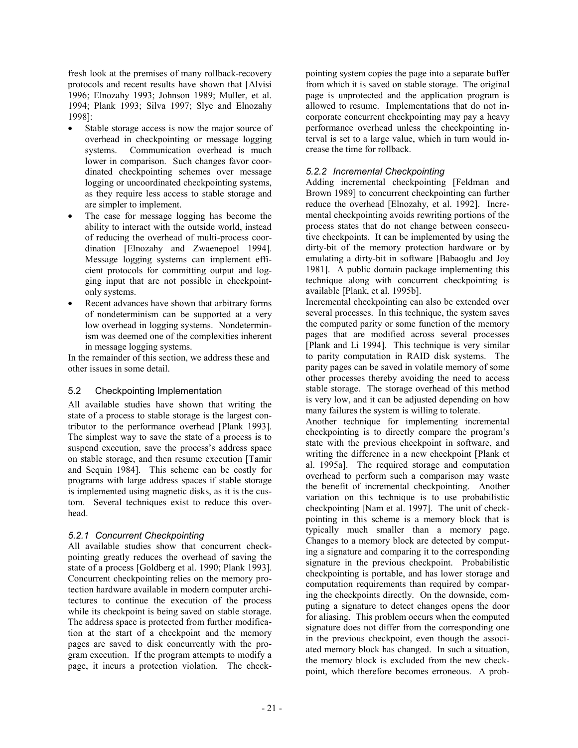fresh look at the premises of many rollback-recovery protocols and recent results have shown that [Alvisi 1996; Elnozahy 1993; Johnson 1989; Muller, et al. 1994; Plank 1993; Silva 1997; Slye and Elnozahy 1998]:

- Stable storage access is now the major source of overhead in checkpointing or message logging systems. Communication overhead is much lower in comparison. Such changes favor coordinated checkpointing schemes over message logging or uncoordinated checkpointing systems, as they require less access to stable storage and are simpler to implement.
- The case for message logging has become the ability to interact with the outside world, instead of reducing the overhead of multi-process coordination [Elnozahy and Zwaenepoel 1994]. Message logging systems can implement efficient protocols for committing output and logging input that are not possible in checkpoint-only systems.
- Recent advances have shown that arbitrary forms of nondeterminism can be supported at a very low overhead in logging systems. Nondeterminism was deemed one of the complexities inherent in message logging systems.

In the remainder of this section, we address these and other issues in some detail.

## 5.2 Checkpointing Implementation

All available studies have shown that writing the state of a process to stable storage is the largest contributor to the performance overhead [Plank 1993]. The simplest way to save the state of a process is to suspend execution, save the process's address space on stable storage, and then resume execution [Tamir and Sequin 1984]. This scheme can be costly for programs with large address spaces if stable storage is implemented using magnetic disks, as it is the custom. Several techniques exist to reduce this overhead.

### *5.2.1 Concurrent Checkpointing*

All available studies show that concurrent checkpointing greatly reduces the overhead of saving the state of a process [Goldberg et al. 1990; Plank 1993]. Concurrent checkpointing relies on the memory protection hardware available in modern computer architectures to continue the execution of the process while its checkpoint is being saved on stable storage. The address space is protected from further modification at the start of a checkpoint and the memory pages are saved to disk concurrently with the program execution. If the program attempts to modify a page, it incurs a protection violation. The checkpointing system copies the page into a separate buffer from which it is saved on stable storage. The original page is unprotected and the application program is allowed to resume. Implementations that do not incorporate concurrent checkpointing may pay a heavy performance overhead unless the checkpointing interval is set to a large value, which in turn would increase the time for rollback.

### *5.2.2 Incremental Checkpointing*

Adding incremental checkpointing [Feldman and Brown 1989] to concurrent checkpointing can further reduce the overhead [Elnozahy, et al. 1992]. Incremental checkpointing avoids rewriting portions of the process states that do not change between consecutive checkpoints. It can be implemented by using the dirty-bit of the memory protection hardware or by emulating a dirty-bit in software [Babaoglu and Joy 1981]. A public domain package implementing this technique along with concurrent checkpointing is available [Plank, et al. 1995b].

Incremental checkpointing can also be extended over several processes. In this technique, the system saves the computed parity or some function of the memory pages that are modified across several processes [Plank and Li 1994]. This technique is very similar to parity computation in RAID disk systems. The parity pages can be saved in volatile memory of some other processes thereby avoiding the need to access stable storage. The storage overhead of this method is very low, and it can be adjusted depending on how many failures the system is willing to tolerate.

Another technique for implementing incremental checkpointing is to directly compare the program's state with the previous checkpoint in software, and writing the difference in a new checkpoint [Plank et al. 1995a]. The required storage and computation overhead to perform such a comparison may waste the benefit of incremental checkpointing. Another variation on this technique is to use probabilistic checkpointing [Nam et al. 1997]. The unit of checkpointing in this scheme is a memory block that is typically much smaller than a memory page. Changes to a memory block are detected by computing a signature and comparing it to the corresponding signature in the previous checkpoint. Probabilistic checkpointing is portable, and has lower storage and computation requirements than required by comparing the checkpoints directly. On the downside, computing a signature to detect changes opens the door for aliasing. This problem occurs when the computed signature does not differ from the corresponding one in the previous checkpoint, even though the associated memory block has changed. In such a situation, the memory block is excluded from the new checkpoint, which therefore becomes erroneous. A prob-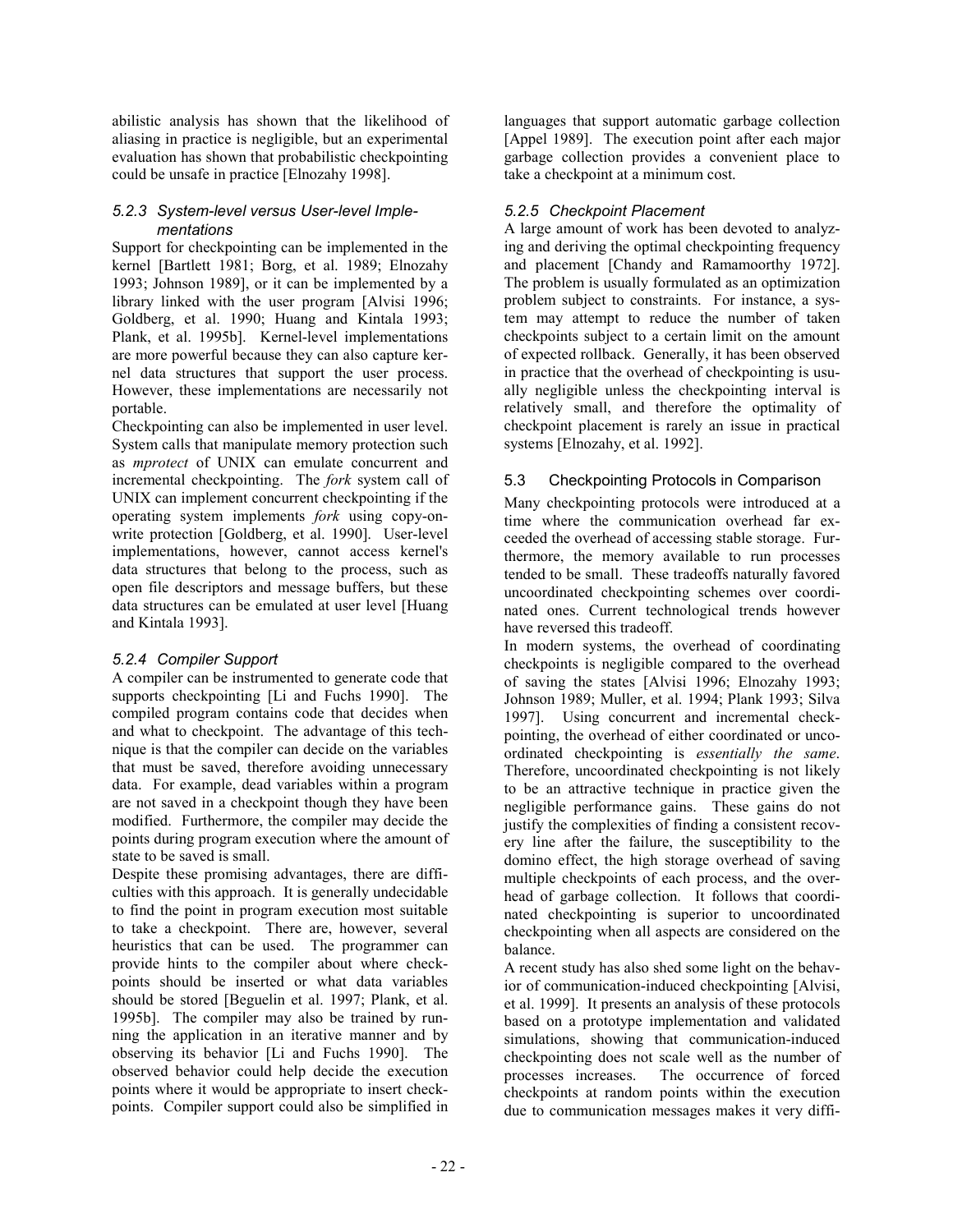abilistic analysis has shown that the likelihood of aliasing in practice is negligible, but an experimental evaluation has shown that probabilistic checkpointing could be unsafe in practice [Elnozahy 1998].

### *5.2.3 System-level versus User-level Implementations*

Support for checkpointing can be implemented in the kernel [Bartlett 1981; Borg, et al. 1989; Elnozahy 1993; Johnson 1989], or it can be implemented by a library linked with the user program [Alvisi 1996; Goldberg, et al. 1990; Huang and Kintala 1993; Plank, et al. 1995b]. Kernel-level implementations are more powerful because they can also capture kernel data structures that support the user process. However, these implementations are necessarily not portable.

Checkpointing can also be implemented in user level. System calls that manipulate memory protection such as *mprotect* of UNIX can emulate concurrent and incremental checkpointing. The *fork* system call of UNIX can implement concurrent checkpointing if the operating system implements *fork* using copy-on-write protection [Goldberg, et al. 1990]. User-level implementations, however, cannot access kernel's data structures that belong to the process, such as open file descriptors and message buffers, but these data structures can be emulated at user level [Huang and Kintala 1993].

### *5.2.4 Compiler Support*

A compiler can be instrumented to generate code that supports checkpointing [Li and Fuchs 1990]. The compiled program contains code that decides when and what to checkpoint. The advantage of this technique is that the compiler can decide on the variables that must be saved, therefore avoiding unnecessary data. For example, dead variables within a program are not saved in a checkpoint though they have been modified. Furthermore, the compiler may decide the points during program execution where the amount of state to be saved is small.

Despite these promising advantages, there are difficulties with this approach. It is generally undecidable to find the point in program execution most suitable to take a checkpoint. There are, however, several heuristics that can be used. The programmer can provide hints to the compiler about where checkpoints should be inserted or what data variables should be stored [Beguelin et al. 1997; Plank, et al. 1995b]. The compiler may also be trained by running the application in an iterative manner and by observing its behavior [Li and Fuchs 1990]. The observed behavior could help decide the execution points where it would be appropriate to insert checkpoints. Compiler support could also be simplified in languages that support automatic garbage collection [Appel 1989]. The execution point after each major garbage collection provides a convenient place to take a checkpoint at a minimum cost.

### *5.2.5 Checkpoint Placement*

A large amount of work has been devoted to analyzing and deriving the optimal checkpointing frequency and placement [Chandy and Ramamoorthy 1972]. The problem is usually formulated as an optimization problem subject to constraints. For instance, a system may attempt to reduce the number of taken checkpoints subject to a certain limit on the amount of expected rollback. Generally, it has been observed in practice that the overhead of checkpointing is usually negligible unless the checkpointing interval is relatively small, and therefore the optimality of checkpoint placement is rarely an issue in practical systems [Elnozahy, et al. 1992].

## 5.3 Checkpointing Protocols in Comparison

Many checkpointing protocols were introduced at a time where the communication overhead far exceeded the overhead of accessing stable storage. Furthermore, the memory available to run processes tended to be small. These tradeoffs naturally favored uncoordinated checkpointing schemes over coordinated ones. Current technological trends however have reversed this tradeoff.

In modern systems, the overhead of coordinating checkpoints is negligible compared to the overhead of saving the states [Alvisi 1996; Elnozahy 1993; Johnson 1989; Muller, et al. 1994; Plank 1993; Silva 1997]. Using concurrent and incremental checkpointing, the overhead of either coordinated or uncoordinated checkpointing is *essentially the same*. Therefore, uncoordinated checkpointing is not likely to be an attractive technique in practice given the negligible performance gains. These gains do not justify the complexities of finding a consistent recovery line after the failure, the susceptibility to the domino effect, the high storage overhead of saving multiple checkpoints of each process, and the overhead of garbage collection. It follows that coordinated checkpointing is superior to uncoordinated checkpointing when all aspects are considered on the balance.

A recent study has also shed some light on the behavior of communication-induced checkpointing [Alvisi, et al. 1999]. It presents an analysis of these protocols based on a prototype implementation and validated simulations, showing that communication-induced checkpointing does not scale well as the number of processes increases. The occurrence of forced checkpoints at random points within the execution due to communication messages makes it very diffi-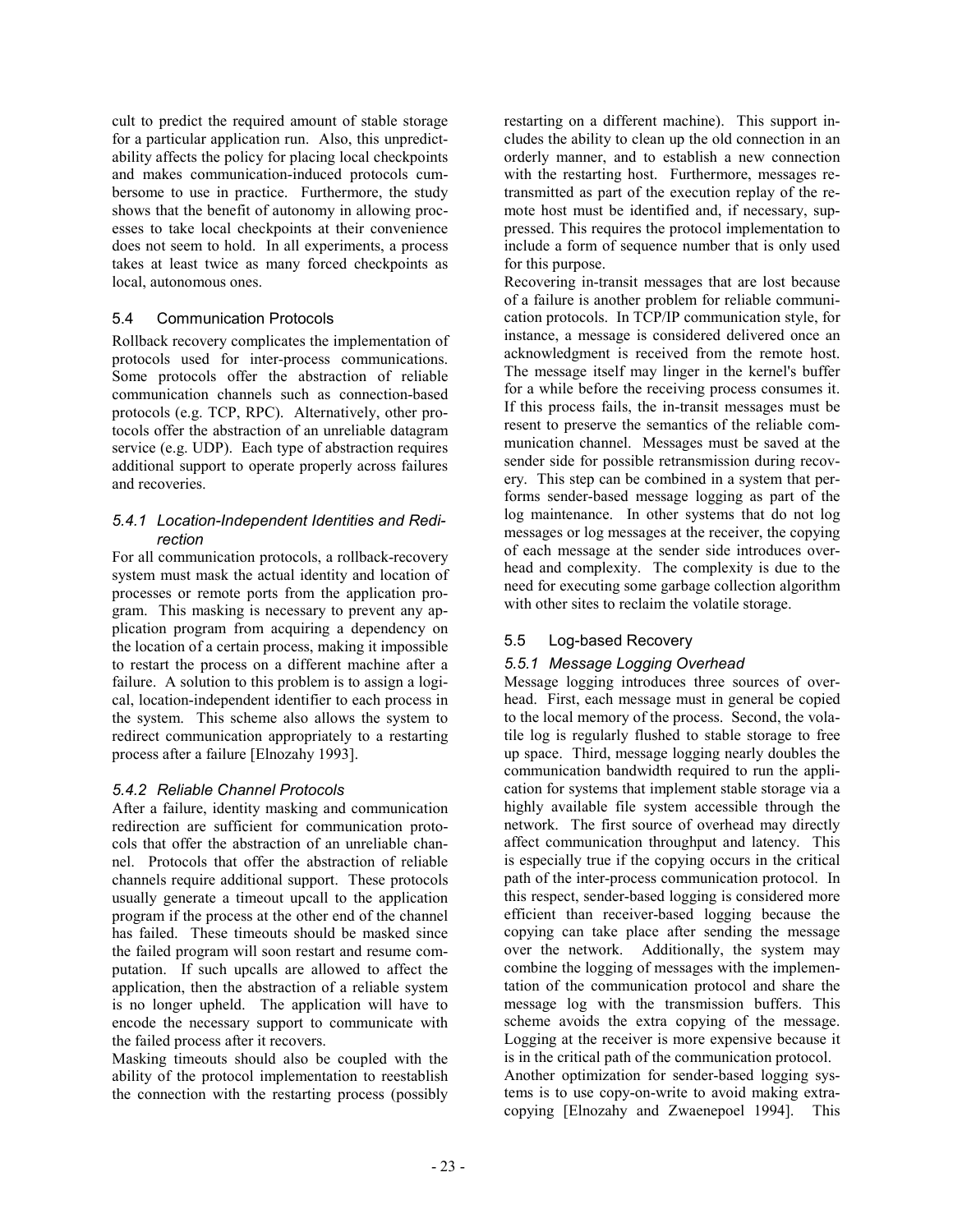cult to predict the required amount of stable storage for a particular application run. Also, this unpredictability affects the policy for placing local checkpoints and makes communication-induced protocols cumbersome to use in practice. Furthermore, the study shows that the benefit of autonomy in allowing processes to take local checkpoints at their convenience does not seem to hold. In all experiments, a process takes at least twice as many forced checkpoints as local, autonomous ones.

## 5.4 Communication Protocols

Rollback recovery complicates the implementation of protocols used for inter-process communications. Some protocols offer the abstraction of reliable communication channels such as connection-based protocols (e.g. TCP, RPC). Alternatively, other protocols offer the abstraction of an unreliable datagram service (e.g. UDP). Each type of abstraction requires additional support to operate properly across failures and recoveries.

### *5.4.1 Location-Independent Identities and Redirection*

For all communication protocols, a rollback-recovery system must mask the actual identity and location of processes or remote ports from the application program. This masking is necessary to prevent any application program from acquiring a dependency on the location of a certain process, making it impossible to restart the process on a different machine after a failure. A solution to this problem is to assign a logical, location-independent identifier to each process in the system. This scheme also allows the system to redirect communication appropriately to a restarting process after a failure [Elnozahy 1993].

### *5.4.2 Reliable Channel Protocols*

After a failure, identity masking and communication redirection are sufficient for communication protocols that offer the abstraction of an unreliable channel. Protocols that offer the abstraction of reliable channels require additional support. These protocols usually generate a timeout upcall to the application program if the process at the other end of the channel has failed. These timeouts should be masked since the failed program will soon restart and resume computation. If such upcalls are allowed to affect the application, then the abstraction of a reliable system is no longer upheld. The application will have to encode the necessary support to communicate with the failed process after it recovers.

Masking timeouts should also be coupled with the ability of the protocol implementation to reestablish the connection with the restarting process (possibly restarting on a different machine). This support includes the ability to clean up the old connection in an orderly manner, and to establish a new connection with the restarting host. Furthermore, messages retransmitted as part of the execution replay of the remote host must be identified and, if necessary, suppressed. This requires the protocol implementation to include a form of sequence number that is only used for this purpose.

Recovering in-transit messages that are lost because of a failure is another problem for reliable communication protocols. In TCP/IP communication style, for instance, a message is considered delivered once an acknowledgment is received from the remote host. The message itself may linger in the kernel's buffer for a while before the receiving process consumes it. If this process fails, the in-transit messages must be resent to preserve the semantics of the reliable communication channel. Messages must be saved at the sender side for possible retransmission during recovery. This step can be combined in a system that performs sender-based message logging as part of the log maintenance. In other systems that do not log messages or log messages at the receiver, the copying of each message at the sender side introduces overhead and complexity. The complexity is due to the need for executing some garbage collection algorithm with other sites to reclaim the volatile storage.

## 5.5 Log-based Recovery

### *5.5.1 Message Logging Overhead*

Message logging introduces three sources of overhead. First, each message must in general be copied to the local memory of the process. Second, the volatile log is regularly flushed to stable storage to free up space. Third, message logging nearly doubles the communication bandwidth required to run the application for systems that implement stable storage via a highly available file system accessible through the network. The first source of overhead may directly affect communication throughput and latency. This is especially true if the copying occurs in the critical path of the inter-process communication protocol. In this respect, sender-based logging is considered more efficient than receiver-based logging because the copying can take place after sending the message over the network. Additionally, the system may combine the logging of messages with the implementation of the communication protocol and share the message log with the transmission buffers. This scheme avoids the extra copying of the message. Logging at the receiver is more expensive because it is in the critical path of the communication protocol.

Another optimization for sender-based logging systems is to use copy-on-write to avoid making extra-copying [Elnozahy and Zwaenepoel 1994]. This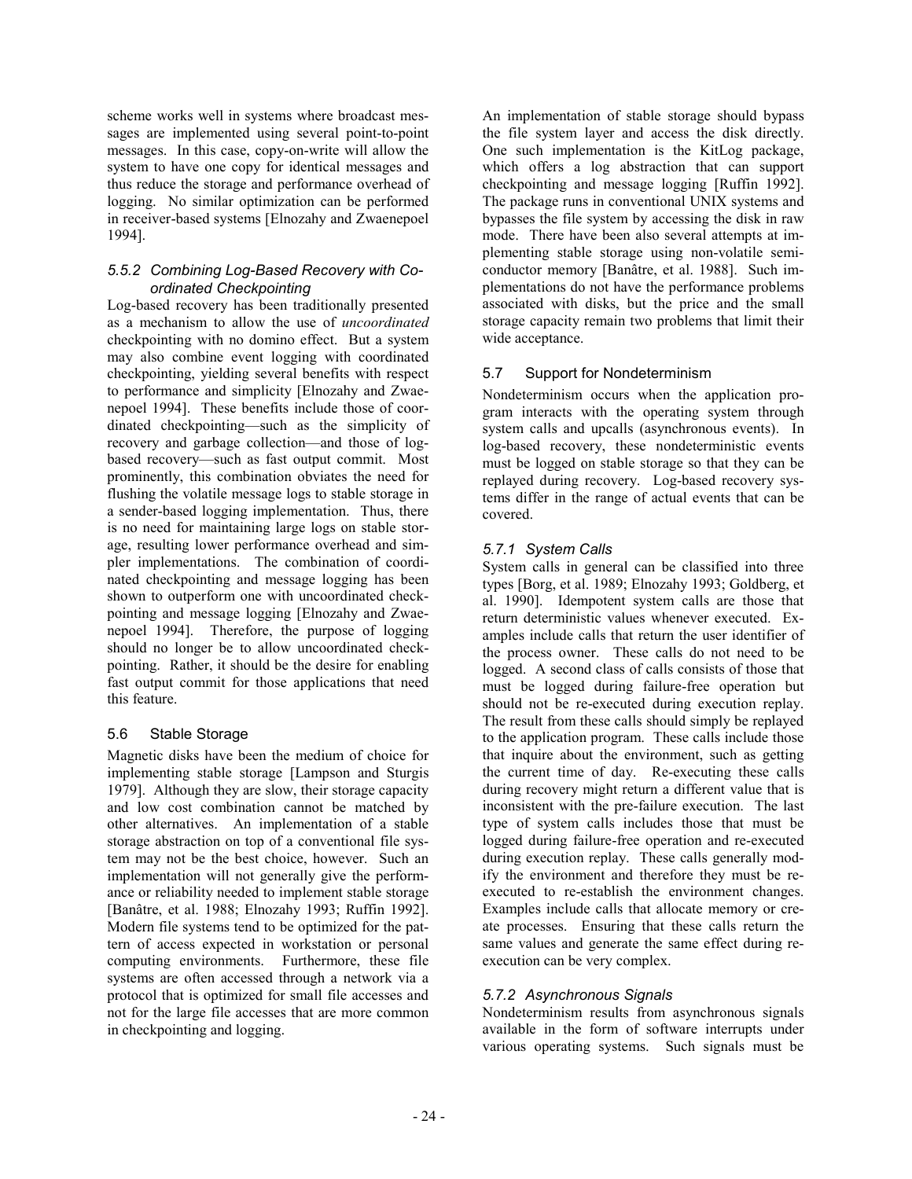scheme works well in systems where broadcast messages are implemented using several point-to-point messages. In this case, copy-on-write will allow the system to have one copy for identical messages and thus reduce the storage and performance overhead of logging. No similar optimization can be performed in receiver-based systems [Elnozahy and Zwaenepoel 1994].

#### *5.5.2 Combining Log-Based Recovery with Coordinated Checkpointing*

Log-based recovery has been traditionally presented as a mechanism to allow the use of *uncoordinated* checkpointing with no domino effect. But a system may also combine event logging with coordinated checkpointing, yielding several benefits with respect to performance and simplicity [Elnozahy and Zwaenepoel 1994]. These benefits include those of coordinated checkpointing—such as the simplicity of recovery and garbage collection—and those of log-based recovery—such as fast output commit. Most prominently, this combination obviates the need for flushing the volatile message logs to stable storage in a sender-based logging implementation. Thus, there is no need for maintaining large logs on stable storage, resulting lower performance overhead and simpler implementations. The combination of coordinated checkpointing and message logging has been shown to outperform one with uncoordinated checkpointing and message logging [Elnozahy and Zwaenepoel 1994]. Therefore, the purpose of logging should no longer be to allow uncoordinated checkpointing. Rather, it should be the desire for enabling fast output commit for those applications that need this feature.

### 5.6 Stable Storage

Magnetic disks have been the medium of choice for implementing stable storage [Lampson and Sturgis 1979]. Although they are slow, their storage capacity and low cost combination cannot be matched by other alternatives. An implementation of a stable storage abstraction on top of a conventional file system may not be the best choice, however. Such an implementation will not generally give the performance or reliability needed to implement stable storage [Banâtre, et al. 1988; Elnozahy 1993; Ruffin 1992]. Modern file systems tend to be optimized for the pattern of access expected in workstation or personal computing environments. Furthermore, these file systems are often accessed through a network via a protocol that is optimized for small file accesses and not for the large file accesses that are more common in checkpointing and logging.

An implementation of stable storage should bypass the file system layer and access the disk directly. One such implementation is the KitLog package, which offers a log abstraction that can support checkpointing and message logging [Ruffin 1992]. The package runs in conventional UNIX systems and bypasses the file system by accessing the disk in raw mode. There have been also several attempts at implementing stable storage using non-volatile semiconductor memory [Banâtre, et al. 1988]. Such implementations do not have the performance problems associated with disks, but the price and the small storage capacity remain two problems that limit their wide acceptance.

### 5.7 Support for Nondeterminism

Nondeterminism occurs when the application program interacts with the operating system through system calls and upcalls (asynchronous events). In log-based recovery, these nondeterministic events must be logged on stable storage so that they can be replayed during recovery. Log-based recovery systems differ in the range of actual events that can be covered.

#### *5.7.1 System Calls*

System calls in general can be classified into three types [Borg, et al. 1989; Elnozahy 1993; Goldberg, et al. 1990]. Idempotent system calls are those that return deterministic values whenever executed. Examples include calls that return the user identifier of the process owner. These calls do not need to be logged. A second class of calls consists of those that must be logged during failure-free operation but should not be re-executed during execution replay. The result from these calls should simply be replayed to the application program. These calls include those that inquire about the environment, such as getting the current time of day. Re-executing these calls during recovery might return a different value that is inconsistent with the pre-failure execution. The last type of system calls includes those that must be logged during failure-free operation and re-executed during execution replay. These calls generally modify the environment and therefore they must be re-executed to re-establish the environment changes. Examples include calls that allocate memory or create processes. Ensuring that these calls return the same values and generate the same effect during re-execution can be very complex.

#### *5.7.2 Asynchronous Signals*

Nondeterminism results from asynchronous signals available in the form of software interrupts under various operating systems. Such signals must be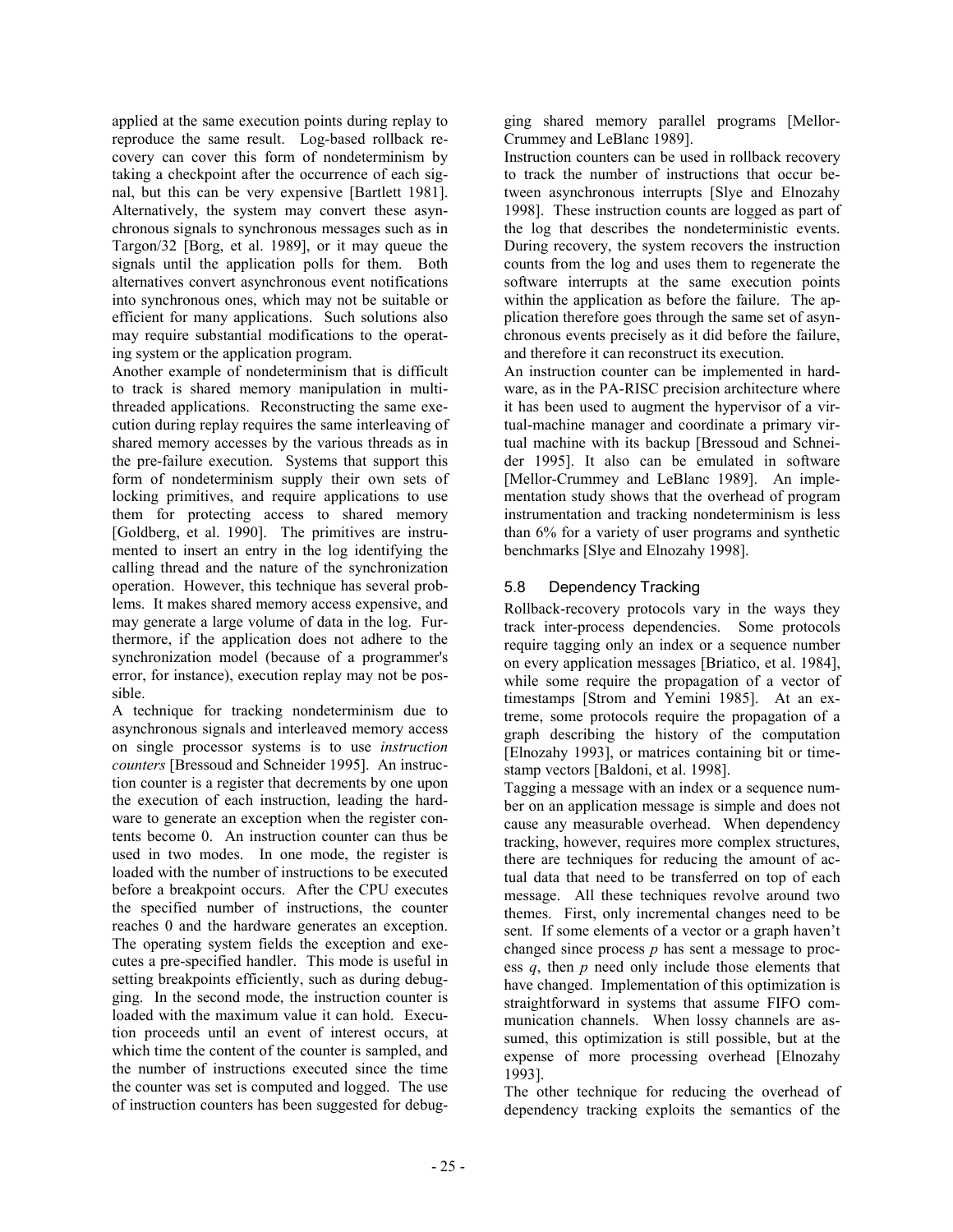applied at the same execution points during replay to reproduce the same result. Log-based rollback recovery can cover this form of nondeterminism by taking a checkpoint after the occurrence of each signal, but this can be very expensive [Bartlett 1981]. Alternatively, the system may convert these asynchronous signals to synchronous messages such as in Targon/32 [Borg, et al. 1989], or it may queue the signals until the application polls for them. Both alternatives convert asynchronous event notifications into synchronous ones, which may not be suitable or efficient for many applications. Such solutions also may require substantial modifications to the operating system or the application program.

Another example of nondeterminism that is difficult to track is shared memory manipulation in multi-threaded applications. Reconstructing the same execution during replay requires the same interleaving of shared memory accesses by the various threads as in the pre-failure execution. Systems that support this form of nondeterminism supply their own sets of locking primitives, and require applications to use them for protecting access to shared memory [Goldberg, et al. 1990]. The primitives are instrumented to insert an entry in the log identifying the calling thread and the nature of the synchronization operation. However, this technique has several problems. It makes shared memory access expensive, and may generate a large volume of data in the log. Furthermore, if the application does not adhere to the synchronization model (because of a programmer's error, for instance), execution replay may not be possible.

A technique for tracking nondeterminism due to asynchronous signals and interleaved memory access on single processor systems is to use *instruction counters* [Bressoud and Schneider 1995]. An instruction counter is a register that decrements by one upon the execution of each instruction, leading the hardware to generate an exception when the register contents become 0. An instruction counter can thus be used in two modes. In one mode, the register is loaded with the number of instructions to be executed before a breakpoint occurs. After the CPU executes the specified number of instructions, the counter reaches 0 and the hardware generates an exception. The operating system fields the exception and executes a pre-specified handler. This mode is useful in setting breakpoints efficiently, such as during debugging. In the second mode, the instruction counter is loaded with the maximum value it can hold. Execution proceeds until an event of interest occurs, at which time the content of the counter is sampled, and the number of instructions executed since the time the counter was set is computed and logged. The use of instruction counters has been suggested for debugging shared memory parallel programs [Mellor-Crummey and LeBlanc 1989].

Instruction counters can be used in rollback recovery to track the number of instructions that occur between asynchronous interrupts [Slye and Elnozahy 1998]. These instruction counts are logged as part of the log that describes the nondeterministic events. During recovery, the system recovers the instruction counts from the log and uses them to regenerate the software interrupts at the same execution points within the application as before the failure. The application therefore goes through the same set of asynchronous events precisely as it did before the failure, and therefore it can reconstruct its execution.

An instruction counter can be implemented in hardware, as in the PA-RISC precision architecture where it has been used to augment the hypervisor of a virtual-machine manager and coordinate a primary virtual machine with its backup [Bressoud and Schneider 1995]. It also can be emulated in software [Mellor-Crummey and LeBlanc 1989]. An implementation study shows that the overhead of program instrumentation and tracking nondeterminism is less than 6% for a variety of user programs and synthetic benchmarks [Slye and Elnozahy 1998].

### 5.8 Dependency Tracking

Rollback-recovery protocols vary in the ways they track inter-process dependencies. Some protocols require tagging only an index or a sequence number on every application messages [Briatico, et al. 1984], while some require the propagation of a vector of timestamps [Strom and Yemini 1985]. At an extreme, some protocols require the propagation of a graph describing the history of the computation [Elnozahy 1993], or matrices containing bit or timestamp vectors [Baldoni, et al. 1998].

Tagging a message with an index or a sequence number on an application message is simple and does not cause any measurable overhead. When dependency tracking, however, requires more complex structures, there are techniques for reducing the amount of actual data that need to be transferred on top of each message. All these techniques revolve around two themes. First, only incremental changes need to be sent. If some elements of a vector or a graph haven't changed since process $p$ has sent a message to process $q$, then $p$ need only include those elements that have changed. Implementation of this optimization is straightforward in systems that assume FIFO communication channels. When lossy channels are assumed, this optimization is still possible, but at the expense of more processing overhead [Elnozahy 1993].

The other technique for reducing the overhead of dependency tracking exploits the semantics of the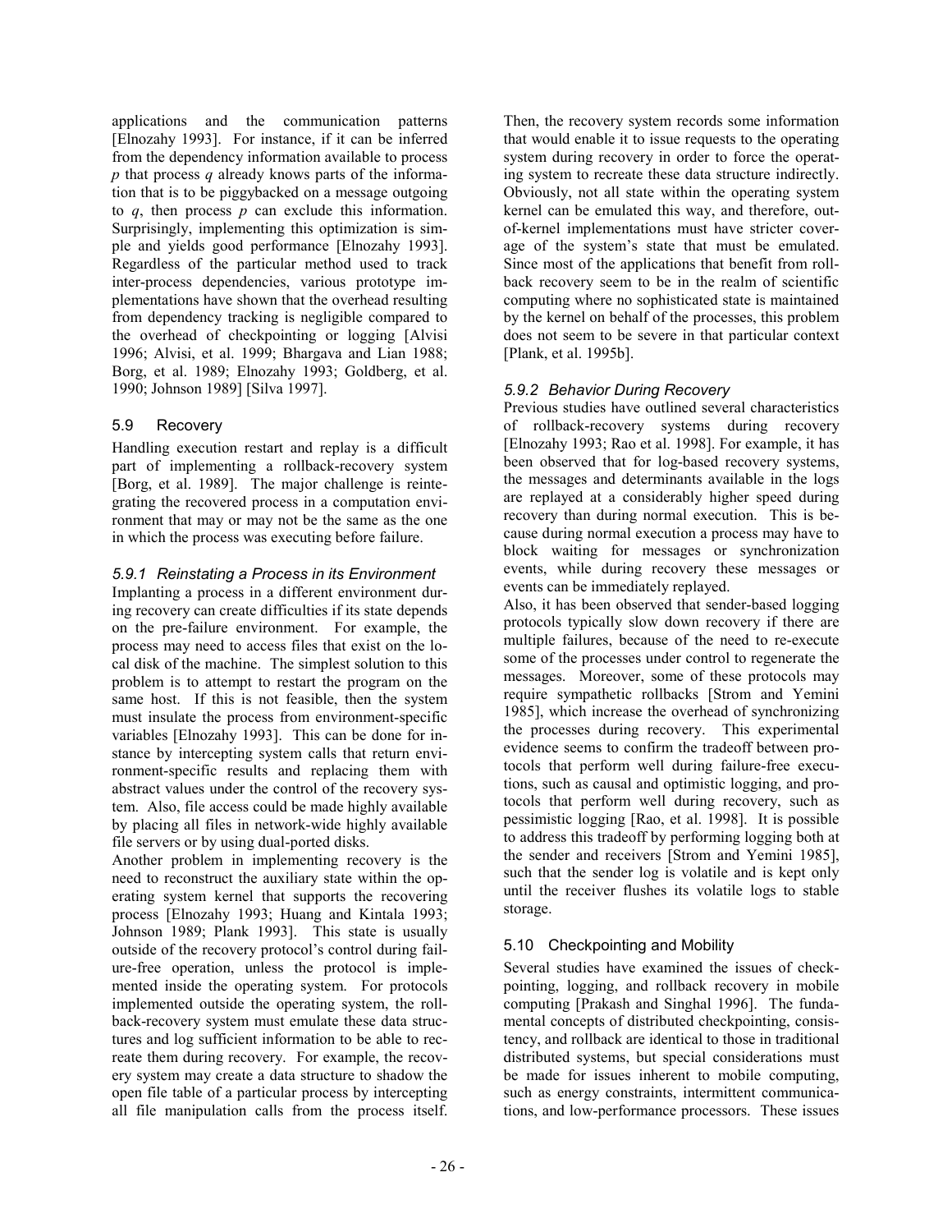applications and the communication patterns [Elnozahy 1993]. For instance, if it can be inferred from the dependency information available to process *p* that process *q* already knows parts of the information that is to be piggybacked on a message outgoing to *q*, then process *p* can exclude this information. Surprisingly, implementing this optimization is simple and yields good performance [Elnozahy 1993]. Regardless of the particular method used to track inter-process dependencies, various prototype implementations have shown that the overhead resulting from dependency tracking is negligible compared to the overhead of checkpointing or logging [Alvisi 1996; Alvisi, et al. 1999; Bhargava and Lian 1988; Borg, et al. 1989; Elnozahy 1993; Goldberg, et al. 1990; Johnson 1989] [Silva 1997].

## 5.9 Recovery

Handling execution restart and replay is a difficult part of implementing a rollback-recovery system [Borg, et al. 1989]. The major challenge is reintegrating the recovered process in a computation environment that may or may not be the same as the one in which the process was executing before failure.

### *5.9.1 Reinstating a Process in its Environment*

Implanting a process in a different environment during recovery can create difficulties if its state depends on the pre-failure environment. For example, the process may need to access files that exist on the local disk of the machine. The simplest solution to this problem is to attempt to restart the program on the same host. If this is not feasible, then the system must insulate the process from environment-specific variables [Elnozahy 1993]. This can be done for instance by intercepting system calls that return environment-specific results and replacing them with abstract values under the control of the recovery system. Also, file access could be made highly available by placing all files in network-wide highly available file servers or by using dual-ported disks.

Another problem in implementing recovery is the need to reconstruct the auxiliary state within the operating system kernel that supports the recovering process [Elnozahy 1993; Huang and Kintala 1993; Johnson 1989; Plank 1993]. This state is usually outside of the recovery protocol's control during failure-free operation, unless the protocol is implemented inside the operating system. For protocols implemented outside the operating system, the rollback-recovery system must emulate these data structures and log sufficient information to be able to recreate them during recovery. For example, the recovery system may create a data structure to shadow the open file table of a particular process by intercepting all file manipulation calls from the process itself. Then, the recovery system records some information that would enable it to issue requests to the operating system during recovery in order to force the operating system to recreate these data structure indirectly. Obviously, not all state within the operating system kernel can be emulated this way, and therefore, out-of-kernel implementations must have stricter coverage of the system's state that must be emulated. Since most of the applications that benefit from rollback recovery seem to be in the realm of scientific computing where no sophisticated state is maintained by the kernel on behalf of the processes, this problem does not seem to be severe in that particular context [Plank, et al. 1995b].

### *5.9.2 Behavior During Recovery*

Previous studies have outlined several characteristics of rollback-recovery systems during recovery [Elnozahy 1993; Rao et al. 1998]. For example, it has been observed that for log-based recovery systems, the messages and determinants available in the logs are replayed at a considerably higher speed during recovery than during normal execution. This is because during normal execution a process may have to block waiting for messages or synchronization events, while during recovery these messages or events can be immediately replayed.

Also, it has been observed that sender-based logging protocols typically slow down recovery if there are multiple failures, because of the need to re-execute some of the processes under control to regenerate the messages. Moreover, some of these protocols may require sympathetic rollbacks [Strom and Yemini 1985], which increase the overhead of synchronizing the processes during recovery. This experimental evidence seems to confirm the tradeoff between protocols that perform well during failure-free executions, such as causal and optimistic logging, and protocols that perform well during recovery, such as pessimistic logging [Rao, et al. 1998]. It is possible to address this tradeoff by performing logging both at the sender and receivers [Strom and Yemini 1985], such that the sender log is volatile and is kept only until the receiver flushes its volatile logs to stable storage.

## 5.10 Checkpointing and Mobility

Several studies have examined the issues of checkpointing, logging, and rollback recovery in mobile computing [Prakash and Singhal 1996]. The fundamental concepts of distributed checkpointing, consistency, and rollback are identical to those in traditional distributed systems, but special considerations must be made for issues inherent to mobile computing, such as energy constraints, intermittent communications, and low-performance processors. These issues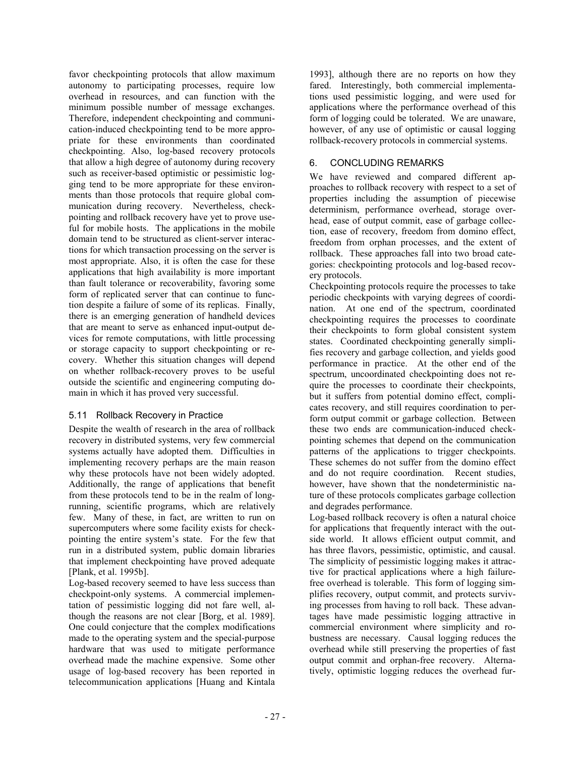favor checkpointing protocols that allow maximum autonomy to participating processes, require low overhead in resources, and can function with the minimum possible number of message exchanges. Therefore, independent checkpointing and communication-induced checkpointing tend to be more appropriate for these environments than coordinated checkpointing. Also, log-based recovery protocols that allow a high degree of autonomy during recovery such as receiver-based optimistic or pessimistic logging tend to be more appropriate for these environments than those protocols that require global communication during recovery. Nevertheless, checkpointing and rollback recovery have yet to prove useful for mobile hosts. The applications in the mobile domain tend to be structured as client-server interactions for which transaction processing on the server is most appropriate. Also, it is often the case for these applications that high availability is more important than fault tolerance or recoverability, favoring some form of replicated server that can continue to function despite a failure of some of its replicas. Finally, there is an emerging generation of handheld devices that are meant to serve as enhanced input-output devices for remote computations, with little processing or storage capacity to support checkpointing or recovery. Whether this situation changes will depend on whether rollback-recovery proves to be useful outside the scientific and engineering computing domain in which it has proved very successful.

### 5.11 Rollback Recovery in Practice

Despite the wealth of research in the area of rollback recovery in distributed systems, very few commercial systems actually have adopted them. Difficulties in implementing recovery perhaps are the main reason why these protocols have not been widely adopted. Additionally, the range of applications that benefit from these protocols tend to be in the realm of long-running, scientific programs, which are relatively few. Many of these, in fact, are written to run on supercomputers where some facility exists for checkpointing the entire system's state. For the few that run in a distributed system, public domain libraries that implement checkpointing have proved adequate [Plank, et al. 1995b].

Log-based recovery seemed to have less success than checkpoint-only systems. A commercial implementation of pessimistic logging did not fare well, although the reasons are not clear [Borg, et al. 1989]. One could conjecture that the complex modifications made to the operating system and the special-purpose hardware that was used to mitigate performance overhead made the machine expensive. Some other usage of log-based recovery has been reported in telecommunication applications [Huang and Kintala 1993], although there are no reports on how they fared. Interestingly, both commercial implementations used pessimistic logging, and were used for applications where the performance overhead of this form of logging could be tolerated. We are unaware, however, of any use of optimistic or causal logging rollback-recovery protocols in commercial systems.

## 6. CONCLUDING REMARKS

We have reviewed and compared different approaches to rollback recovery with respect to a set of properties including the assumption of piecewise determinism, performance overhead, storage overhead, ease of output commit, ease of garbage collection, ease of recovery, freedom from domino effect, freedom from orphan processes, and the extent of rollback. These approaches fall into two broad categories: checkpointing protocols and log-based recovery protocols.

Checkpointing protocols require the processes to take periodic checkpoints with varying degrees of coordination. At one end of the spectrum, coordinated checkpointing requires the processes to coordinate their checkpoints to form global consistent system states. Coordinated checkpointing generally simplifies recovery and garbage collection, and yields good performance in practice. At the other end of the spectrum, uncoordinated checkpointing does not require the processes to coordinate their checkpoints, but it suffers from potential domino effect, complicates recovery, and still requires coordination to perform output commit or garbage collection. Between these two ends are communication-induced checkpointing schemes that depend on the communication patterns of the applications to trigger checkpoints. These schemes do not suffer from the domino effect and do not require coordination. Recent studies, however, have shown that the nondeterministic nature of these protocols complicates garbage collection and degrades performance.

Log-based rollback recovery is often a natural choice for applications that frequently interact with the outside world. It allows efficient output commit, and has three flavors, pessimistic, optimistic, and causal. The simplicity of pessimistic logging makes it attractive for practical applications where a high failure-free overhead is tolerable. This form of logging simplifies recovery, output commit, and protects surviving processes from having to roll back. These advantages have made pessimistic logging attractive in commercial environment where simplicity and robustness are necessary. Causal logging reduces the overhead while still preserving the properties of fast output commit and orphan-free recovery. Alternatively, optimistic logging reduces the overhead fur-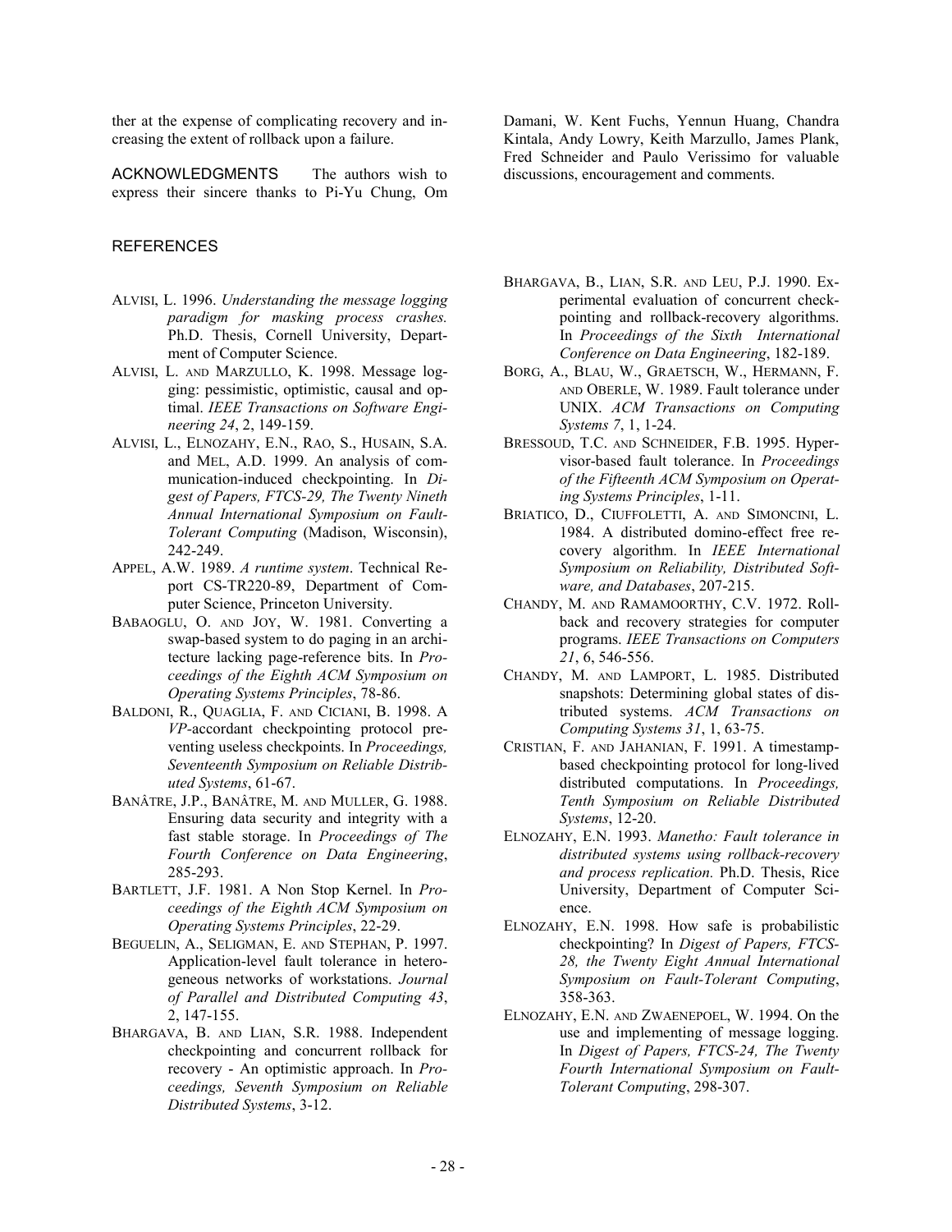ther at the expense of complicating recovery and increasing the extent of rollback upon a failure.

ACKNOWLEDGMENTS The authors wish to express their sincere thanks to Pi-Yu Chung, Om Damani, W. Kent Fuchs, Yennun Huang, Chandra Kintala, Andy Lowry, Keith Marzullo, James Plank, Fred Schneider and Paulo Verissimo for valuable discussions, encouragement and comments.

## REFERENCES

ALVISI, L. 1996. *Understanding the message logging paradigm for masking process crashes.* Ph.D. Thesis, Cornell University, Department of Computer Science.

ALVISI, L. AND MARZULLO, K. 1998. Message logging: pessimistic, optimistic, causal and optimal. *IEEE Transactions on Software Engineering 24*, 2, 149-159.

ALVISI, L., ELNOZAHY, E.N., RAO, S., HUSAIN, S.A. and MEL, A.D. 1999. An analysis of communication-induced checkpointing. In *Digest of Papers, FTCS-29, The Twenty Nineth Annual International Symposium on Fault-Tolerant Computing* (Madison, Wisconsin), 242-249.

APPEL, A.W. 1989. *A runtime system*. Technical Report CS-TR220-89, Department of Computer Science, Princeton University.

BABAOGLU, O. AND JOY, W. 1981. Converting a swap-based system to do paging in an architecture lacking page-reference bits. In *Proceedings of the Eighth ACM Symposium on Operating Systems Principles*, 78-86.

BALDONI, R., QUAGLIA, F. AND CICIANI, B. 1998. A *VP*-accordant checkpointing protocol preventing useless checkpoints. In *Proceedings, Seventeenth Symposium on Reliable Distributed Systems*, 61-67.

BANÂTRE, J.P., BANÂTRE, M. AND MULLER, G. 1988. Ensuring data security and integrity with a fast stable storage. In *Proceedings of The Fourth Conference on Data Engineering*, 285-293.

BARTLETT, J.F. 1981. A Non Stop Kernel. In *Proceedings of the Eighth ACM Symposium on Operating Systems Principles*, 22-29.

BEGUELIN, A., SELIGMAN, E. AND STEPHAN, P. 1997. Application-level fault tolerance in heterogeneous networks of workstations. *Journal of Parallel and Distributed Computing 43*, 2, 147-155.

BHARGAVA, B. AND LIAN, S.R. 1988. Independent checkpointing and concurrent rollback for recovery - An optimistic approach. In *Proceedings, Seventh Symposium on Reliable Distributed Systems*, 3-12.

BHARGAVA, B., LIAN, S.R. AND LEU, P.J. 1990. Experimental evaluation of concurrent checkpointing and rollback-recovery algorithms. In *Proceedings of the Sixth International Conference on Data Engineering*, 182-189.

BORG, A., BLAU, W., GRAETSCH, W., HERMANN, F. AND OBERLE, W. 1989. Fault tolerance under UNIX. *ACM Transactions on Computing Systems 7*, 1, 1-24.

BRESSOUD, T.C. AND SCHNEIDER, F.B. 1995. Hypervisor-based fault tolerance. In *Proceedings of the Fifteenth ACM Symposium on Operating Systems Principles*, 1-11.

BRIATICO, D., CIUFFOLETTI, A. AND SIMONCINI, L. 1984. A distributed domino-effect free recovery algorithm. In *IEEE International Symposium on Reliability, Distributed Software, and Databases*, 207-215.

CHANDY, M. AND RAMAMOORTHY, C.V. 1972. Rollback and recovery strategies for computer programs. *IEEE Transactions on Computers 21*, 6, 546-556.

CHANDY, M. AND LAMPORT, L. 1985. Distributed snapshots: Determining global states of distributed systems. *ACM Transactions on Computing Systems 31*, 1, 63-75.

CRISTIAN, F. AND JAHANIAN, F. 1991. A timestamp-based checkpointing protocol for long-lived distributed computations. In *Proceedings, Tenth Symposium on Reliable Distributed Systems*, 12-20.

ELNOZAHY, E.N. 1993. *Manetho: Fault tolerance in distributed systems using rollback-recovery and process replication.* Ph.D. Thesis, Rice University, Department of Computer Science.

ELNOZAHY, E.N. 1998. How safe is probabilistic checkpointing? In *Digest of Papers, FTCS-28, the Twenty Eight Annual International Symposium on Fault-Tolerant Computing*, 358-363.

ELNOZAHY, E.N. AND ZWAENEPOEL, W. 1994. On the use and implementing of message logging. In *Digest of Papers, FTCS-24, The Twenty Fourth International Symposium on Fault-Tolerant Computing*, 298-307.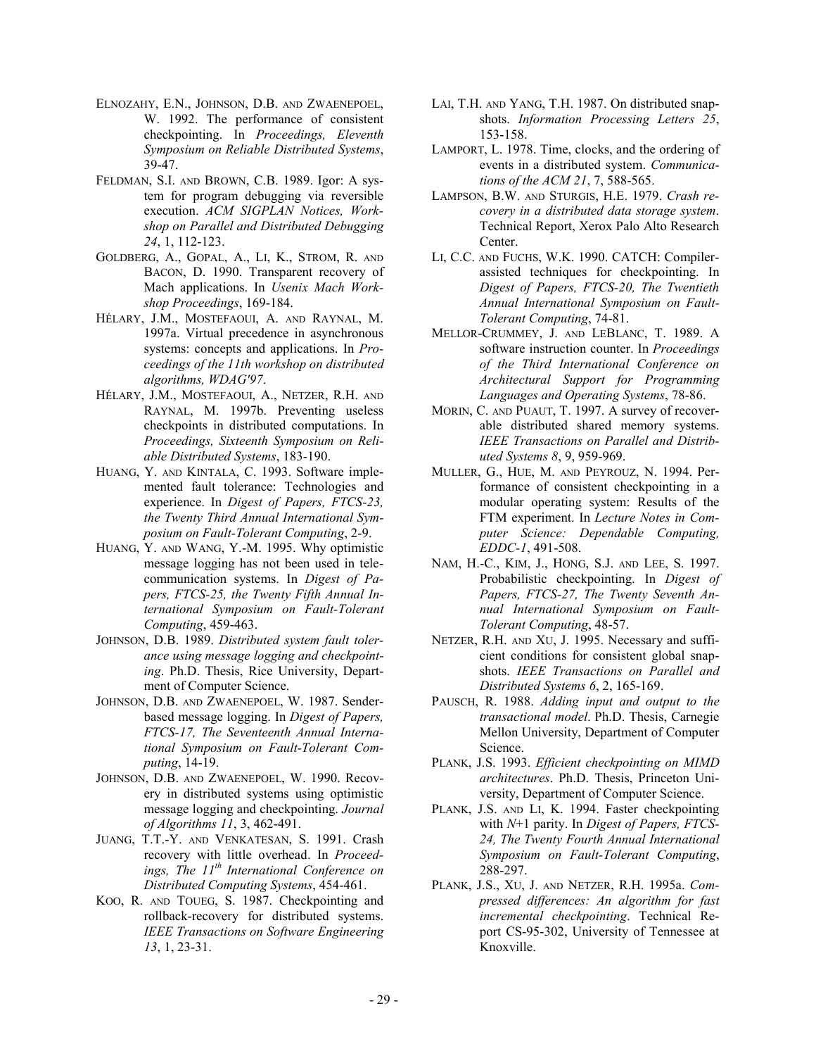ELNOZAHY, E.N., JOHNSON, D.B. AND ZWAENEPOEL, W. 1992. The performance of consistent checkpointing. In *Proceedings, Eleventh Symposium on Reliable Distributed Systems*, 39-47.

FELDMAN, S.I. AND BROWN, C.B. 1989. Igor: A system for program debugging via reversible execution. *ACM SIGPLAN Notices, Workshop on Parallel and Distributed Debugging 24*, 1, 112-123.

GOLDBERG, A., GOPAL, A., LI, K., STROM, R. AND BACON, D. 1990. Transparent recovery of Mach applications. In *Usenix Mach Workshop Proceedings*, 169-184.

HÉLARY, J.M., MOSTEFAOUI, A. AND RAYNAL, M. 1997a. Virtual precedence in asynchronous systems: concepts and applications. In *Proceedings of the 11th workshop on distributed algorithms, WDAG'97*.

HÉLARY, J.M., MOSTEFAOUI, A., NETZER, R.H. AND RAYNAL, M. 1997b. Preventing useless checkpoints in distributed computations. In *Proceedings, Sixteenth Symposium on Reliable Distributed Systems*, 183-190.

HUANG, Y. AND KINTALA, C. 1993. Software implemented fault tolerance: Technologies and experience. In *Digest of Papers, FTCS-23, the Twenty Third Annual International Symposium on Fault-Tolerant Computing*, 2-9.

HUANG, Y. AND WANG, Y.-M. 1995. Why optimistic message logging has not been used in telecommunication systems. In *Digest of Papers, FTCS-25, the Twenty Fifth Annual International Symposium on Fault-Tolerant Computing*, 459-463.

JOHNSON, D.B. 1989. *Distributed system fault tolerance using message logging and checkpointing*. Ph.D. Thesis, Rice University, Department of Computer Science.

JOHNSON, D.B. AND ZWAENEPOEL, W. 1987. Sender-based message logging. In *Digest of Papers, FTCS-17, The Seventeenth Annual International Symposium on Fault-Tolerant Computing*, 14-19.

JOHNSON, D.B. AND ZWAENEPOEL, W. 1990. Recovery in distributed systems using optimistic message logging and checkpointing. *Journal of Algorithms 11*, 3, 462-491.

JUANG, T.T.-Y. AND VENKATESAN, S. 1991. Crash recovery with little overhead. In *Proceedings, The 11th International Conference on Distributed Computing Systems*, 454-461.

KOO, R. AND TOUEG, S. 1987. Checkpointing and rollback-recovery for distributed systems. *IEEE Transactions on Software Engineering 13*, 1, 23-31.

LAI, T.H. AND YANG, T.H. 1987. On distributed snapshots. *Information Processing Letters 25*, 153-158.

LAMPORT, L. 1978. Time, clocks, and the ordering of events in a distributed system. *Communications of the ACM 21*, 7, 588-565.

LAMPSON, B.W. AND STURGIS, H.E. 1979. *Crash recovery in a distributed data storage system*. Technical Report, Xerox Palo Alto Research Center.

LI, C.C. AND FUCHS, W.K. 1990. CATCH: Compiler-assisted techniques for checkpointing. In *Digest of Papers, FTCS-20, The Twentieth Annual International Symposium on Fault-Tolerant Computing*, 74-81.

MELLOR-CRUMMEY, J. AND LEBLANC, T. 1989. A software instruction counter. In *Proceedings of the Third International Conference on Architectural Support for Programming Languages and Operating Systems*, 78-86.

MORIN, C. AND PUAUT, T. 1997. A survey of recoverable distributed shared memory systems. *IEEE Transactions on Parallel and Distributed Systems 8*, 9, 959-969.

MULLER, G., HUE, M. AND PEYROUZ, N. 1994. Performance of consistent checkpointing in a modular operating system: Results of the FTM experiment. In *Lecture Notes in Computer Science: Dependable Computing, EDDC-1*, 491-508.

NAM, H.-C., KIM, J., HONG, S.J. AND LEE, S. 1997. Probabilistic checkpointing. In *Digest of Papers, FTCS-27, The Twenty Seventh Annual International Symposium on Fault-Tolerant Computing*, 48-57.

NETZER, R.H. AND XU, J. 1995. Necessary and sufficient conditions for consistent global snapshots. *IEEE Transactions on Parallel and Distributed Systems 6*, 2, 165-169.

PAUSCH, R. 1988. *Adding input and output to the transactional model*. Ph.D. Thesis, Carnegie Mellon University, Department of Computer Science.

PLANK, J.S. 1993. *Efficient checkpointing on MIMD architectures*. Ph.D. Thesis, Princeton University, Department of Computer Science.

PLANK, J.S. AND LI, K. 1994. Faster checkpointing with *N*+1 parity. In *Digest of Papers, FTCS-24, The Twenty Fourth Annual International Symposium on Fault-Tolerant Computing*, 288-297.

PLANK, J.S., XU, J. AND NETZER, R.H. 1995a. *Compressed differences: An algorithm for fast incremental checkpointing*. Technical Report CS-95-302, University of Tennessee at Knoxville.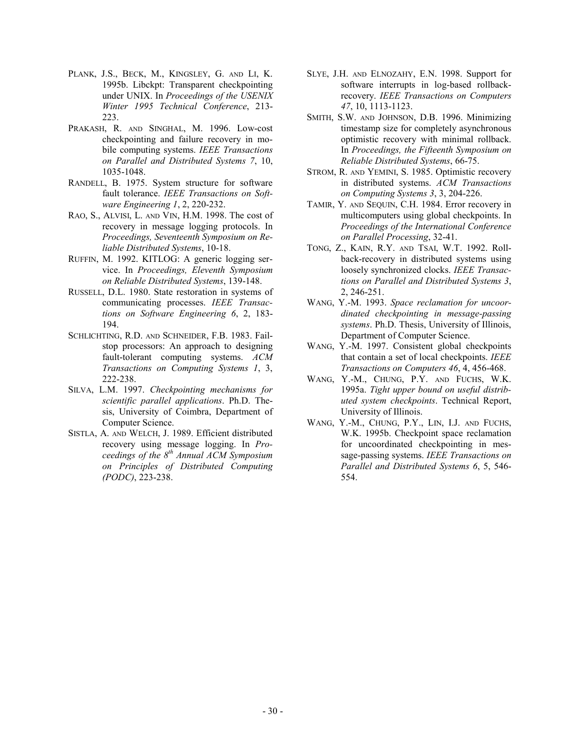PLANK, J.S., BECK, M., KINGSLEY, G. AND LI, K. 1995b. Libckpt: Transparent checkpointing under UNIX. In *Proceedings of the USENIX Winter 1995 Technical Conference*, 213-223.

PRAKASH, R. AND SINGHAL, M. 1996. Low-cost checkpointing and failure recovery in mobile computing systems. *IEEE Transactions on Parallel and Distributed Systems 7*, 10, 1035-1048.

RANDELL, B. 1975. System structure for software fault tolerance. *IEEE Transactions on Software Engineering 1*, 2, 220-232.

RAO, S., ALVISI, L. AND VIN, H.M. 1998. The cost of recovery in message logging protocols. In *Proceedings, Seventeenth Symposium on Reliable Distributed Systems*, 10-18.

RUFFIN, M. 1992. KITLOG: A generic logging service. In *Proceedings, Eleventh Symposium on Reliable Distributed Systems*, 139-148.

RUSSELL, D.L. 1980. State restoration in systems of communicating processes. *IEEE Transactions on Software Engineering 6*, 2, 183-194.

SCHLICHTING, R.D. AND SCHNEIDER, F.B. 1983. Fail-stop processors: An approach to designing fault-tolerant computing systems. *ACM Transactions on Computing Systems 1*, 3, 222-238.

SILVA, L.M. 1997. *Checkpointing mechanisms for scientific parallel applications*. Ph.D. Thesis, University of Coimbra, Department of Computer Science.

SISTLA, A. AND WELCH, J. 1989. Efficient distributed recovery using message logging. In *Proceedings of the 8th Annual ACM Symposium on Principles of Distributed Computing (PODC)*, 223-238.

SLYE, J.H. AND ELNOZAHY, E.N. 1998. Support for software interrupts in log-based rollback-recovery. *IEEE Transactions on Computers 47*, 10, 1113-1123.

SMITH, S.W. AND JOHNSON, D.B. 1996. Minimizing timestamp size for completely asynchronous optimistic recovery with minimal rollback. In *Proceedings, the Fifteenth Symposium on Reliable Distributed Systems*, 66-75.

STROM, R. AND YEMINI, S. 1985. Optimistic recovery in distributed systems. *ACM Transactions on Computing Systems 3*, 3, 204-226.

TAMIR, Y. AND SEQUIN, C.H. 1984. Error recovery in multicomputers using global checkpoints. In *Proceedings of the International Conference on Parallel Processing*, 32-41.

TONG, Z., KAIN, R.Y. AND TSAI, W.T. 1992. Rollback-recovery in distributed systems using loosely synchronized clocks. *IEEE Transactions on Parallel and Distributed Systems 3*, 2, 246-251.

WANG, Y.-M. 1993. *Space reclamation for uncoordinated checkpointing in message-passing systems*. Ph.D. Thesis, University of Illinois, Department of Computer Science.

WANG, Y.-M. 1997. Consistent global checkpoints that contain a set of local checkpoints. *IEEE Transactions on Computers 46*, 4, 456-468.

WANG, Y.-M., CHUNG, P.Y. AND FUCHS, W.K. 1995a. *Tight upper bound on useful distributed system checkpoints*. Technical Report, University of Illinois.

WANG, Y.-M., CHUNG, P.Y., LIN, I.J. AND FUCHS, W.K. 1995b. Checkpoint space reclamation for uncoordinated checkpointing in message-passing systems. *IEEE Transactions on Parallel and Distributed Systems 6*, 5, 546-554.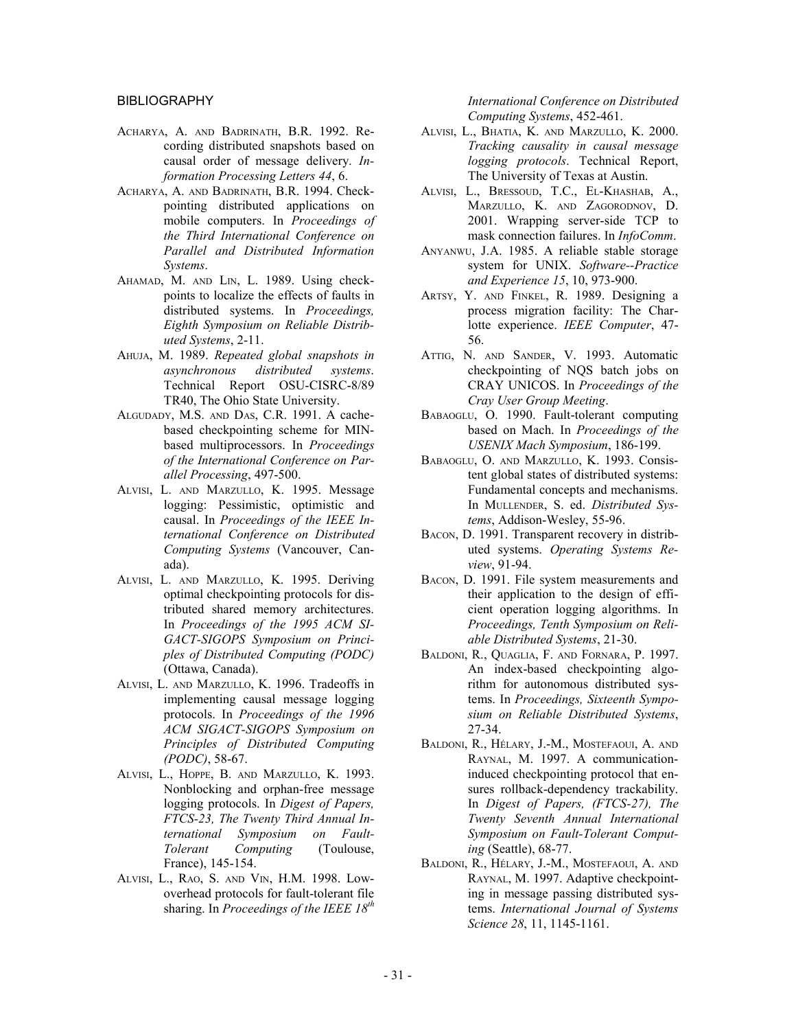## BIBLIOGRAPHY

ACHARYA, A. AND BADRINATH, B.R. 1992. Recording distributed snapshots based on causal order of message delivery. *Information Processing Letters 44*, 6.

ACHARYA, A. AND BADRINATH, B.R. 1994. Checkpointing distributed applications on mobile computers. In *Proceedings of the Third International Conference on Parallel and Distributed Information Systems*.

AHAMAD, M. AND LIN, L. 1989. Using checkpoints to localize the effects of faults in distributed systems. In *Proceedings, Eighth Symposium on Reliable Distributed Systems*, 2-11.

AHUJA, M. 1989. *Repeated global snapshots in asynchronous distributed systems*. Technical Report OSU-CISRC-8/89 TR40, The Ohio State University.

ALGUDADY, M.S. AND DAS, C.R. 1991. A cache-based checkpointing scheme for MIN-based multiprocessors. In *Proceedings of the International Conference on Parallel Processing*, 497-500.

ALVISI, L. AND MARZULLO, K. 1995. Message logging: Pessimistic, optimistic and causal. In *Proceedings of the IEEE International Conference on Distributed Computing Systems* (Vancouver, Canada).

ALVISI, L. AND MARZULLO, K. 1995. Deriving optimal checkpointing protocols for distributed shared memory architectures. In *Proceedings of the 1995 ACM SIGACT-SIGOPS Symposium on Principles of Distributed Computing (PODC)* (Ottawa, Canada).

ALVISI, L. AND MARZULLO, K. 1996. Tradeoffs in implementing causal message logging protocols. In *Proceedings of the 1996 ACM SIGACT-SIGOPS Symposium on Principles of Distributed Computing (PODC)*, 58-67.

ALVISI, L., HOPPE, B. AND MARZULLO, K. 1993. Nonblocking and orphan-free message logging protocols. In *Digest of Papers, FTCS-23, The Twenty Third Annual International Symposium on Fault-Tolerant Computing* (Toulouse, France), 145-154.

ALVISI, L., RAO, S. AND VIN, H.M. 1998. Low-overhead protocols for fault-tolerant file sharing. In *Proceedings of the IEEE 18th International Conference on Distributed Computing Systems*, 452-461.

ALVISI, L., BHATIA, K. AND MARZULLO, K. 2000. *Tracking causality in causal message logging protocols*. Technical Report, The University of Texas at Austin.

ALVISI, L., BRESSOUD, T.C., EL-KHASHAB, A., MARZULLO, K. AND ZAGORODNOV, D. 2001. Wrapping server-side TCP to mask connection failures. In *InfoComm*.

ANYANWU, J.A. 1985. A reliable stable storage system for UNIX. *Software--Practice and Experience 15*, 10, 973-900.

ARTSY, Y. AND FINKEL, R. 1989. Designing a process migration facility: The Charlotte experience. *IEEE Computer*, 47-56.

ATTIG, N. AND SANDER, V. 1993. Automatic checkpointing of NQS batch jobs on CRAY UNICOS. In *Proceedings of the Cray User Group Meeting*.

BABAOGLU, O. 1990. Fault-tolerant computing based on Mach. In *Proceedings of the USENIX Mach Symposium*, 186-199.

BABAOGLU, O. AND MARZULLO, K. 1993. Consistent global states of distributed systems: Fundamental concepts and mechanisms. In MULLENDER, S. ed. *Distributed Systems*, Addison-Wesley, 55-96.

BACON, D. 1991. Transparent recovery in distributed systems. *Operating Systems Review*, 91-94.

BACON, D. 1991. File system measurements and their application to the design of efficient operation logging algorithms. In *Proceedings, Tenth Symposium on Reliable Distributed Systems*, 21-30.

BALDONI, R., QUAGLIA, F. AND FORNARA, P. 1997. An index-based checkpointing algorithm for autonomous distributed systems. In *Proceedings, Sixteenth Symposium on Reliable Distributed Systems*, 27-34.

BALDONI, R., HÉLARY, J.-M., MOSTEFAOUI, A. AND RAYNAL, M. 1997. A communication-induced checkpointing protocol that ensures rollback-dependency trackability. In *Digest of Papers, (FTCS-27), The Twenty Seventh Annual International Symposium on Fault-Tolerant Computing* (Seattle), 68-77.

BALDONI, R., HÉLARY, J.-M., MOSTEFAOUI, A. AND RAYNAL, M. 1997. Adaptive checkpointing in message passing distributed systems. *International Journal of Systems Science 28*, 11, 1145-1161.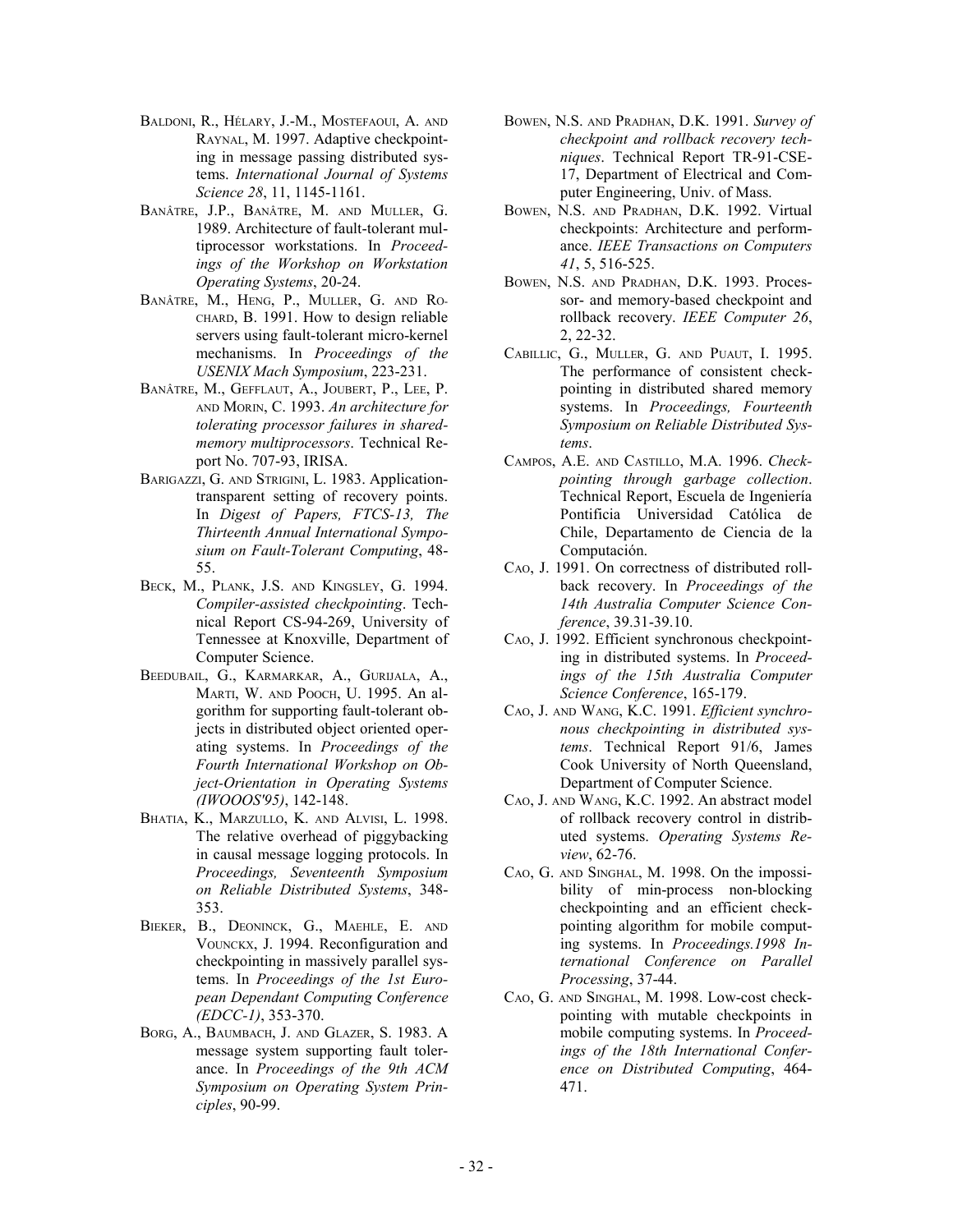BALDONI, R., HÉLARY, J.-M., MOSTEFAOUI, A. AND RAYNAL, M. 1997. Adaptive checkpointing in message passing distributed systems. *International Journal of Systems Science 28*, 11, 1145-1161.

BANÂTRE, J.P., BANÂTRE, M. AND MULLER, G. 1989. Architecture of fault-tolerant multiprocessor workstations. In *Proceedings of the Workshop on Workstation Operating Systems*, 20-24.

BANÂTRE, M., HENG, P., MULLER, G. AND ROCHARD, B. 1991. How to design reliable servers using fault-tolerant micro-kernel mechanisms. In *Proceedings of the USENIX Mach Symposium*, 223-231.

BANÂTRE, M., GEFFLAUT, A., JOUBERT, P., LEE, P. AND MORIN, C. 1993. *An architecture for tolerating processor failures in shared-memory multiprocessors*. Technical Report No. 707-93, IRISA.

BARIGAZZI, G. AND STRIGINI, L. 1983. Application-transparent setting of recovery points. In *Digest of Papers, FTCS-13, The Thirteenth Annual International Symposium on Fault-Tolerant Computing*, 48-55.

BECK, M., PLANK, J.S. AND KINGSLEY, G. 1994. *Compiler-assisted checkpointing*. Technical Report CS-94-269, University of Tennessee at Knoxville, Department of Computer Science.

BEEDUBAIL, G., KARMARKAR, A., GURIJALA, A., MARTI, W. AND POOCH, U. 1995. An algorithm for supporting fault-tolerant objects in distributed object oriented operating systems. In *Proceedings of the Fourth International Workshop on Object-Orientation in Operating Systems (IWOOOS'95)*, 142-148.

BHATIA, K., MARZULLO, K. AND ALVISI, L. 1998. The relative overhead of piggybacking in causal message logging protocols. In *Proceedings, Seventeenth Symposium on Reliable Distributed Systems*, 348-353.

BIEKER, B., DEONINCK, G., MAEHLE, E. AND VOUNCKX, J. 1994. Reconfiguration and checkpointing in massively parallel systems. In *Proceedings of the 1st European Dependant Computing Conference (EDCC-1)*, 353-370.

BORG, A., BAUMBACH, J. AND GLAZER, S. 1983. A message system supporting fault tolerance. In *Proceedings of the 9th ACM Symposium on Operating System Principles*, 90-99.

BOWEN, N.S. AND PRADHAN, D.K. 1991. *Survey of checkpoint and rollback recovery techniques*. Technical Report TR-91-CSE-17, Department of Electrical and Computer Engineering, Univ. of Mass.

BOWEN, N.S. AND PRADHAN, D.K. 1992. Virtual checkpoints: Architecture and performance. *IEEE Transactions on Computers 41*, 5, 516-525.

BOWEN, N.S. AND PRADHAN, D.K. 1993. Processor- and memory-based checkpoint and rollback recovery. *IEEE Computer 26*, 2, 22-32.

CABILLIC, G., MULLER, G. AND PUAUT, I. 1995. The performance of consistent checkpointing in distributed shared memory systems. In *Proceedings, Fourteenth Symposium on Reliable Distributed Systems*.

CAMPOS, A.E. AND CASTILLO, M.A. 1996. *Checkpointing through garbage collection*. Technical Report, Escuela de Ingeniería Pontificia Universidad Católica de Chile, Departamento de Ciencia de la Computación.

CAO, J. 1991. On correctness of distributed rollback recovery. In *Proceedings of the 14th Australia Computer Science Conference*, 39.31-39.10.

CAO, J. 1992. Efficient synchronous checkpointing in distributed systems. In *Proceedings of the 15th Australia Computer Science Conference*, 165-179.

CAO, J. AND WANG, K.C. 1991. *Efficient synchronous checkpointing in distributed systems*. Technical Report 91/6, James Cook University of North Queensland, Department of Computer Science.

CAO, J. AND WANG, K.C. 1992. An abstract model of rollback recovery control in distributed systems. *Operating Systems Review*, 62-76.

CAO, G. AND SINGHAL, M. 1998. On the impossibility of min-process non-blocking checkpointing and an efficient checkpointing algorithm for mobile computing systems. In *Proceedings.1998 International Conference on Parallel Processing*, 37-44.

CAO, G. AND SINGHAL, M. 1998. Low-cost checkpointing with mutable checkpoints in mobile computing systems. In *Proceedings of the 18th International Conference on Distributed Computing*, 464-471.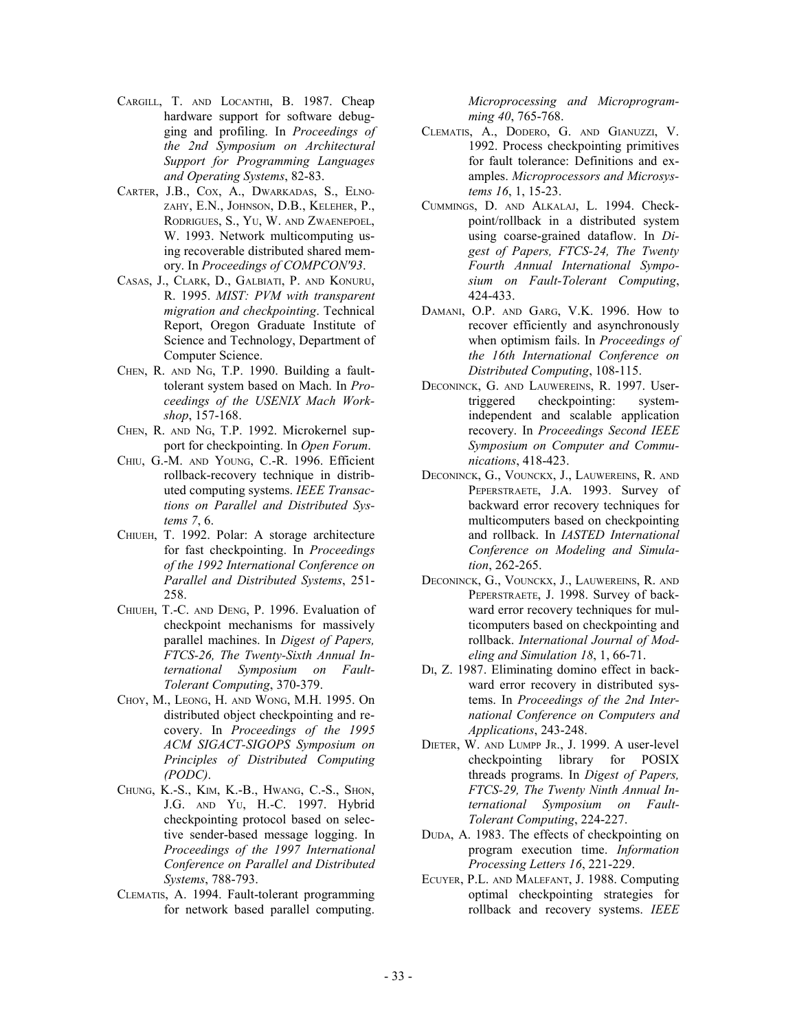CARGILL, T. AND LOCANTHI, B. 1987. Cheap hardware support for software debugging and profiling. In *Proceedings of the 2nd Symposium on Architectural Support for Programming Languages and Operating Systems*, 82-83.

CARTER, J.B., COX, A., DWARKADAS, S., ELNOZAHY, E.N., JOHNSON, D.B., KELEHER, P., RODRIGUES, S., YU, W. AND ZWAENEPOEL, W. 1993. Network multicomputing using recoverable distributed shared memory. In *Proceedings of COMPCON'93*.

CASAS, J., CLARK, D., GALBIATI, P. AND KONURU, R. 1995. *MIST: PVM with transparent migration and checkpointing*. Technical Report, Oregon Graduate Institute of Science and Technology, Department of Computer Science.

CHEN, R. AND NG, T.P. 1990. Building a fault-tolerant system based on Mach. In *Proceedings of the USENIX Mach Workshop*, 157-168.

CHEN, R. AND NG, T.P. 1992. Microkernel support for checkpointing. In *Open Forum*.

CHIU, G.-M. AND YOUNG, C.-R. 1996. Efficient rollback-recovery technique in distributed computing systems. *IEEE Transactions on Parallel and Distributed Systems 7*, 6.

CHIUEH, T. 1992. Polar: A storage architecture for fast checkpointing. In *Proceedings of the 1992 International Conference on Parallel and Distributed Systems*, 251-258.

CHIUEH, T.-C. AND DENG, P. 1996. Evaluation of checkpoint mechanisms for massively parallel machines. In *Digest of Papers, FTCS-26, The Twenty-Sixth Annual International Symposium on Fault-Tolerant Computing*, 370-379.

CHOY, M., LEONG, H. AND WONG, M.H. 1995. On distributed object checkpointing and recovery. In *Proceedings of the 1995 ACM SIGACT-SIGOPS Symposium on Principles of Distributed Computing (PODC)*.

CHUNG, K.-S., KIM, K.-B., HWANG, C.-S., SHON, J.G. AND YU, H.-C. 1997. Hybrid checkpointing protocol based on selective sender-based message logging. In *Proceedings of the 1997 International Conference on Parallel and Distributed Systems*, 788-793.

CLEMATIS, A. 1994. Fault-tolerant programming for network based parallel computing. *Microprocessing and Microprogramming 40*, 765-768.

CLEMATIS, A., DODERO, G. AND GIANUZZI, V. 1992. Process checkpointing primitives for fault tolerance: Definitions and examples. *Microprocessors and Microsystems 16*, 1, 15-23.

CUMMINGS, D. AND ALKALAJ, L. 1994. Checkpoint/rollback in a distributed system using coarse-grained dataflow. In *Digest of Papers, FTCS-24, The Twenty Fourth Annual International Symposium on Fault-Tolerant Computing*, 424-433.

DAMANI, O.P. AND GARG, V.K. 1996. How to recover efficiently and asynchronously when optimism fails. In *Proceedings of the 16th International Conference on Distributed Computing*, 108-115.

DECONINCK, G. AND LAUWEREINS, R. 1997. User-triggered checkpointing: system-independent and scalable application recovery. In *Proceedings Second IEEE Symposium on Computer and Communications*, 418-423.

DECONINCK, G., VOUNCKX, J., LAUWEREINS, R. AND PEPERSTRAETE, J.A. 1993. Survey of backward error recovery techniques for multicomputers based on checkpointing and rollback. In *IASTED International Conference on Modeling and Simulation*, 262-265.

DECONINCK, G., VOUNCKX, J., LAUWEREINS, R. AND PEPERSTRAETE, J. 1998. Survey of backward error recovery techniques for multicomputers based on checkpointing and rollback. *International Journal of Modeling and Simulation 18*, 1, 66-71.

DI, Z. 1987. Eliminating domino effect in backward error recovery in distributed systems. In *Proceedings of the 2nd International Conference on Computers and Applications*, 243-248.

DIETER, W. AND LUMPP JR., J. 1999. A user-level checkpointing library for POSIX threads programs. In *Digest of Papers, FTCS-29, The Twenty Ninth Annual International Symposium on Fault-Tolerant Computing*, 224-227.

DUDA, A. 1983. The effects of checkpointing on program execution time. *Information Processing Letters 16*, 221-229.

ECUYER, P.L. AND MALEFANT, J. 1988. Computing optimal checkpointing strategies for rollback and recovery systems. *IEEE*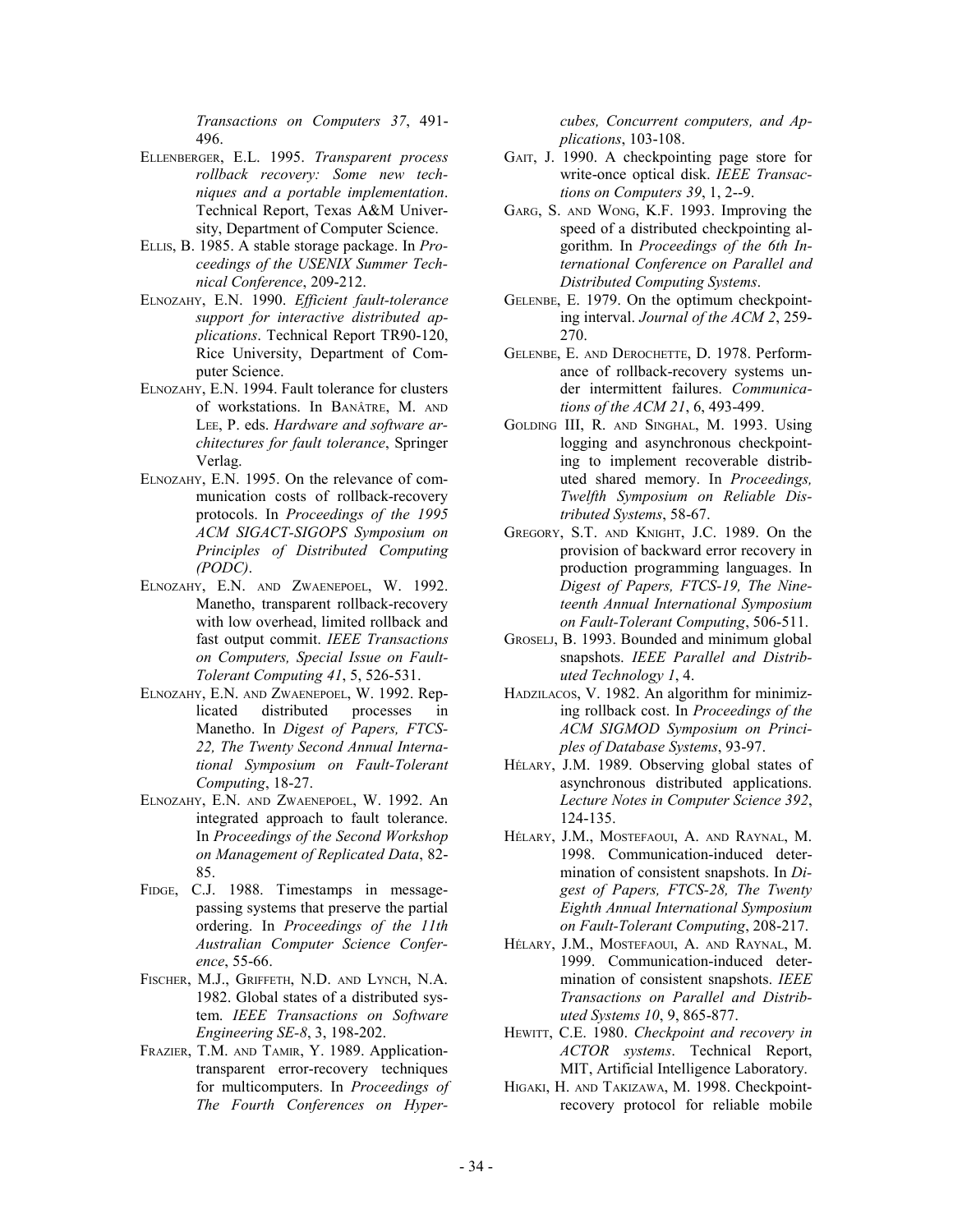*Transactions on Computers 37*, 491-496.

ELLENBERGER, E.L. 1995. *Transparent process rollback recovery: Some new techniques and a portable implementation*. Technical Report, Texas A&M University, Department of Computer Science.

ELLIS, B. 1985. A stable storage package. In *Proceedings of the USENIX Summer Technical Conference*, 209-212.

ELNOZAHY, E.N. 1990. *Efficient fault-tolerance support for interactive distributed applications*. Technical Report TR90-120, Rice University, Department of Computer Science.

ELNOZAHY, E.N. 1994. Fault tolerance for clusters of workstations. In BANÂTRE, M. AND LEE, P. eds. *Hardware and software architectures for fault tolerance*, Springer Verlag.

ELNOZAHY, E.N. 1995. On the relevance of communication costs of rollback-recovery protocols. In *Proceedings of the 1995 ACM SIGACT-SIGOPS Symposium on Principles of Distributed Computing (PODC)*.

ELNOZAHY, E.N. AND ZWAENEPOEL, W. 1992. Manetho, transparent rollback-recovery with low overhead, limited rollback and fast output commit. *IEEE Transactions on Computers, Special Issue on Fault-Tolerant Computing 41*, 5, 526-531.

ELNOZAHY, E.N. AND ZWAENEPOEL, W. 1992. Replicated distributed processes in Manetho. In *Digest of Papers, FTCS-22, The Twenty Second Annual International Symposium on Fault-Tolerant Computing*, 18-27.

ELNOZAHY, E.N. AND ZWAENEPOEL, W. 1992. An integrated approach to fault tolerance. In *Proceedings of the Second Workshop on Management of Replicated Data*, 82-85.

FIDGE, C.J. 1988. Timestamps in message-passing systems that preserve the partial ordering. In *Proceedings of the 11th Australian Computer Science Conference*, 55-66.

FISCHER, M.J., GRIFFETH, N.D. AND LYNCH, N.A. 1982. Global states of a distributed system. *IEEE Transactions on Software Engineering SE-8*, 3, 198-202.

FRAZIER, T.M. AND TAMIR, Y. 1989. Application-transparent error-recovery techniques for multicomputers. In *Proceedings of The Fourth Conferences on Hypercubes, Concurrent computers, and Applications*, 103-108.

GAIT, J. 1990. A checkpointing page store for write-once optical disk. *IEEE Transactions on Computers 39*, 1, 2--9.

GARG, S. AND WONG, K.F. 1993. Improving the speed of a distributed checkpointing algorithm. In *Proceedings of the 6th International Conference on Parallel and Distributed Computing Systems*.

GELENBE, E. 1979. On the optimum checkpointing interval. *Journal of the ACM 2*, 259-270.

GELENBE, E. AND DEROCHETTE, D. 1978. Performance of rollback-recovery systems under intermittent failures. *Communications of the ACM 21*, 6, 493-499.

GOLDING III, R. AND SINGHAL, M. 1993. Using logging and asynchronous checkpointing to implement recoverable distributed shared memory. In *Proceedings, Twelfth Symposium on Reliable Distributed Systems*, 58-67.

GREGORY, S.T. AND KNIGHT, J.C. 1989. On the provision of backward error recovery in production programming languages. In *Digest of Papers, FTCS-19, The Nineteenth Annual International Symposium on Fault-Tolerant Computing*, 506-511.

GROSELJ, B. 1993. Bounded and minimum global snapshots. *IEEE Parallel and Distributed Technology 1*, 4.

HADZILACOS, V. 1982. An algorithm for minimizing rollback cost. In *Proceedings of the ACM SIGMOD Symposium on Principles of Database Systems*, 93-97.

HÉLARY, J.M. 1989. Observing global states of asynchronous distributed applications. *Lecture Notes in Computer Science 392*, 124-135.

HÉLARY, J.M., MOSTEFAOUI, A. AND RAYNAL, M. 1998. Communication-induced determination of consistent snapshots. In *Digest of Papers, FTCS-28, The Twenty Eighth Annual International Symposium on Fault-Tolerant Computing*, 208-217.

HÉLARY, J.M., MOSTEFAOUI, A. AND RAYNAL, M. 1999. Communication-induced determination of consistent snapshots. *IEEE Transactions on Parallel and Distributed Systems 10*, 9, 865-877.

HEWITT, C.E. 1980. *Checkpoint and recovery in ACTOR systems*. Technical Report, MIT, Artificial Intelligence Laboratory.

HIGAKI, H. AND TAKIZAWA, M. 1998. Checkpoint-recovery protocol for reliable mobile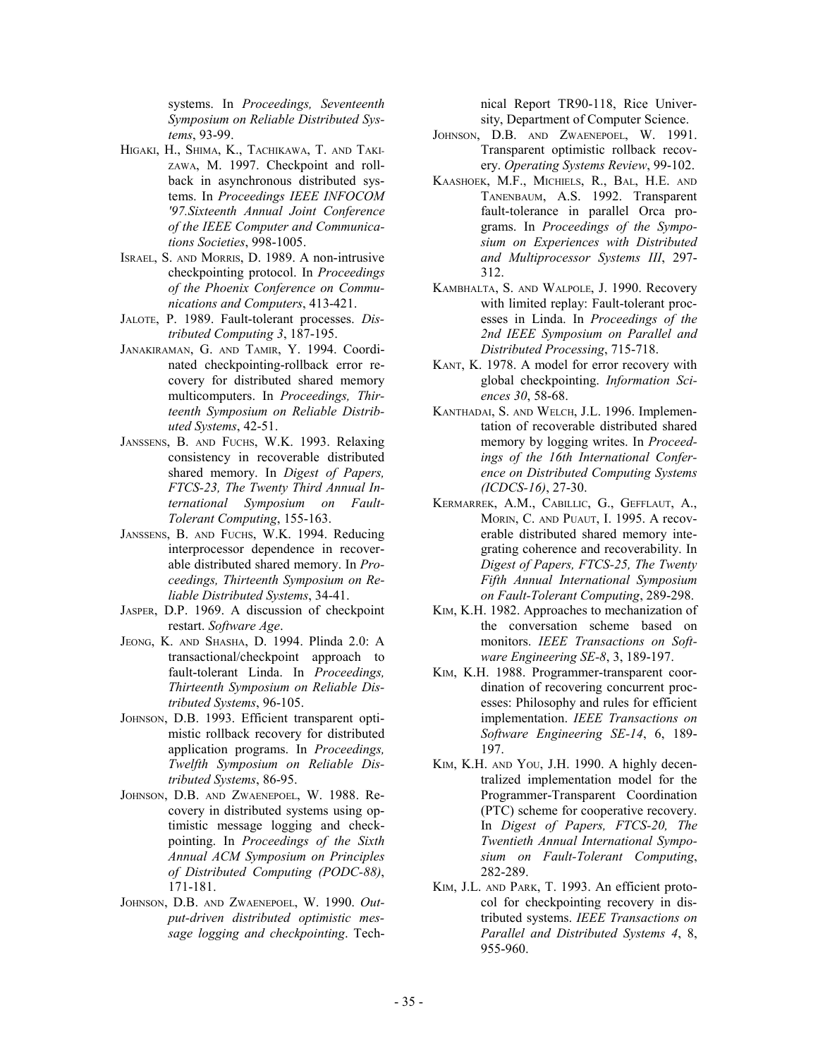systems. In *Proceedings, Seventeenth Symposium on Reliable Distributed Systems*, 93-99.

HIGAKI, H., SHIMA, K., TACHIKAWA, T. AND TAKIZAWA, M. 1997. Checkpoint and rollback in asynchronous distributed systems. In *Proceedings IEEE INFOCOM '97.Sixteenth Annual Joint Conference of the IEEE Computer and Communications Societies*, 998-1005.

ISRAEL, S. AND MORRIS, D. 1989. A non-intrusive checkpointing protocol. In *Proceedings of the Phoenix Conference on Communications and Computers*, 413-421.

JALOTE, P. 1989. Fault-tolerant processes. *Distributed Computing 3*, 187-195.

JANAKIRAMAN, G. AND TAMIR, Y. 1994. Coordinated checkpointing-rollback error recovery for distributed shared memory multicomputers. In *Proceedings, Thirteenth Symposium on Reliable Distributed Systems*, 42-51.

JANSSENS, B. AND FUCHS, W.K. 1993. Relaxing consistency in recoverable distributed shared memory. In *Digest of Papers, FTCS-23, The Twenty Third Annual International Symposium on Fault-Tolerant Computing*, 155-163.

JANSSENS, B. AND FUCHS, W.K. 1994. Reducing interprocessor dependence in recoverable distributed shared memory. In *Proceedings, Thirteenth Symposium on Reliable Distributed Systems*, 34-41.

JASPER, D.P. 1969. A discussion of checkpoint restart. *Software Age*.

JEONG, K. AND SHASHA, D. 1994. Plinda 2.0: A transactional/checkpoint approach to fault-tolerant Linda. In *Proceedings, Thirteenth Symposium on Reliable Distributed Systems*, 96-105.

JOHNSON, D.B. 1993. Efficient transparent optimistic rollback recovery for distributed application programs. In *Proceedings, Twelfth Symposium on Reliable Distributed Systems*, 86-95.

JOHNSON, D.B. AND ZWAENEPOEL, W. 1988. Recovery in distributed systems using optimistic message logging and checkpointing. In *Proceedings of the Sixth Annual ACM Symposium on Principles of Distributed Computing (PODC-88)*, 171-181.

JOHNSON, D.B. AND ZWAENEPOEL, W. 1990. *Output-driven distributed optimistic message logging and checkpointing*. Technical Report TR90-118, Rice University, Department of Computer Science.

JOHNSON, D.B. AND ZWAENEPOEL, W. 1991. Transparent optimistic rollback recovery. *Operating Systems Review*, 99-102.

KAASHOEK, M.F., MICHIELS, R., BAL, H.E. AND TANENBAUM, A.S. 1992. Transparent fault-tolerance in parallel Orca programs. In *Proceedings of the Symposium on Experiences with Distributed and Multiprocessor Systems III*, 297-312.

KAMBHALTA, S. AND WALPOLE, J. 1990. Recovery with limited replay: Fault-tolerant processes in Linda. In *Proceedings of the 2nd IEEE Symposium on Parallel and Distributed Processing*, 715-718.

KANT, K. 1978. A model for error recovery with global checkpointing. *Information Sciences 30*, 58-68.

KANTHADAI, S. AND WELCH, J.L. 1996. Implementation of recoverable distributed shared memory by logging writes. In *Proceedings of the 16th International Conference on Distributed Computing Systems (ICDCS-16)*, 27-30.

KERMARREK, A.M., CABILLIC, G., GEFFLAUT, A., MORIN, C. AND PUAUT, I. 1995. A recoverable distributed shared memory integrating coherence and recoverability. In *Digest of Papers, FTCS-25, The Twenty Fifth Annual International Symposium on Fault-Tolerant Computing*, 289-298.

KIM, K.H. 1982. Approaches to mechanization of the conversation scheme based on monitors. *IEEE Transactions on Software Engineering SE-8*, 3, 189-197.

KIM, K.H. 1988. Programmer-transparent coordination of recovering concurrent processes: Philosophy and rules for efficient implementation. *IEEE Transactions on Software Engineering SE-14*, 6, 189-197.

KIM, K.H. AND YOU, J.H. 1990. A highly decentralized implementation model for the Programmer-Transparent Coordination (PTC) scheme for cooperative recovery. In *Digest of Papers, FTCS-20, The Twentieth Annual International Symposium on Fault-Tolerant Computing*, 282-289.

KIM, J.L. AND PARK, T. 1993. An efficient protocol for checkpointing recovery in distributed systems. *IEEE Transactions on Parallel and Distributed Systems 4*, 8, 955-960.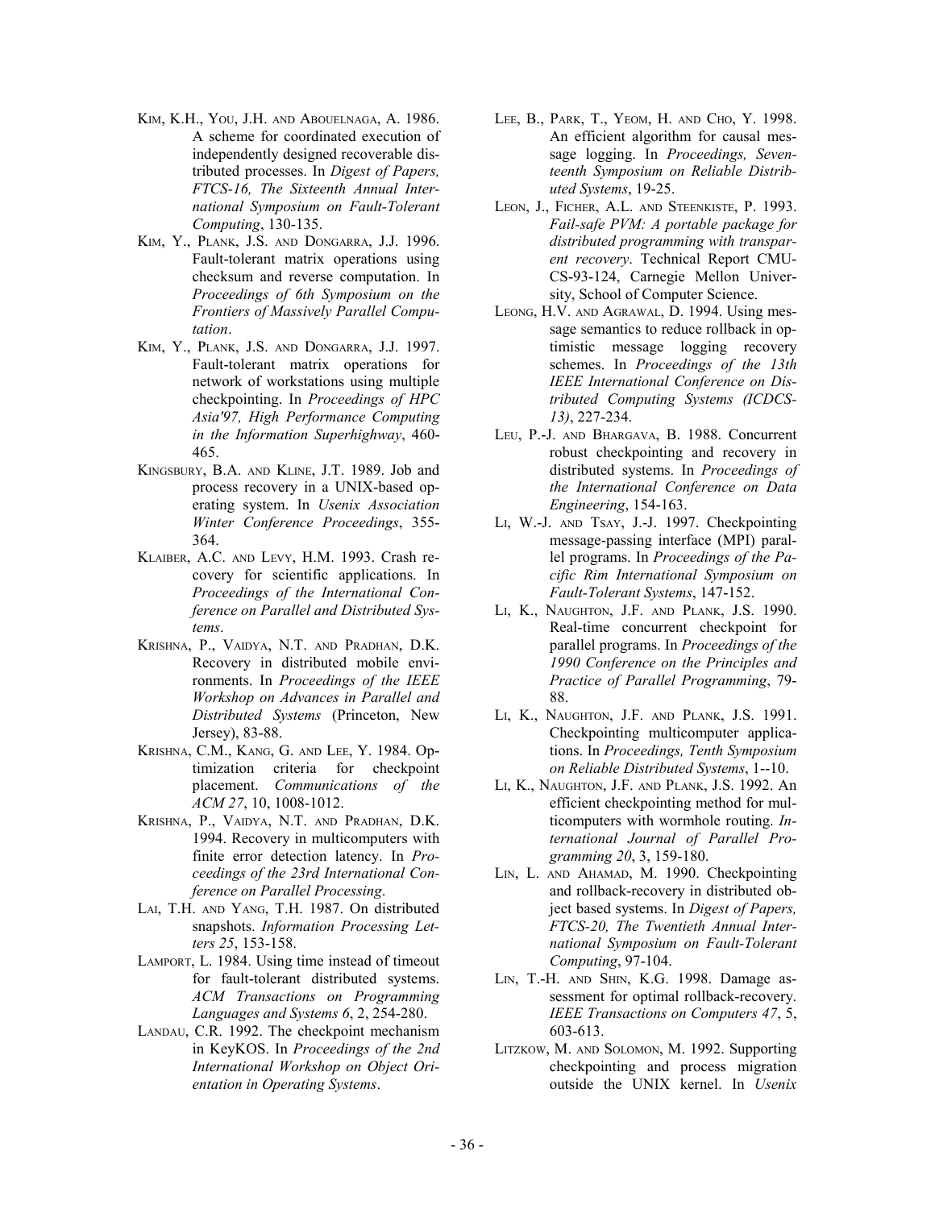KIM, K.H., YOU, J.H. AND ABOUELNAGA, A. 1986. A scheme for coordinated execution of independently designed recoverable distributed processes. In *Digest of Papers, FTCS-16, The Sixteenth Annual International Symposium on Fault-Tolerant Computing*, 130-135.

KIM, Y., PLANK, J.S. AND DONGARRA, J.J. 1996. Fault-tolerant matrix operations using checksum and reverse computation. In *Proceedings of 6th Symposium on the Frontiers of Massively Parallel Computation*.

KIM, Y., PLANK, J.S. AND DONGARRA, J.J. 1997. Fault-tolerant matrix operations for network of workstations using multiple checkpointing. In *Proceedings of HPC Asia'97, High Performance Computing in the Information Superhighway*, 460-465.

KINGSBURY, B.A. AND KLINE, J.T. 1989. Job and process recovery in a UNIX-based operating system. In *Usenix Association Winter Conference Proceedings*, 355-364.

KLAIBER, A.C. AND LEVY, H.M. 1993. Crash recovery for scientific applications. In *Proceedings of the International Conference on Parallel and Distributed Systems*.

KRISHNA, P., VAIDYA, N.T. AND PRADHAN, D.K. Recovery in distributed mobile environments. In *Proceedings of the IEEE Workshop on Advances in Parallel and Distributed Systems* (Princeton, New Jersey), 83-88.

KRISHNA, C.M., KANG, G. AND LEE, Y. 1984. Optimization criteria for checkpoint placement. *Communications of the ACM 27*, 10, 1008-1012.

KRISHNA, P., VAIDYA, N.T. AND PRADHAN, D.K. 1994. Recovery in multicomputers with finite error detection latency. In *Proceedings of the 23rd International Conference on Parallel Processing*.

LAI, T.H. AND YANG, T.H. 1987. On distributed snapshots. *Information Processing Letters 25*, 153-158.

LAMPORT, L. 1984. Using time instead of timeout for fault-tolerant distributed systems. *ACM Transactions on Programming Languages and Systems 6*, 2, 254-280.

LANDAU, C.R. 1992. The checkpoint mechanism in KeyKOS. In *Proceedings of the 2nd International Workshop on Object Orientation in Operating Systems*.

LEE, B., PARK, T., YEOM, H. AND CHO, Y. 1998. An efficient algorithm for causal message logging. In *Proceedings, Seventeenth Symposium on Reliable Distributed Systems*, 19-25.

LEON, J., FICHER, A.L. AND STEENKISTE, P. 1993. *Fail-safe PVM: A portable package for distributed programming with transparent recovery*. Technical Report CMU-CS-93-124, Carnegie Mellon University, School of Computer Science.

LEONG, H.V. AND AGRAWAL, D. 1994. Using message semantics to reduce rollback in optimistic message logging recovery schemes. In *Proceedings of the 13th IEEE International Conference on Distributed Computing Systems (ICDCS-13)*, 227-234.

LEU, P.-J. AND BHARGAVA, B. 1988. Concurrent robust checkpointing and recovery in distributed systems. In *Proceedings of the International Conference on Data Engineering*, 154-163.

LI, W.-J. AND TSAY, J.-J. 1997. Checkpointing message-passing interface (MPI) parallel programs. In *Proceedings of the Pacific Rim International Symposium on Fault-Tolerant Systems*, 147-152.

LI, K., NAUGHTON, J.F. AND PLANK, J.S. 1990. Real-time concurrent checkpoint for parallel programs. In *Proceedings of the 1990 Conference on the Principles and Practice of Parallel Programming*, 79-88.

LI, K., NAUGHTON, J.F. AND PLANK, J.S. 1991. Checkpointing multicomputer applications. In *Proceedings, Tenth Symposium on Reliable Distributed Systems*, 1--10.

LI, K., NAUGHTON, J.F. AND PLANK, J.S. 1992. An efficient checkpointing method for multicomputers with wormhole routing. *International Journal of Parallel Programming 20*, 3, 159-180.

LIN, L. AND AHAMAD, M. 1990. Checkpointing and rollback-recovery in distributed object based systems. In *Digest of Papers, FTCS-20, The Twentieth Annual International Symposium on Fault-Tolerant Computing*, 97-104.

LIN, T.-H. AND SHIN, K.G. 1998. Damage assessment for optimal rollback-recovery. *IEEE Transactions on Computers 47*, 5, 603-613.

LITZKOW, M. AND SOLOMON, M. 1992. Supporting checkpointing and process migration outside the UNIX kernel. In *Usenix*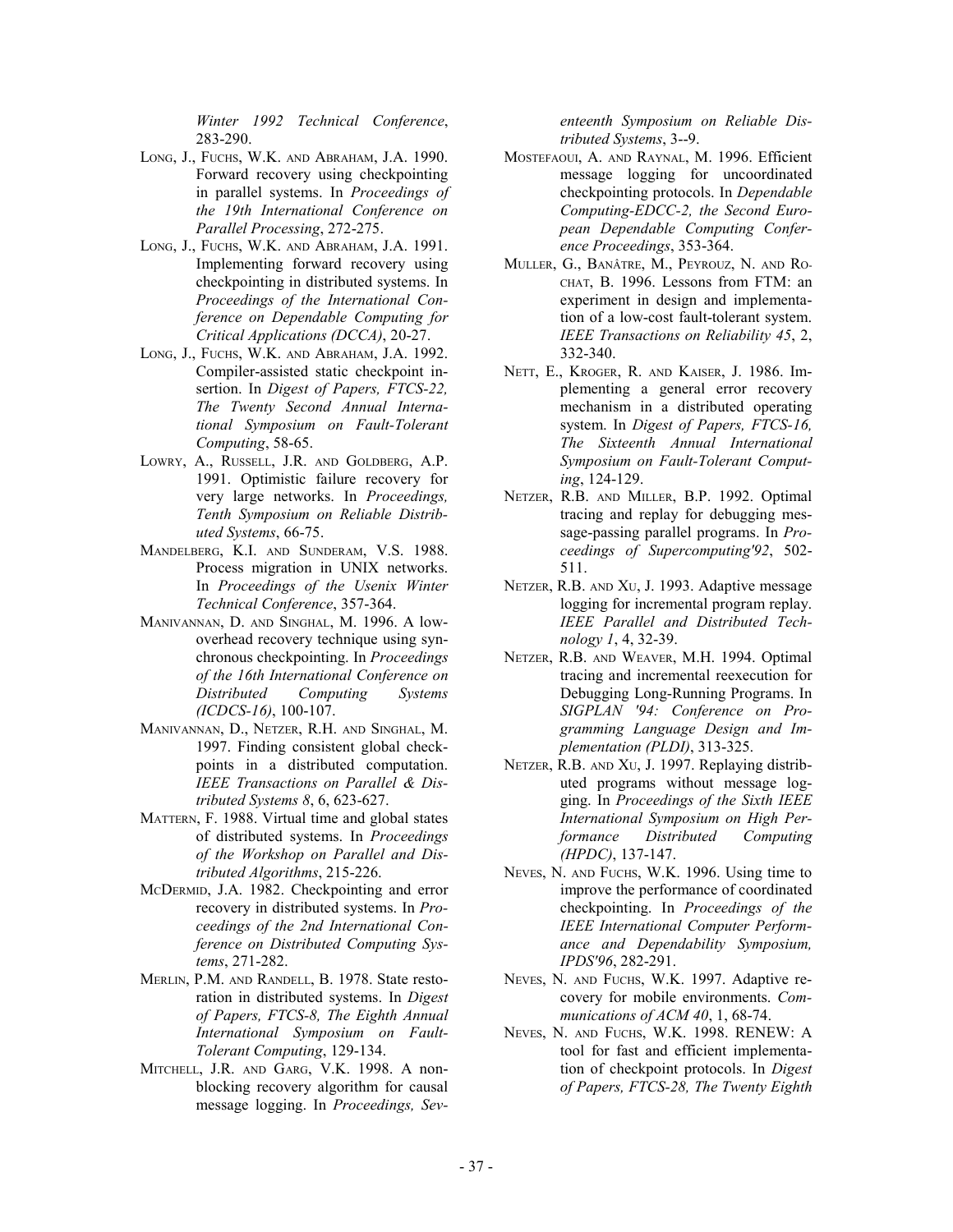*Winter 1992 Technical Conference*, 283-290.

LONG, J., FUCHS, W.K. AND ABRAHAM, J.A. 1990. Forward recovery using checkpointing in parallel systems. In *Proceedings of the 19th International Conference on Parallel Processing*, 272-275.

LONG, J., FUCHS, W.K. AND ABRAHAM, J.A. 1991. Implementing forward recovery using checkpointing in distributed systems. In *Proceedings of the International Conference on Dependable Computing for Critical Applications (DCCA)*, 20-27.

LONG, J., FUCHS, W.K. AND ABRAHAM, J.A. 1992. Compiler-assisted static checkpoint insertion. In *Digest of Papers, FTCS-22, The Twenty Second Annual International Symposium on Fault-Tolerant Computing*, 58-65.

LOWRY, A., RUSSELL, J.R. AND GOLDBERG, A.P. 1991. Optimistic failure recovery for very large networks. In *Proceedings, Tenth Symposium on Reliable Distributed Systems*, 66-75.

MANDELBERG, K.I. AND SUNDERAM, V.S. 1988. Process migration in UNIX networks. In *Proceedings of the Usenix Winter Technical Conference*, 357-364.

MANIVANNAN, D. AND SINGHAL, M. 1996. A low-overhead recovery technique using synchronous checkpointing. In *Proceedings of the 16th International Conference on Distributed Computing Systems (ICDCS-16)*, 100-107.

MANIVANNAN, D., NETZER, R.H. AND SINGHAL, M. 1997. Finding consistent global checkpoints in a distributed computation. *IEEE Transactions on Parallel & Distributed Systems 8*, 6, 623-627.

MATTERN, F. 1988. Virtual time and global states of distributed systems. In *Proceedings of the Workshop on Parallel and Distributed Algorithms*, 215-226.

MCDERMID, J.A. 1982. Checkpointing and error recovery in distributed systems. In *Proceedings of the 2nd International Conference on Distributed Computing Systems*, 271-282.

MERLIN, P.M. AND RANDELL, B. 1978. State restoration in distributed systems. In *Digest of Papers, FTCS-8, The Eighth Annual International Symposium on Fault-Tolerant Computing*, 129-134.

MITCHELL, J.R. AND GARG, V.K. 1998. A non-blocking recovery algorithm for causal message logging. In *Proceedings, Seventeenth Symposium on Reliable Distributed Systems*, 3--9.

MOSTEFAOUI, A. AND RAYNAL, M. 1996. Efficient message logging for uncoordinated checkpointing protocols. In *Dependable Computing-EDCC-2, the Second European Dependable Computing Conference Proceedings*, 353-364.

MULLER, G., BANÂTRE, M., PEYROUZ, N. AND ROCHAT, B. 1996. Lessons from FTM: an experiment in design and implementation of a low-cost fault-tolerant system. *IEEE Transactions on Reliability 45*, 2, 332-340.

NETT, E., KROGER, R. AND KAISER, J. 1986. Implementing a general error recovery mechanism in a distributed operating system. In *Digest of Papers, FTCS-16, The Sixteenth Annual International Symposium on Fault-Tolerant Computing*, 124-129.

NETZER, R.B. AND MILLER, B.P. 1992. Optimal tracing and replay for debugging message-passing parallel programs. In *Proceedings of Supercomputing'92*, 502-511.

NETZER, R.B. AND XU, J. 1993. Adaptive message logging for incremental program replay. *IEEE Parallel and Distributed Technology 1*, 4, 32-39.

NETZER, R.B. AND WEAVER, M.H. 1994. Optimal tracing and incremental reexecution for Debugging Long-Running Programs. In *SIGPLAN '94: Conference on Programming Language Design and Implementation (PLDI)*, 313-325.

NETZER, R.B. AND XU, J. 1997. Replaying distributed programs without message logging. In *Proceedings of the Sixth IEEE International Symposium on High Performance Distributed Computing (HPDC)*, 137-147.

NEVES, N. AND FUCHS, W.K. 1996. Using time to improve the performance of coordinated checkpointing. In *Proceedings of the IEEE International Computer Performance and Dependability Symposium, IPDS'96*, 282-291.

NEVES, N. AND FUCHS, W.K. 1997. Adaptive recovery for mobile environments. *Communications of ACM 40*, 1, 68-74.

NEVES, N. AND FUCHS, W.K. 1998. RENEW: A tool for fast and efficient implementation of checkpoint protocols. In *Digest of Papers, FTCS-28, The Twenty Eighth*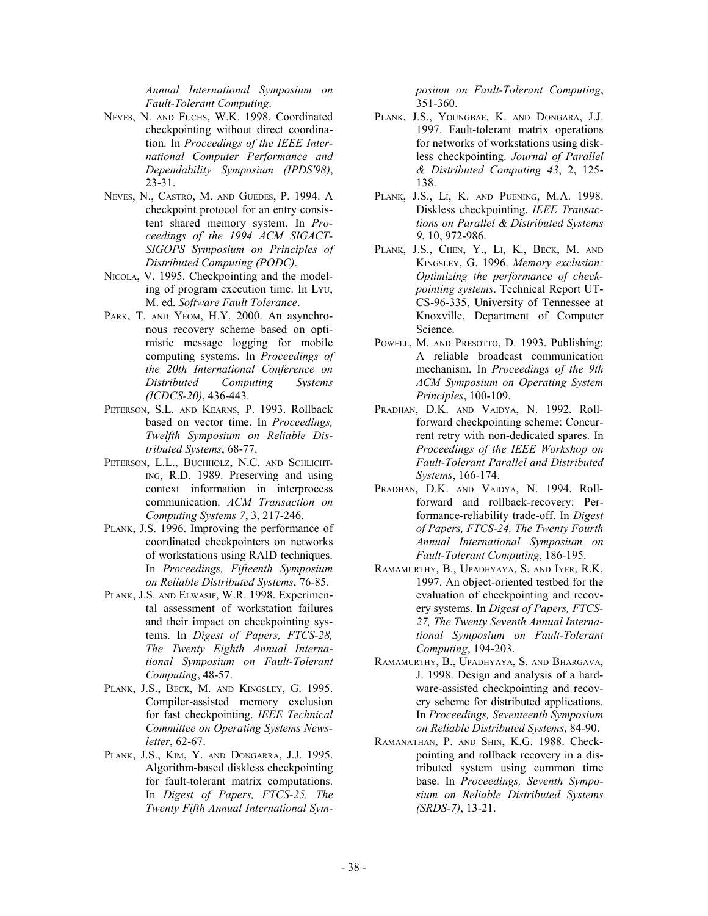*Annual International Symposium on Fault-Tolerant Computing*.

NEVES, N. AND FUCHS, W.K. 1998. Coordinated checkpointing without direct coordination. In *Proceedings of the IEEE International Computer Performance and Dependability Symposium (IPDS'98)*, 23-31.

NEVES, N., CASTRO, M. AND GUEDES, P. 1994. A checkpoint protocol for an entry consistent shared memory system. In *Proceedings of the 1994 ACM SIGACT-SIGOPS Symposium on Principles of Distributed Computing (PODC)*.

NICOLA, V. 1995. Checkpointing and the modeling of program execution time. In LYU, M. ed. *Software Fault Tolerance*.

PARK, T. AND YEOM, H.Y. 2000. An asynchronous recovery scheme based on optimistic message logging for mobile computing systems. In *Proceedings of the 20th International Conference on Distributed Computing Systems (ICDCS-20)*, 436-443.

PETERSON, S.L. AND KEARNS, P. 1993. Rollback based on vector time. In *Proceedings, Twelfth Symposium on Reliable Distributed Systems*, 68-77.

PETERSON, L.L., BUCHHOLZ, N.C. AND SCHLICHTING, R.D. 1989. Preserving and using context information in interprocess communication. *ACM Transaction on Computing Systems 7*, 3, 217-246.

PLANK, J.S. 1996. Improving the performance of coordinated checkpointers on networks of workstations using RAID techniques. In *Proceedings, Fifteenth Symposium on Reliable Distributed Systems*, 76-85.

PLANK, J.S. AND ELWASIF, W.R. 1998. Experimental assessment of workstation failures and their impact on checkpointing systems. In *Digest of Papers, FTCS-28, The Twenty Eighth Annual International Symposium on Fault-Tolerant Computing*, 48-57.

PLANK, J.S., BECK, M. AND KINGSLEY, G. 1995. Compiler-assisted memory exclusion for fast checkpointing. *IEEE Technical Committee on Operating Systems Newsletter*, 62-67.

PLANK, J.S., KIM, Y. AND DONGARRA, J.J. 1995. Algorithm-based diskless checkpointing for fault-tolerant matrix computations. In *Digest of Papers, FTCS-25, The Twenty Fifth Annual International Symposium on Fault-Tolerant Computing*, 351-360.

PLANK, J.S., YOUNGBAE, K. AND DONGARA, J.J. 1997. Fault-tolerant matrix operations for networks of workstations using diskless checkpointing. *Journal of Parallel & Distributed Computing 43*, 2, 125-138.

PLANK, J.S., LI, K. AND PUENING, M.A. 1998. Diskless checkpointing. *IEEE Transactions on Parallel & Distributed Systems 9*, 10, 972-986.

PLANK, J.S., CHEN, Y., LI, K., BECK, M. AND KINGSLEY, G. 1996. *Memory exclusion: Optimizing the performance of checkpointing systems*. Technical Report UT-CS-96-335, University of Tennessee at Knoxville, Department of Computer Science.

POWELL, M. AND PRESOTTO, D. 1993. Publishing: A reliable broadcast communication mechanism. In *Proceedings of the 9th ACM Symposium on Operating System Principles*, 100-109.

PRADHAN, D.K. AND VAIDYA, N. 1992. Rollforward checkpointing scheme: Concurrent retry with non-dedicated spares. In *Proceedings of the IEEE Workshop on Fault-Tolerant Parallel and Distributed Systems*, 166-174.

PRADHAN, D.K. AND VAIDYA, N. 1994. Rollforward and rollback-recovery: Performance-reliability trade-off. In *Digest of Papers, FTCS-24, The Twenty Fourth Annual International Symposium on Fault-Tolerant Computing*, 186-195.

RAMAMURTHY, B., UPADHYAYA, S. AND IYER, R.K. 1997. An object-oriented testbed for the evaluation of checkpointing and recovery systems. In *Digest of Papers, FTCS-27, The Twenty Seventh Annual International Symposium on Fault-Tolerant Computing*, 194-203.

RAMAMURTHY, B., UPADHYAYA, S. AND BHARGAVA, J. 1998. Design and analysis of a hardware-assisted checkpointing and recovery scheme for distributed applications. In *Proceedings, Seventeenth Symposium on Reliable Distributed Systems*, 84-90.

RAMANATHAN, P. AND SHIN, K.G. 1988. Checkpointing and rollback recovery in a distributed system using common time base. In *Proceedings, Seventh Symposium on Reliable Distributed Systems (SRDS-7)*, 13-21.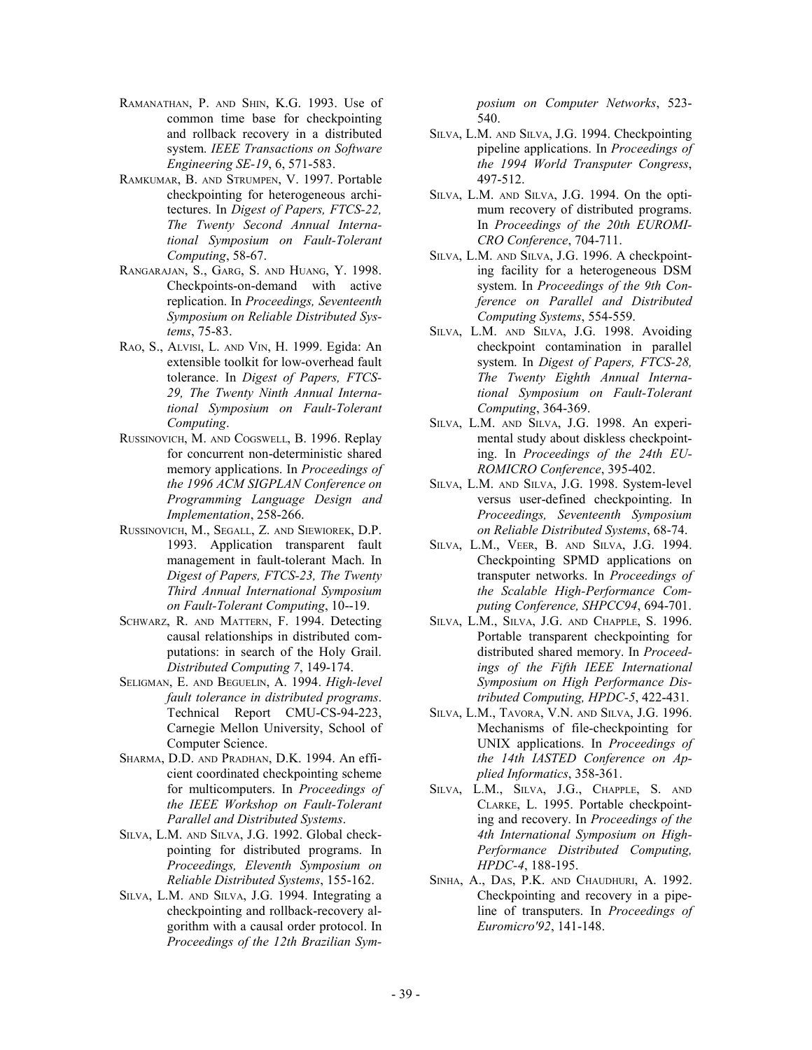RAMANATHAN, P. AND SHIN, K.G. 1993. Use of common time base for checkpointing and rollback recovery in a distributed system. *IEEE Transactions on Software Engineering SE-19*, 6, 571-583.

RAMKUMAR, B. AND STRUMPEN, V. 1997. Portable checkpointing for heterogeneous architectures. In *Digest of Papers, FTCS-22, The Twenty Second Annual International Symposium on Fault-Tolerant Computing*, 58-67.

RANGARAJAN, S., GARG, S. AND HUANG, Y. 1998. Checkpoints-on-demand with active replication. In *Proceedings, Seventeenth Symposium on Reliable Distributed Systems*, 75-83.

RAO, S., ALVISI, L. AND VIN, H. 1999. Egida: An extensible toolkit for low-overhead fault tolerance. In *Digest of Papers, FTCS-29, The Twenty Ninth Annual International Symposium on Fault-Tolerant Computing*.

RUSSINOVICH, M. AND COGSWELL, B. 1996. Replay for concurrent non-deterministic shared memory applications. In *Proceedings of the 1996 ACM SIGPLAN Conference on Programming Language Design and Implementation*, 258-266.

RUSSINOVICH, M., SEGALL, Z. AND SIEWIOREK, D.P. 1993. Application transparent fault management in fault-tolerant Mach. In *Digest of Papers, FTCS-23, The Twenty Third Annual International Symposium on Fault-Tolerant Computing*, 10--19.

SCHWARZ, R. AND MATTERN, F. 1994. Detecting causal relationships in distributed computations: in search of the Holy Grail. *Distributed Computing 7*, 149-174.

SELIGMAN, E. AND BEGUELIN, A. 1994. *High-level fault tolerance in distributed programs*. Technical Report CMU-CS-94-223, Carnegie Mellon University, School of Computer Science.

SHARMA, D.D. AND PRADHAN, D.K. 1994. An efficient coordinated checkpointing scheme for multicomputers. In *Proceedings of the IEEE Workshop on Fault-Tolerant Parallel and Distributed Systems*.

SILVA, L.M. AND SILVA, J.G. 1992. Global checkpointing for distributed programs. In *Proceedings, Eleventh Symposium on Reliable Distributed Systems*, 155-162.

SILVA, L.M. AND SILVA, J.G. 1994. Integrating a checkpointing and rollback-recovery algorithm with a causal order protocol. In *Proceedings of the 12th Brazilian Symposium on Computer Networks*, 523-540.

SILVA, L.M. AND SILVA, J.G. 1994. Checkpointing pipeline applications. In *Proceedings of the 1994 World Transputer Congress*, 497-512.

SILVA, L.M. AND SILVA, J.G. 1994. On the optimum recovery of distributed programs. In *Proceedings of the 20th EUROMICRO Conference*, 704-711.

SILVA, L.M. AND SILVA, J.G. 1996. A checkpointing facility for a heterogeneous DSM system. In *Proceedings of the 9th Conference on Parallel and Distributed Computing Systems*, 554-559.

SILVA, L.M. AND SILVA, J.G. 1998. Avoiding checkpoint contamination in parallel system. In *Digest of Papers, FTCS-28, The Twenty Eighth Annual International Symposium on Fault-Tolerant Computing*, 364-369.

SILVA, L.M. AND SILVA, J.G. 1998. An experimental study about diskless checkpointing. In *Proceedings of the 24th EUROMICRO Conference*, 395-402.

SILVA, L.M. AND SILVA, J.G. 1998. System-level versus user-defined checkpointing. In *Proceedings, Seventeenth Symposium on Reliable Distributed Systems*, 68-74.

SILVA, L.M., VEER, B. AND SILVA, J.G. 1994. Checkpointing SPMD applications on transputer networks. In *Proceedings of the Scalable High-Performance Computing Conference, SHPCC94*, 694-701.

SILVA, L.M., SILVA, J.G. AND CHAPPLE, S. 1996. Portable transparent checkpointing for distributed shared memory. In *Proceedings of the Fifth IEEE International Symposium on High Performance Distributed Computing, HPDC-5*, 422-431.

SILVA, L.M., TAVORA, V.N. AND SILVA, J.G. 1996. Mechanisms of file-checkpointing for UNIX applications. In *Proceedings of the 14th IASTED Conference on Applied Informatics*, 358-361.

SILVA, L.M., SILVA, J.G., CHAPPLE, S. AND CLARKE, L. 1995. Portable checkpointing and recovery. In *Proceedings of the 4th International Symposium on High-Performance Distributed Computing, HPDC-4*, 188-195.

SINHA, A., DAS, P.K. AND CHAUDHURI, A. 1992. Checkpointing and recovery in a pipeline of transputers. In *Proceedings of Euromicro'92*, 141-148.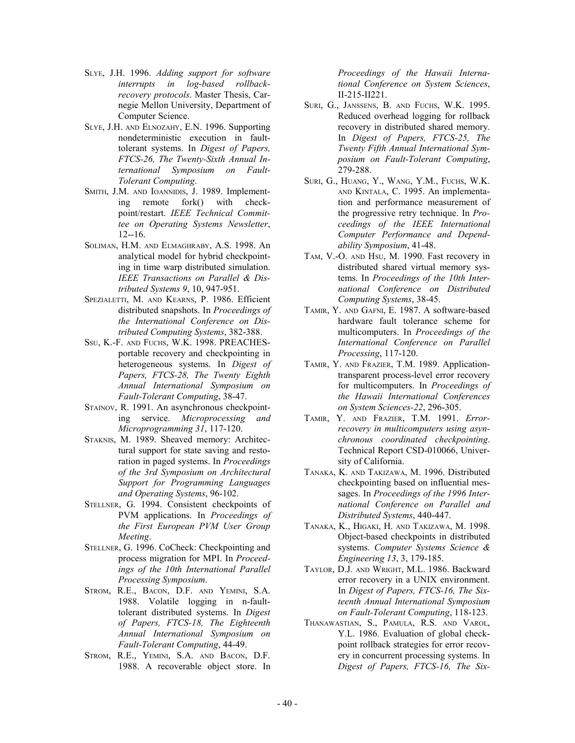SLYE, J.H. 1996. *Adding support for software interrupts in log-based rollback-recovery protocols*. Master Thesis, Carnegie Mellon University, Department of Computer Science.

SLYE, J.H. AND ELNOZAHY, E.N. 1996. Supporting nondeterministic execution in fault-tolerant systems. In *Digest of Papers, FTCS-26, The Twenty-Sixth Annual International Symposium on Fault-Tolerant Computing*.

SMITH, J.M. AND IOANNIDIS, J. 1989. Implementing remote fork() with checkpoint/restart. *IEEE Technical Committee on Operating Systems Newsletter*, 12--16.

SOLIMAN, H.M. AND ELMAGHRABY, A.S. 1998. An analytical model for hybrid checkpointing in time warp distributed simulation. *IEEE Transactions on Parallel & Distributed Systems 9*, 10, 947-951.

SPEZIALETTI, M. AND KEARNS, P. 1986. Efficient distributed snapshots. In *Proceedings of the International Conference on Distributed Computing Systems*, 382-388.

SSU, K.-F. AND FUCHS, W.K. 1998. PREACHES-portable recovery and checkpointing in heterogeneous systems. In *Digest of Papers, FTCS-28, The Twenty Eighth Annual International Symposium on Fault-Tolerant Computing*, 38-47.

STAINOV, R. 1991. An asynchronous checkpointing service. *Microprocessing and Microprogramming 31*, 117-120.

STAKNIS, M. 1989. Sheaved memory: Architectural support for state saving and restoration in paged systems. In *Proceedings of the 3rd Symposium on Architectural Support for Programming Languages and Operating Systems*, 96-102.

STELLNER, G. 1994. Consistent checkpoints of PVM applications. In *Proceedings of the First European PVM User Group Meeting*.

STELLNER, G. 1996. CoCheck: Checkpointing and process migration for MPI. In *Proceedings of the 10th International Parallel Processing Symposium*.

STROM, R.E., BACON, D.F. AND YEMINI, S.A. 1988. Volatile logging in n-fault-tolerant distributed systems. In *Digest of Papers, FTCS-18, The Eighteenth Annual International Symposium on Fault-Tolerant Computing*, 44-49.

STROM, R.E., YEMINI, S.A. AND BACON, D.F. 1988. A recoverable object store. In *Proceedings of the Hawaii International Conference on System Sciences*, II-215-II221.

SURI, G., JANSSENS, B. AND FUCHS, W.K. 1995. Reduced overhead logging for rollback recovery in distributed shared memory. In *Digest of Papers, FTCS-25, The Twenty Fifth Annual International Symposium on Fault-Tolerant Computing*, 279-288.

SURI, G., HUANG, Y., WANG, Y.M., FUCHS, W.K. AND KINTALA, C. 1995. An implementation and performance measurement of the progressive retry technique. In *Proceedings of the IEEE International Computer Performance and Dependability Symposium*, 41-48.

TAM, V.-O. AND HSU, M. 1990. Fast recovery in distributed shared virtual memory systems. In *Proceedings of the 10th International Conference on Distributed Computing Systems*, 38-45.

TAMIR, Y. AND GAFNI, E. 1987. A software-based hardware fault tolerance scheme for multicomputers. In *Proceedings of the International Conference on Parallel Processing*, 117-120.

TAMIR, Y. AND FRAZIER, T.M. 1989. Application-transparent process-level error recovery for multicomputers. In *Proceedings of the Hawaii International Conferences on System Sciences-22*, 296-305.

TAMIR, Y. AND FRAZIER, T.M. 1991. *Error-recovery in multicomputers using asynchronous coordinated checkpointing*. Technical Report CSD-010066, University of California.

TANAKA, K. AND TAKIZAWA, M. 1996. Distributed checkpointing based on influential messages. In *Proceedings of the 1996 International Conference on Parallel and Distributed Systems*, 440-447.

TANAKA, K., HIGAKI, H. AND TAKIZAWA, M. 1998. Object-based checkpoints in distributed systems. *Computer Systems Science & Engineering 13*, 3, 179-185.

TAYLOR, D.J. AND WRIGHT, M.L. 1986. Backward error recovery in a UNIX environment. In *Digest of Papers, FTCS-16, The Sixteenth Annual International Symposium on Fault-Tolerant Computing*, 118-123.

THANAWASTIAN, S., PAMULA, R.S. AND VAROL, Y.L. 1986. Evaluation of global checkpoint rollback strategies for error recovery in concurrent processing systems. In *Digest of Papers, FTCS-16, The Six-*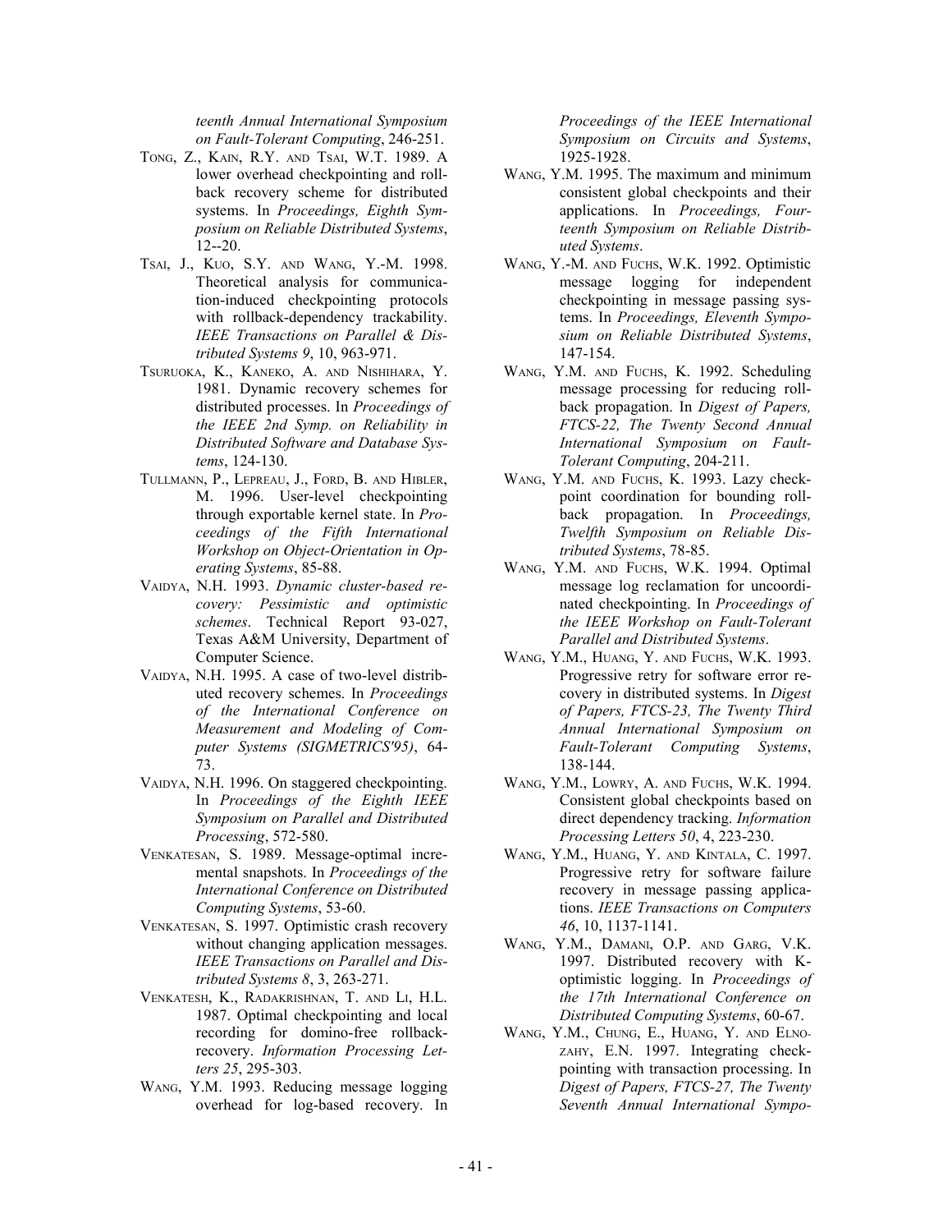*teenth Annual International Symposium on Fault-Tolerant Computing*, 246-251.

TONG, Z., KAIN, R.Y. AND TSAI, W.T. 1989. A lower overhead checkpointing and rollback recovery scheme for distributed systems. In *Proceedings, Eighth Symposium on Reliable Distributed Systems*, 12--20.

TSAI, J., KUO, S.Y. AND WANG, Y.-M. 1998. Theoretical analysis for communication-induced checkpointing protocols with rollback-dependency trackability. *IEEE Transactions on Parallel & Distributed Systems 9*, 10, 963-971.

TSURUOKA, K., KANEKO, A. AND NISHIHARA, Y. 1981. Dynamic recovery schemes for distributed processes. In *Proceedings of the IEEE 2nd Symp. on Reliability in Distributed Software and Database Systems*, 124-130.

TULLMANN, P., LEPREAU, J., FORD, B. AND HIBLER, M. 1996. User-level checkpointing through exportable kernel state. In *Proceedings of the Fifth International Workshop on Object-Orientation in Operating Systems*, 85-88.

VAIDYA, N.H. 1993. *Dynamic cluster-based recovery: Pessimistic and optimistic schemes*. Technical Report 93-027, Texas A&M University, Department of Computer Science.

VAIDYA, N.H. 1995. A case of two-level distributed recovery schemes. In *Proceedings of the International Conference on Measurement and Modeling of Computer Systems (SIGMETRICS'95)*, 64-73.

VAIDYA, N.H. 1996. On staggered checkpointing. In *Proceedings of the Eighth IEEE Symposium on Parallel and Distributed Processing*, 572-580.

VENKATESAN, S. 1989. Message-optimal incremental snapshots. In *Proceedings of the International Conference on Distributed Computing Systems*, 53-60.

VENKATESAN, S. 1997. Optimistic crash recovery without changing application messages. *IEEE Transactions on Parallel and Distributed Systems 8*, 3, 263-271.

VENKATESH, K., RADAKRISHNAN, T. AND LI, H.L. 1987. Optimal checkpointing and local recording for domino-free rollback-recovery. *Information Processing Letters 25*, 295-303.

WANG, Y.M. 1993. Reducing message logging overhead for log-based recovery. In *Proceedings of the IEEE International Symposium on Circuits and Systems*, 1925-1928.

WANG, Y.M. 1995. The maximum and minimum consistent global checkpoints and their applications. In *Proceedings, Fourteenth Symposium on Reliable Distributed Systems*.

WANG, Y.-M. AND FUCHS, W.K. 1992. Optimistic message logging for independent checkpointing in message passing systems. In *Proceedings, Eleventh Symposium on Reliable Distributed Systems*, 147-154.

WANG, Y.M. AND FUCHS, K. 1992. Scheduling message processing for reducing rollback propagation. In *Digest of Papers, FTCS-22, The Twenty Second Annual International Symposium on Fault-Tolerant Computing*, 204-211.

WANG, Y.M. AND FUCHS, K. 1993. Lazy checkpoint coordination for bounding rollback propagation. In *Proceedings, Twelfth Symposium on Reliable Distributed Systems*, 78-85.

WANG, Y.M. AND FUCHS, W.K. 1994. Optimal message log reclamation for uncoordinated checkpointing. In *Proceedings of the IEEE Workshop on Fault-Tolerant Parallel and Distributed Systems*.

WANG, Y.M., HUANG, Y. AND FUCHS, W.K. 1993. Progressive retry for software error recovery in distributed systems. In *Digest of Papers, FTCS-23, The Twenty Third Annual International Symposium on Fault-Tolerant Computing Systems*, 138-144.

WANG, Y.M., LOWRY, A. AND FUCHS, W.K. 1994. Consistent global checkpoints based on direct dependency tracking. *Information Processing Letters 50*, 4, 223-230.

WANG, Y.M., HUANG, Y. AND KINTALA, C. 1997. Progressive retry for software failure recovery in message passing applications. *IEEE Transactions on Computers 46*, 10, 1137-1141.

WANG, Y.M., DAMANI, O.P. AND GARG, V.K. 1997. Distributed recovery with K-optimistic logging. In *Proceedings of the 17th International Conference on Distributed Computing Systems*, 60-67.

WANG, Y.M., CHUNG, E., HUANG, Y. AND ELNOZAHY, E.N. 1997. Integrating checkpointing with transaction processing. In *Digest of Papers, FTCS-27, The Twenty Seventh Annual International Sympo-*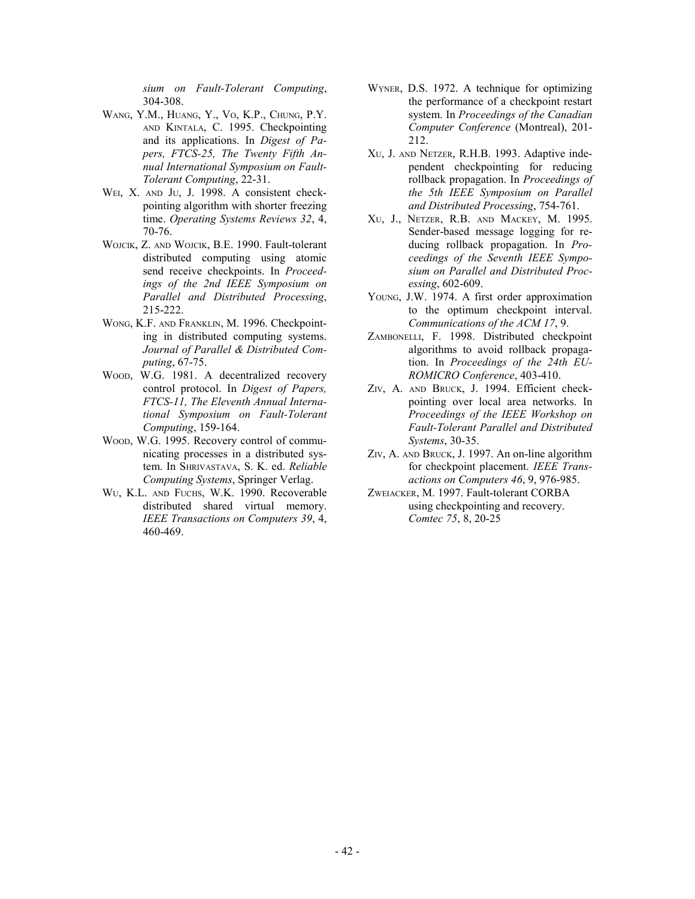*sium on Fault-Tolerant Computing*, 304-308.

WANG, Y.M., HUANG, Y., VO, K.P., CHUNG, P.Y. AND KINTALA, C. 1995. Checkpointing and its applications. In *Digest of Papers, FTCS-25, The Twenty Fifth Annual International Symposium on Fault-Tolerant Computing*, 22-31.

WEI, X. AND JU, J. 1998. A consistent checkpointing algorithm with shorter freezing time. *Operating Systems Reviews 32*, 4, 70-76.

WOJCIK, Z. AND WOJCIK, B.E. 1990. Fault-tolerant distributed computing using atomic send receive checkpoints. In *Proceedings of the 2nd IEEE Symposium on Parallel and Distributed Processing*, 215-222.

WONG, K.F. AND FRANKLIN, M. 1996. Checkpointing in distributed computing systems. *Journal of Parallel & Distributed Computing*, 67-75.

WOOD, W.G. 1981. A decentralized recovery control protocol. In *Digest of Papers, FTCS-11, The Eleventh Annual International Symposium on Fault-Tolerant Computing*, 159-164.

WOOD, W.G. 1995. Recovery control of communicating processes in a distributed system. In SHRIVASTAVA, S. K. ed. *Reliable Computing Systems*, Springer Verlag.

WU, K.L. AND FUCHS, W.K. 1990. Recoverable distributed shared virtual memory. *IEEE Transactions on Computers 39*, 4, 460-469.

WYNER, D.S. 1972. A technique for optimizing the performance of a checkpoint restart system. In *Proceedings of the Canadian Computer Conference* (Montreal), 201-212.

XU, J. AND NETZER, R.H.B. 1993. Adaptive independent checkpointing for reducing rollback propagation. In *Proceedings of the 5th IEEE Symposium on Parallel and Distributed Processing*, 754-761.

XU, J., NETZER, R.B. AND MACKEY, M. 1995. Sender-based message logging for reducing rollback propagation. In *Proceedings of the Seventh IEEE Symposium on Parallel and Distributed Processing*, 602-609.

YOUNG, J.W. 1974. A first order approximation to the optimum checkpoint interval. *Communications of the ACM 17*, 9.

ZAMBONELLI, F. 1998. Distributed checkpoint algorithms to avoid rollback propagation. In *Proceedings of the 24th EUROMICRO Conference*, 403-410.

ZIV, A. AND BRUCK, J. 1994. Efficient checkpointing over local area networks. In *Proceedings of the IEEE Workshop on Fault-Tolerant Parallel and Distributed Systems*, 30-35.

ZIV, A. AND BRUCK, J. 1997. An on-line algorithm for checkpoint placement. *IEEE Transactions on Computers 46*, 9, 976-985.

ZWEIACKER, M. 1997. Fault-tolerant CORBA using checkpointing and recovery. *Comtec 75*, 8, 20-25